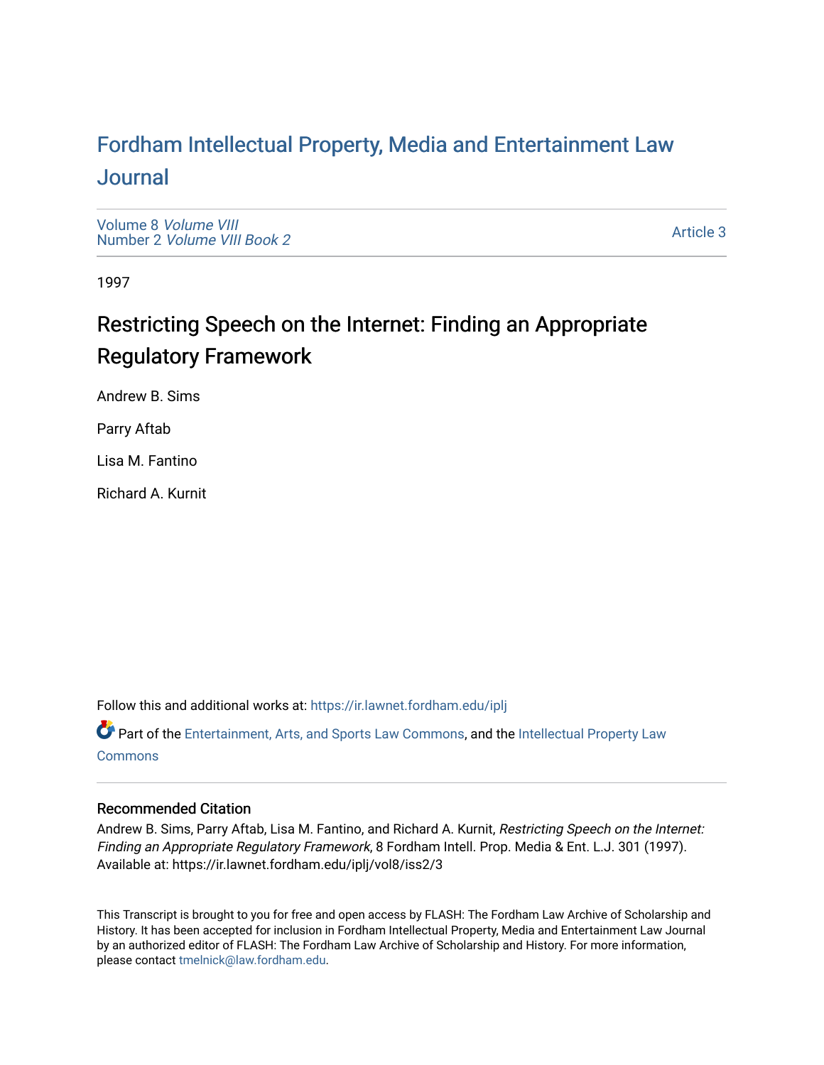# Fordham Intellectual Property, Media and Entertainment Law Journal

Volume 8 *Volume VIII*
Number 2 *Volume VIII Book 2*

Article 3

1997

## Restricting Speech on the Internet: Finding an Appropriate Regulatory Framework

Andrew B. Sims

Parry Aftab

Lisa M. Fantino

Richard A. Kurnit

Follow this and additional works at: https://ir.lawnet.fordham.edu/iplj

Part of the Entertainment, Arts, and Sports Law Commons, and the Intellectual Property Law Commons

### Recommended Citation

Andrew B. Sims, Parry Aftab, Lisa M. Fantino, and Richard A. Kurnit, *Restricting Speech on the Internet: Finding an Appropriate Regulatory Framework*, 8 Fordham Intell. Prop. Media & Ent. L.J. 301 (1997).
Available at: https://ir.lawnet.fordham.edu/iplj/vol8/iss2/3

This Transcript is brought to you for free and open access by FLASH: The Fordham Law Archive of Scholarship and History. It has been accepted for inclusion in Fordham Intellectual Property, Media and Entertainment Law Journal by an authorized editor of FLASH: The Fordham Law Archive of Scholarship and History. For more information, please contact tmelnick@law.fordham.edu.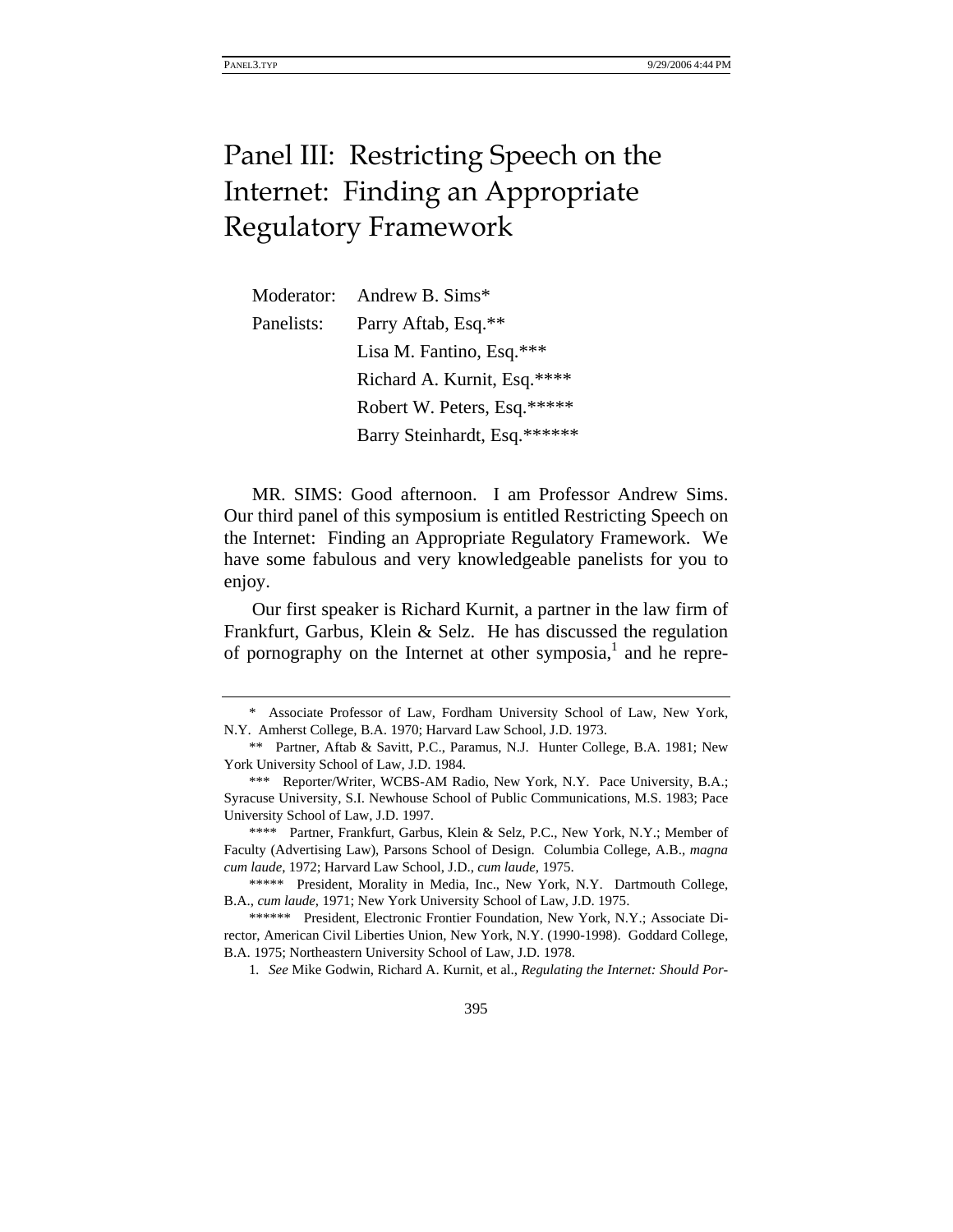# Panel III: Restricting Speech on the Internet: Finding an Appropriate Regulatory Framework

Moderator: Andrew B. Sims*

Panelists: Parry Aftab, Esq.**

Lisa M. Fantino, Esq.***

Richard A. Kurnit, Esq.****

Robert W. Peters, Esq.*****

Barry Steinhardt, Esq.******

MR. SIMS: Good afternoon. I am Professor Andrew Sims. Our third panel of this symposium is entitled Restricting Speech on the Internet: Finding an Appropriate Regulatory Framework. We have some fabulous and very knowledgeable panelists for you to enjoy.

Our first speaker is Richard Kurnit, a partner in the law firm of Frankfurt, Garbus, Klein & Selz. He has discussed the regulation of pornography on the Internet at other symposia,[1] and he repre-

---

\* Associate Professor of Law, Fordham University School of Law, New York, N.Y. Amherst College, B.A. 1970; Harvard Law School, J.D. 1973.

\*\* Partner, Aftab & Savitt, P.C., Paramus, N.J. Hunter College, B.A. 1981; New York University School of Law, J.D. 1984.

\*\*\* Reporter/Writer, WCBS-AM Radio, New York, N.Y. Pace University, B.A.; Syracuse University, S.I. Newhouse School of Public Communications, M.S. 1983; Pace University School of Law, J.D. 1997.

\*\*\*\* Partner, Frankfurt, Garbus, Klein & Selz, P.C., New York, N.Y.; Member of Faculty (Advertising Law), Parsons School of Design. Columbia College, A.B., *magna cum laude*, 1972; Harvard Law School, J.D., *cum laude*, 1975.

\*\*\*\*\* President, Morality in Media, Inc., New York, N.Y. Dartmouth College, B.A., *cum laude*, 1971; New York University School of Law, J.D. 1975.

\*\*\*\*\*\* President, Electronic Frontier Foundation, New York, N.Y.; Associate Director, American Civil Liberties Union, New York, N.Y. (1990-1998). Goddard College, B.A. 1975; Northeastern University School of Law, J.D. 1978.

1. *See* Mike Godwin, Richard A. Kurnit, et al., *Regulating the Internet: Should Por-*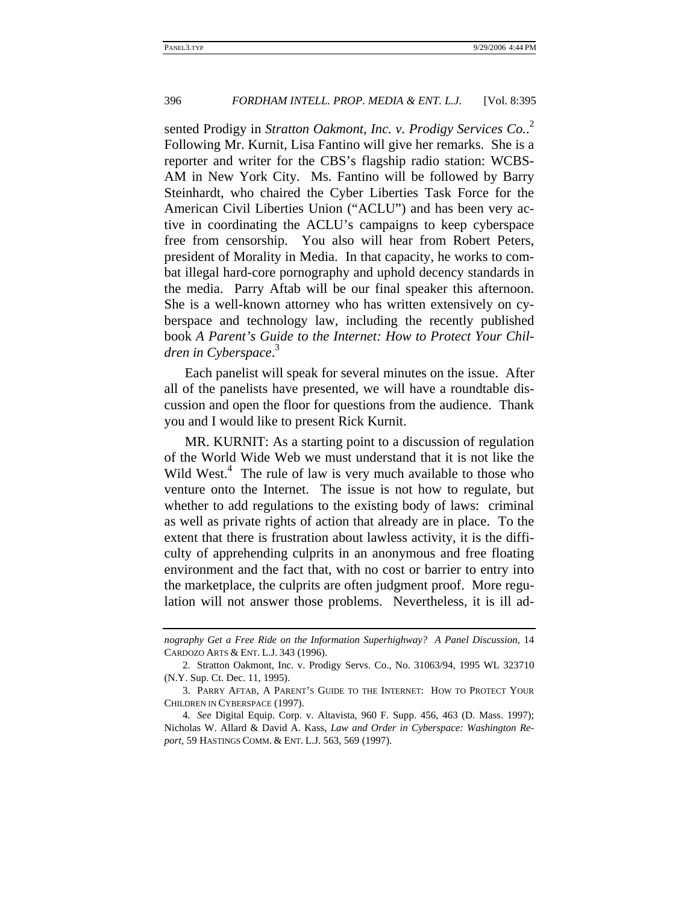sented Prodigy in *Stratton Oakmont, Inc. v. Prodigy Services Co.*.[2] Following Mr. Kurnit, Lisa Fantino will give her remarks. She is a reporter and writer for the CBS's flagship radio station: WCBS-AM in New York City. Ms. Fantino will be followed by Barry Steinhardt, who chaired the Cyber Liberties Task Force for the American Civil Liberties Union ("ACLU") and has been very active in coordinating the ACLU's campaigns to keep cyberspace free from censorship. You also will hear from Robert Peters, president of Morality in Media. In that capacity, he works to combat illegal hard-core pornography and uphold decency standards in the media. Parry Aftab will be our final speaker this afternoon. She is a well-known attorney who has written extensively on cyberspace and technology law, including the recently published book *A Parent's Guide to the Internet: How to Protect Your Children in Cyberspace*.[3]

Each panelist will speak for several minutes on the issue. After all of the panelists have presented, we will have a roundtable discussion and open the floor for questions from the audience. Thank you and I would like to present Rick Kurnit.

MR. KURNIT: As a starting point to a discussion of regulation of the World Wide Web we must understand that it is not like the Wild West.[4] The rule of law is very much available to those who venture onto the Internet. The issue is not how to regulate, but whether to add regulations to the existing body of laws: criminal as well as private rights of action that already are in place. To the extent that there is frustration about lawless activity, it is the difficulty of apprehending culprits in an anonymous and free floating environment and the fact that, with no cost or barrier to entry into the marketplace, the culprits are often judgment proof. More regulation will not answer those problems. Nevertheless, it is ill ad-

---

*nography Get a Free Ride on the Information Superhighway? A Panel Discussion*, 14 CARDOZO ARTS & ENT. L.J. 343 (1996).

2. Stratton Oakmont, Inc. v. Prodigy Servs. Co., No. 31063/94, 1995 WL 323710 (N.Y. Sup. Ct. Dec. 11, 1995).

3. PARRY AFTAB, A PARENT'S GUIDE TO THE INTERNET: HOW TO PROTECT YOUR CHILDREN IN CYBERSPACE (1997).

4. *See* Digital Equip. Corp. v. Altavista, 960 F. Supp. 456, 463 (D. Mass. 1997); Nicholas W. Allard & David A. Kass, *Law and Order in Cyberspace: Washington Report*, 59 HASTINGS COMM. & ENT. L.J. 563, 569 (1997).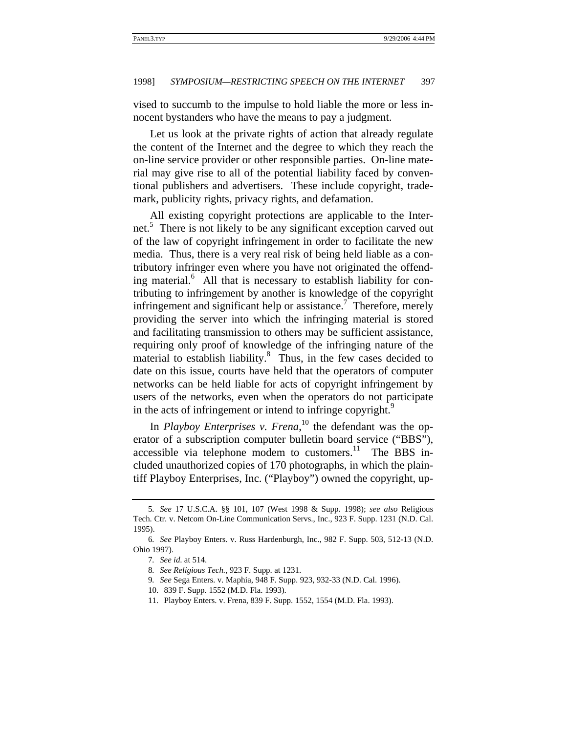vised to succumb to the impulse to hold liable the more or less innocent bystanders who have the means to pay a judgment.

Let us look at the private rights of action that already regulate the content of the Internet and the degree to which they reach the on-line service provider or other responsible parties. On-line material may give rise to all of the potential liability faced by conventional publishers and advertisers. These include copyright, trademark, publicity rights, privacy rights, and defamation.

All existing copyright protections are applicable to the Internet.[5] There is not likely to be any significant exception carved out of the law of copyright infringement in order to facilitate the new media. Thus, there is a very real risk of being held liable as a contributory infringer even where you have not originated the offending material.[6] All that is necessary to establish liability for contributing to infringement by another is knowledge of the copyright infringement and significant help or assistance.[7] Therefore, merely providing the server into which the infringing material is stored and facilitating transmission to others may be sufficient assistance, requiring only proof of knowledge of the infringing nature of the material to establish liability.[8] Thus, in the few cases decided to date on this issue, courts have held that the operators of computer networks can be held liable for acts of copyright infringement by users of the networks, even when the operators do not participate in the acts of infringement or intend to infringe copyright.[9]

In *Playboy Enterprises v. Frena*,[10] the defendant was the operator of a subscription computer bulletin board service ("BBS"), accessible via telephone modem to customers.[11] The BBS included unauthorized copies of 170 photographs, in which the plaintiff Playboy Enterprises, Inc. ("Playboy") owned the copyright, up-

---

5. *See* 17 U.S.C.A. §§ 101, 107 (West 1998 & Supp. 1998); *see also* Religious Tech. Ctr. v. Netcom On-Line Communication Servs., Inc., 923 F. Supp. 1231 (N.D. Cal. 1995).

6. *See* Playboy Enters. v. Russ Hardenburgh, Inc., 982 F. Supp. 503, 512-13 (N.D. Ohio 1997).

7. *See id.* at 514.

8. *See Religious Tech.*, 923 F. Supp. at 1231.

9. *See* Sega Enters. v. Maphia, 948 F. Supp. 923, 932-33 (N.D. Cal. 1996).

10. 839 F. Supp. 1552 (M.D. Fla. 1993).

11. Playboy Enters. v. Frena, 839 F. Supp. 1552, 1554 (M.D. Fla. 1993).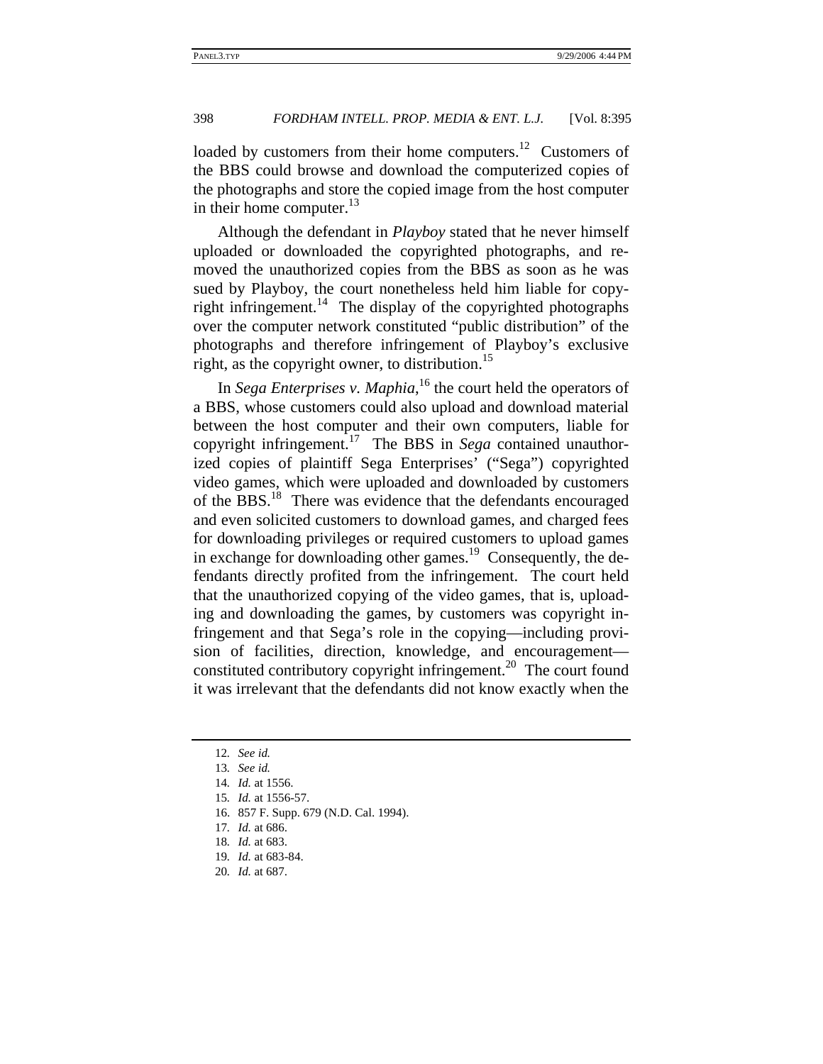loaded by customers from their home computers.[12] Customers of the BBS could browse and download the computerized copies of the photographs and store the copied image from the host computer in their home computer.[13]

Although the defendant in *Playboy* stated that he never himself uploaded or downloaded the copyrighted photographs, and removed the unauthorized copies from the BBS as soon as he was sued by Playboy, the court nonetheless held him liable for copyright infringement.[14] The display of the copyrighted photographs over the computer network constituted "public distribution" of the photographs and therefore infringement of Playboy's exclusive right, as the copyright owner, to distribution.[15]

In *Sega Enterprises v. Maphia*,[16] the court held the operators of a BBS, whose customers could also upload and download material between the host computer and their own computers, liable for copyright infringement.[17] The BBS in *Sega* contained unauthorized copies of plaintiff Sega Enterprises' ("Sega") copyrighted video games, which were uploaded and downloaded by customers of the BBS.[18] There was evidence that the defendants encouraged and even solicited customers to download games, and charged fees for downloading privileges or required customers to upload games in exchange for downloading other games.[19] Consequently, the defendants directly profited from the infringement. The court held that the unauthorized copying of the video games, that is, uploading and downloading the games, by customers was copyright infringement and that Sega's role in the copying—including provision of facilities, direction, knowledge, and encouragement—constituted contributory copyright infringement.[20] The court found it was irrelevant that the defendants did not know exactly when the

---

12. *See id.*
13. *See id.*
14. *Id.* at 1556.
15. *Id.* at 1556-57.
16. 857 F. Supp. 679 (N.D. Cal. 1994).
17. *Id.* at 686.
18. *Id.* at 683.
19. *Id.* at 683-84.
20. *Id.* at 687.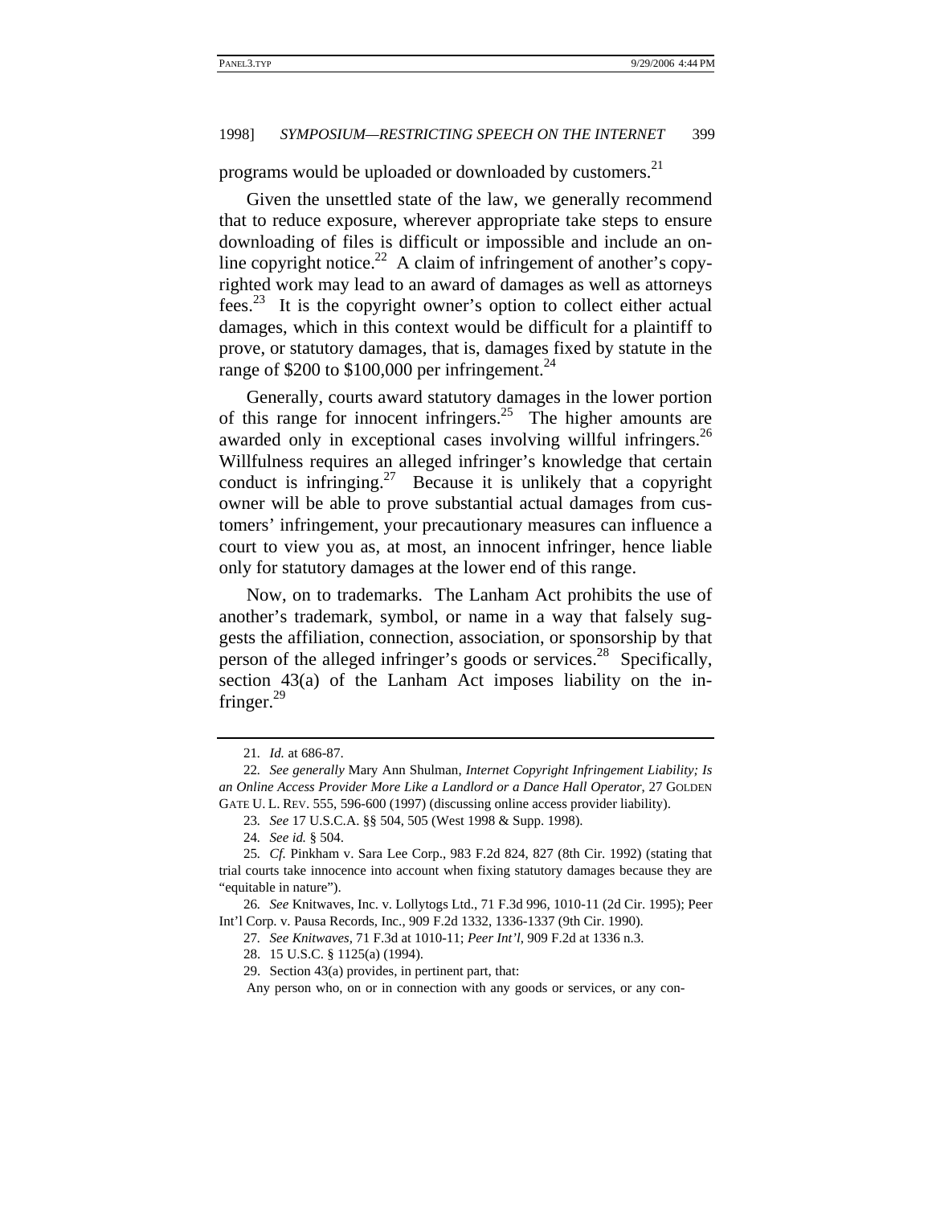programs would be uploaded or downloaded by customers.[21]

Given the unsettled state of the law, we generally recommend that to reduce exposure, wherever appropriate take steps to ensure downloading of files is difficult or impossible and include an on-line copyright notice.[22] A claim of infringement of another's copyrighted work may lead to an award of damages as well as attorneys fees.[23] It is the copyright owner's option to collect either actual damages, which in this context would be difficult for a plaintiff to prove, or statutory damages, that is, damages fixed by statute in the range of $200 to $100,000 per infringement.[24]

Generally, courts award statutory damages in the lower portion of this range for innocent infringers.[25] The higher amounts are awarded only in exceptional cases involving willful infringers.[26] Willfulness requires an alleged infringer's knowledge that certain conduct is infringing.[27] Because it is unlikely that a copyright owner will be able to prove substantial actual damages from customers' infringement, your precautionary measures can influence a court to view you as, at most, an innocent infringer, hence liable only for statutory damages at the lower end of this range.

Now, on to trademarks. The Lanham Act prohibits the use of another's trademark, symbol, or name in a way that falsely suggests the affiliation, connection, association, or sponsorship by that person of the alleged infringer's goods or services.[28] Specifically, section 43(a) of the Lanham Act imposes liability on the infringer.[29]

---

21. *Id.* at 686-87.

22. *See generally* Mary Ann Shulman, *Internet Copyright Infringement Liability; Is an Online Access Provider More Like a Landlord or a Dance Hall Operator*, 27 GOLDEN GATE U. L. REV. 555, 596-600 (1997) (discussing online access provider liability).

23. *See* 17 U.S.C.A. §§ 504, 505 (West 1998 & Supp. 1998).

24. *See id.* § 504.

25. *Cf.* Pinkham v. Sara Lee Corp., 983 F.2d 824, 827 (8th Cir. 1992) (stating that trial courts take innocence into account when fixing statutory damages because they are "equitable in nature").

26. *See* Knitwaves, Inc. v. Lollytogs Ltd., 71 F.3d 996, 1010-11 (2d Cir. 1995); Peer Int'l Corp. v. Pausa Records, Inc., 909 F.2d 1332, 1336-1337 (9th Cir. 1990).

27. *See Knitwaves*, 71 F.3d at 1010-11; *Peer Int'l*, 909 F.2d at 1336 n.3.

28. 15 U.S.C. § 1125(a) (1994).

29. Section 43(a) provides, in pertinent part, that:

Any person who, on or in connection with any goods or services, or any con-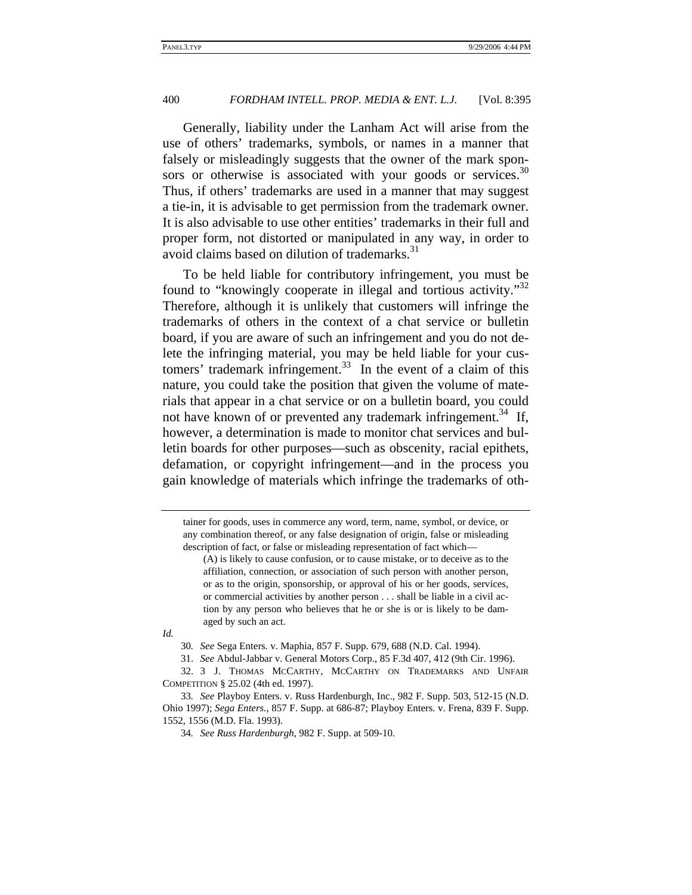Generally, liability under the Lanham Act will arise from the use of others' trademarks, symbols, or names in a manner that falsely or misleadingly suggests that the owner of the mark sponsors or otherwise is associated with your goods or services.[30] Thus, if others' trademarks are used in a manner that may suggest a tie-in, it is advisable to get permission from the trademark owner. It is also advisable to use other entities' trademarks in their full and proper form, not distorted or manipulated in any way, in order to avoid claims based on dilution of trademarks.[31]

To be held liable for contributory infringement, you must be found to "knowingly cooperate in illegal and tortious activity."[32] Therefore, although it is unlikely that customers will infringe the trademarks of others in the context of a chat service or bulletin board, if you are aware of such an infringement and you do not delete the infringing material, you may be held liable for your customers' trademark infringement.[33] In the event of a claim of this nature, you could take the position that given the volume of materials that appear in a chat service or on a bulletin board, you could not have known of or prevented any trademark infringement.[34] If, however, a determination is made to monitor chat services and bulletin boards for other purposes—such as obscenity, racial epithets, defamation, or copyright infringement—and in the process you gain knowledge of materials which infringe the trademarks of oth-

---

tainer for goods, uses in commerce any word, term, name, symbol, or device, or any combination thereof, or any false designation of origin, false or misleading description of fact, or false or misleading representation of fact which—

> (A) is likely to cause confusion, or to cause mistake, or to deceive as to the affiliation, connection, or association of such person with another person, or as to the origin, sponsorship, or approval of his or her goods, services, or commercial activities by another person . . . shall be liable in a civil action by any person who believes that he or she is or is likely to be damaged by such an act.

*Id.*

30. *See* Sega Enters. v. Maphia, 857 F. Supp. 679, 688 (N.D. Cal. 1994).

31. *See* Abdul-Jabbar v. General Motors Corp., 85 F.3d 407, 412 (9th Cir. 1996).

32. 3 J. THOMAS MCCARTHY, MCCARTHY ON TRADEMARKS AND UNFAIR COMPETITION § 25.02 (4th ed. 1997).

33. *See* Playboy Enters. v. Russ Hardenburgh, Inc., 982 F. Supp. 503, 512-15 (N.D. Ohio 1997); *Sega Enters.*, 857 F. Supp. at 686-87; Playboy Enters. v. Frena, 839 F. Supp. 1552, 1556 (M.D. Fla. 1993).

34. *See Russ Hardenburgh*, 982 F. Supp. at 509-10.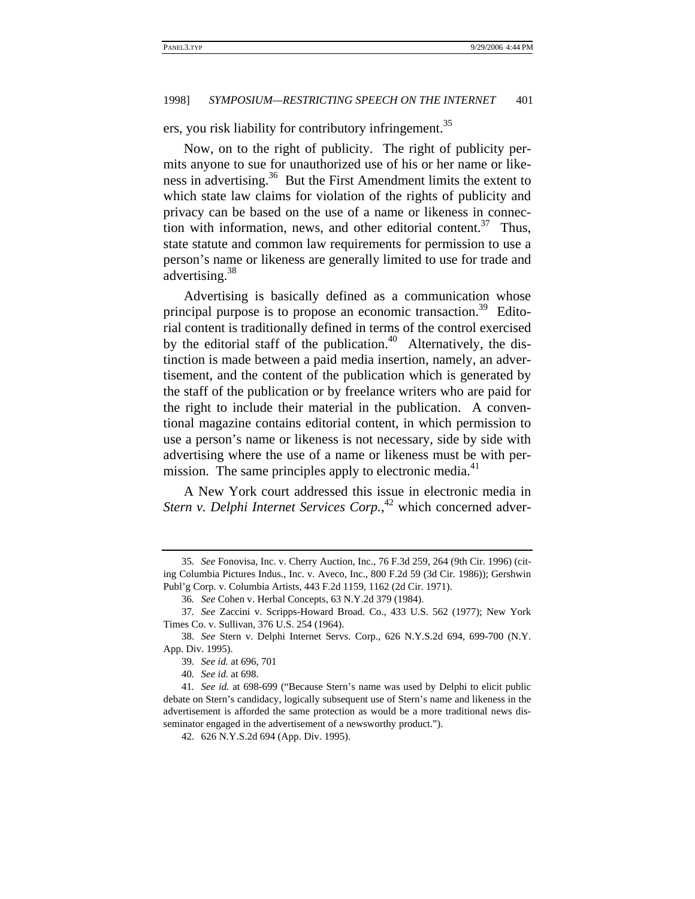ers, you risk liability for contributory infringement.[35]

Now, on to the right of publicity. The right of publicity permits anyone to sue for unauthorized use of his or her name or likeness in advertising.[36] But the First Amendment limits the extent to which state law claims for violation of the rights of publicity and privacy can be based on the use of a name or likeness in connection with information, news, and other editorial content.[37] Thus, state statute and common law requirements for permission to use a person's name or likeness are generally limited to use for trade and advertising.[38]

Advertising is basically defined as a communication whose principal purpose is to propose an economic transaction.[39] Editorial content is traditionally defined in terms of the control exercised by the editorial staff of the publication.[40] Alternatively, the distinction is made between a paid media insertion, namely, an advertisement, and the content of the publication which is generated by the staff of the publication or by freelance writers who are paid for the right to include their material in the publication. A conventional magazine contains editorial content, in which permission to use a person's name or likeness is not necessary, side by side with advertising where the use of a name or likeness must be with permission. The same principles apply to electronic media.[41]

A New York court addressed this issue in electronic media in *Stern v. Delphi Internet Services Corp.*,[42] which concerned adver-

---

35. *See* Fonovisa, Inc. v. Cherry Auction, Inc., 76 F.3d 259, 264 (9th Cir. 1996) (citing Columbia Pictures Indus., Inc. v. Aveco, Inc., 800 F.2d 59 (3d Cir. 1986)); Gershwin Publ'g Corp. v. Columbia Artists, 443 F.2d 1159, 1162 (2d Cir. 1971).

36. *See* Cohen v. Herbal Concepts, 63 N.Y.2d 379 (1984).

37. *See* Zaccini v. Scripps-Howard Broad. Co., 433 U.S. 562 (1977); New York Times Co. v. Sullivan, 376 U.S. 254 (1964).

38. *See* Stern v. Delphi Internet Servs. Corp., 626 N.Y.S.2d 694, 699-700 (N.Y. App. Div. 1995).

39. *See id.* at 696, 701

40. *See id.* at 698.

41. *See id.* at 698-699 ("Because Stern's name was used by Delphi to elicit public debate on Stern's candidacy, logically subsequent use of Stern's name and likeness in the advertisement is afforded the same protection as would be a more traditional news disseminator engaged in the advertisement of a newsworthy product.").

42. 626 N.Y.S.2d 694 (App. Div. 1995).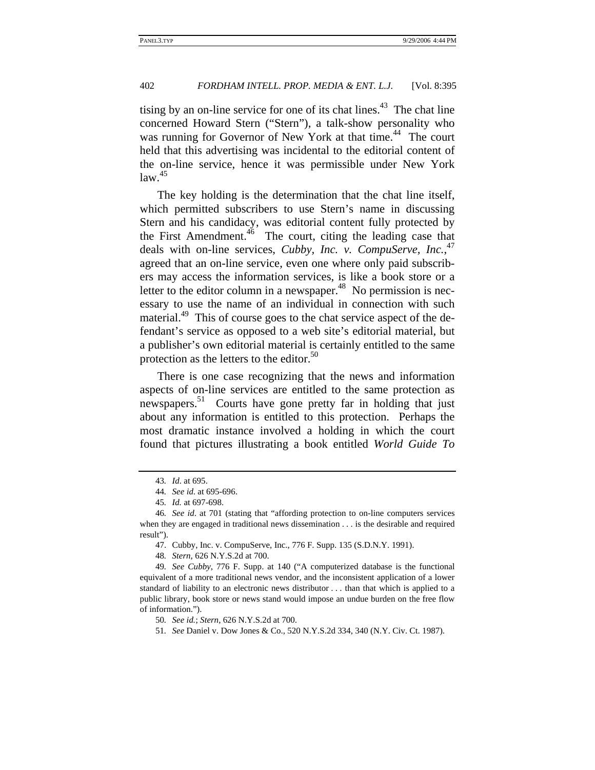tising by an on-line service for one of its chat lines.[43] The chat line concerned Howard Stern ("Stern"), a talk-show personality who was running for Governor of New York at that time.[44] The court held that this advertising was incidental to the editorial content of the on-line service, hence it was permissible under New York law.[45]

The key holding is the determination that the chat line itself, which permitted subscribers to use Stern's name in discussing Stern and his candidacy, was editorial content fully protected by the First Amendment.[46] The court, citing the leading case that deals with on-line services, *Cubby, Inc. v. CompuServe, Inc.*,[47] agreed that an on-line service, even one where only paid subscribers may access the information services, is like a book store or a letter to the editor column in a newspaper.[48] No permission is necessary to use the name of an individual in connection with such material.[49] This of course goes to the chat service aspect of the defendant's service as opposed to a web site's editorial material, but a publisher's own editorial material is certainly entitled to the same protection as the letters to the editor.[50]

There is one case recognizing that the news and information aspects of on-line services are entitled to the same protection as newspapers.[51] Courts have gone pretty far in holding that just about any information is entitled to this protection. Perhaps the most dramatic instance involved a holding in which the court found that pictures illustrating a book entitled *World Guide To*

---

43. *Id*. at 695.

44. *See id*. at 695-696.

45. *Id.* at 697-698.

46. *See id*. at 701 (stating that "affording protection to on-line computers services when they are engaged in traditional news dissemination . . . is the desirable and required result").

47. Cubby, Inc. v. CompuServe, Inc., 776 F. Supp. 135 (S.D.N.Y. 1991).

48. *Stern*, 626 N.Y.S.2d at 700.

49. *See Cubby*, 776 F. Supp. at 140 ("A computerized database is the functional equivalent of a more traditional news vendor, and the inconsistent application of a lower standard of liability to an electronic news distributor . . . than that which is applied to a public library, book store or news stand would impose an undue burden on the free flow of information.").

50. *See id.*; *Stern*, 626 N.Y.S.2d at 700.

51. *See* Daniel v. Dow Jones & Co., 520 N.Y.S.2d 334, 340 (N.Y. Civ. Ct. 1987).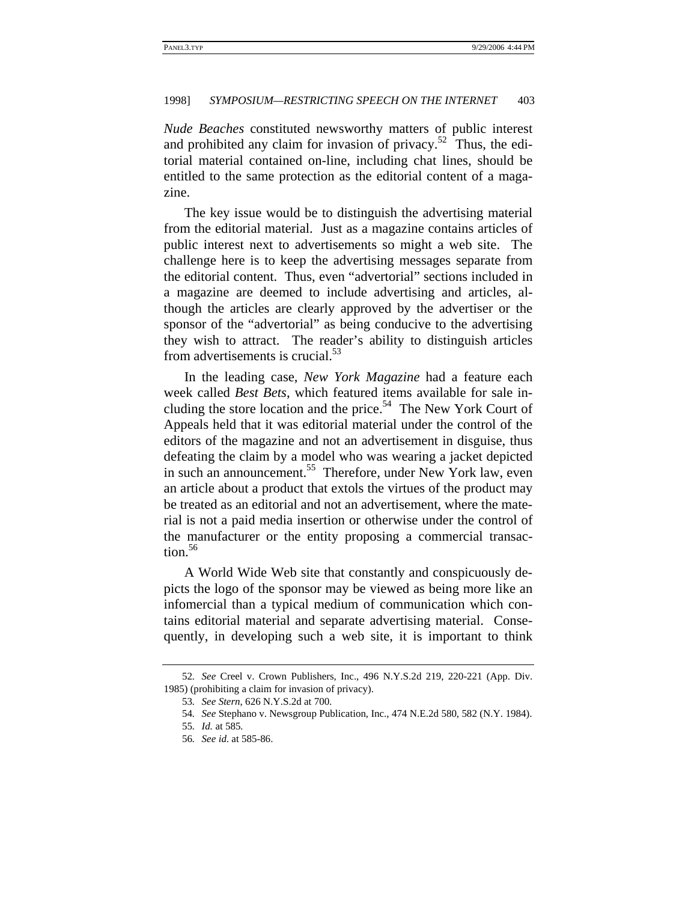*Nude Beaches* constituted newsworthy matters of public interest and prohibited any claim for invasion of privacy.[52] Thus, the editorial material contained on-line, including chat lines, should be entitled to the same protection as the editorial content of a magazine.

The key issue would be to distinguish the advertising material from the editorial material. Just as a magazine contains articles of public interest next to advertisements so might a web site. The challenge here is to keep the advertising messages separate from the editorial content. Thus, even "advertorial" sections included in a magazine are deemed to include advertising and articles, although the articles are clearly approved by the advertiser or the sponsor of the "advertorial" as being conducive to the advertising they wish to attract. The reader's ability to distinguish articles from advertisements is crucial.[53]

In the leading case, *New York Magazine* had a feature each week called *Best Bets*, which featured items available for sale including the store location and the price.[54] The New York Court of Appeals held that it was editorial material under the control of the editors of the magazine and not an advertisement in disguise, thus defeating the claim by a model who was wearing a jacket depicted in such an announcement.[55] Therefore, under New York law, even an article about a product that extols the virtues of the product may be treated as an editorial and not an advertisement, where the material is not a paid media insertion or otherwise under the control of the manufacturer or the entity proposing a commercial transaction.[56]

A World Wide Web site that constantly and conspicuously depicts the logo of the sponsor may be viewed as being more like an infomercial than a typical medium of communication which contains editorial material and separate advertising material. Consequently, in developing such a web site, it is important to think

---

52. *See* Creel v. Crown Publishers, Inc., 496 N.Y.S.2d 219, 220-221 (App. Div. 1985) (prohibiting a claim for invasion of privacy).

53. *See Stern*, 626 N.Y.S.2d at 700.

54. *See* Stephano v. Newsgroup Publication, Inc., 474 N.E.2d 580, 582 (N.Y. 1984).

55. *Id.* at 585.

56. *See id.* at 585-86.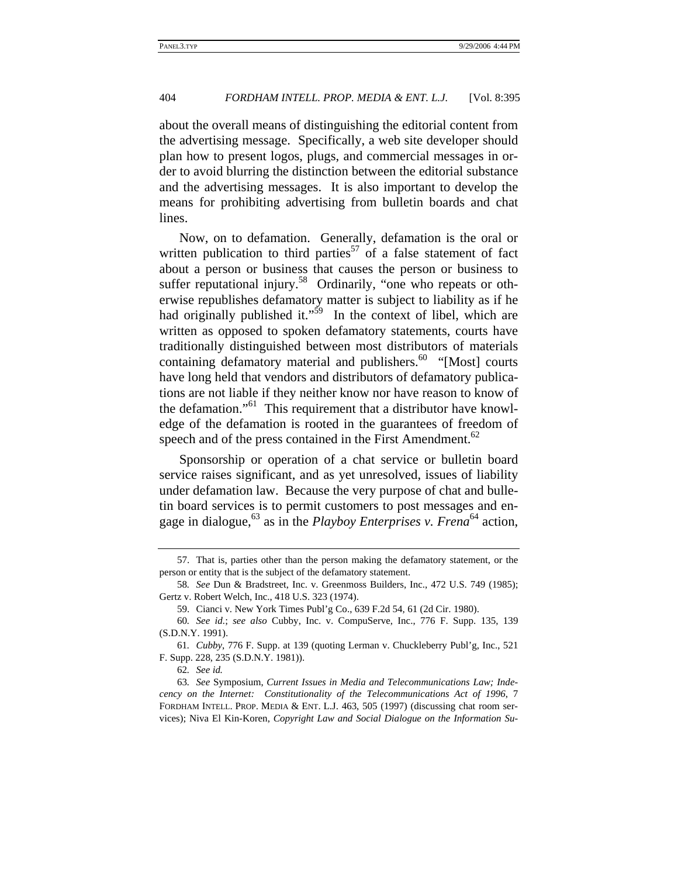about the overall means of distinguishing the editorial content from the advertising message. Specifically, a web site developer should plan how to present logos, plugs, and commercial messages in order to avoid blurring the distinction between the editorial substance and the advertising messages. It is also important to develop the means for prohibiting advertising from bulletin boards and chat lines.

Now, on to defamation. Generally, defamation is the oral or written publication to third parties[57] of a false statement of fact about a person or business that causes the person or business to suffer reputational injury.[58] Ordinarily, "one who repeats or otherwise republishes defamatory matter is subject to liability as if he had originally published it."[59] In the context of libel, which are written as opposed to spoken defamatory statements, courts have traditionally distinguished between most distributors of materials containing defamatory material and publishers.[60] "[Most] courts have long held that vendors and distributors of defamatory publications are not liable if they neither know nor have reason to know of the defamation."[61] This requirement that a distributor have knowledge of the defamation is rooted in the guarantees of freedom of speech and of the press contained in the First Amendment.[62]

Sponsorship or operation of a chat service or bulletin board service raises significant, and as yet unresolved, issues of liability under defamation law. Because the very purpose of chat and bulletin board services is to permit customers to post messages and engage in dialogue,[63] as in the *Playboy Enterprises v. Frena*[64] action,

---

57. That is, parties other than the person making the defamatory statement, or the person or entity that is the subject of the defamatory statement.

58. *See* Dun & Bradstreet, Inc. v. Greenmoss Builders, Inc., 472 U.S. 749 (1985); Gertz v. Robert Welch, Inc., 418 U.S. 323 (1974).

59. Cianci v. New York Times Publ'g Co., 639 F.2d 54, 61 (2d Cir. 1980).

60. *See id.*; *see also* Cubby, Inc. v. CompuServe, Inc., 776 F. Supp. 135, 139 (S.D.N.Y. 1991).

61. *Cubby*, 776 F. Supp. at 139 (quoting Lerman v. Chuckleberry Publ'g, Inc., 521 F. Supp. 228, 235 (S.D.N.Y. 1981)).

62. *See id.*

63. *See* Symposium, *Current Issues in Media and Telecommunications Law; Indecency on the Internet: Constitutionality of the Telecommunications Act of 1996*, 7 FORDHAM INTELL. PROP. MEDIA & ENT. L.J. 463, 505 (1997) (discussing chat room services); Niva El Kin-Koren, *Copyright Law and Social Dialogue on the Information Su-*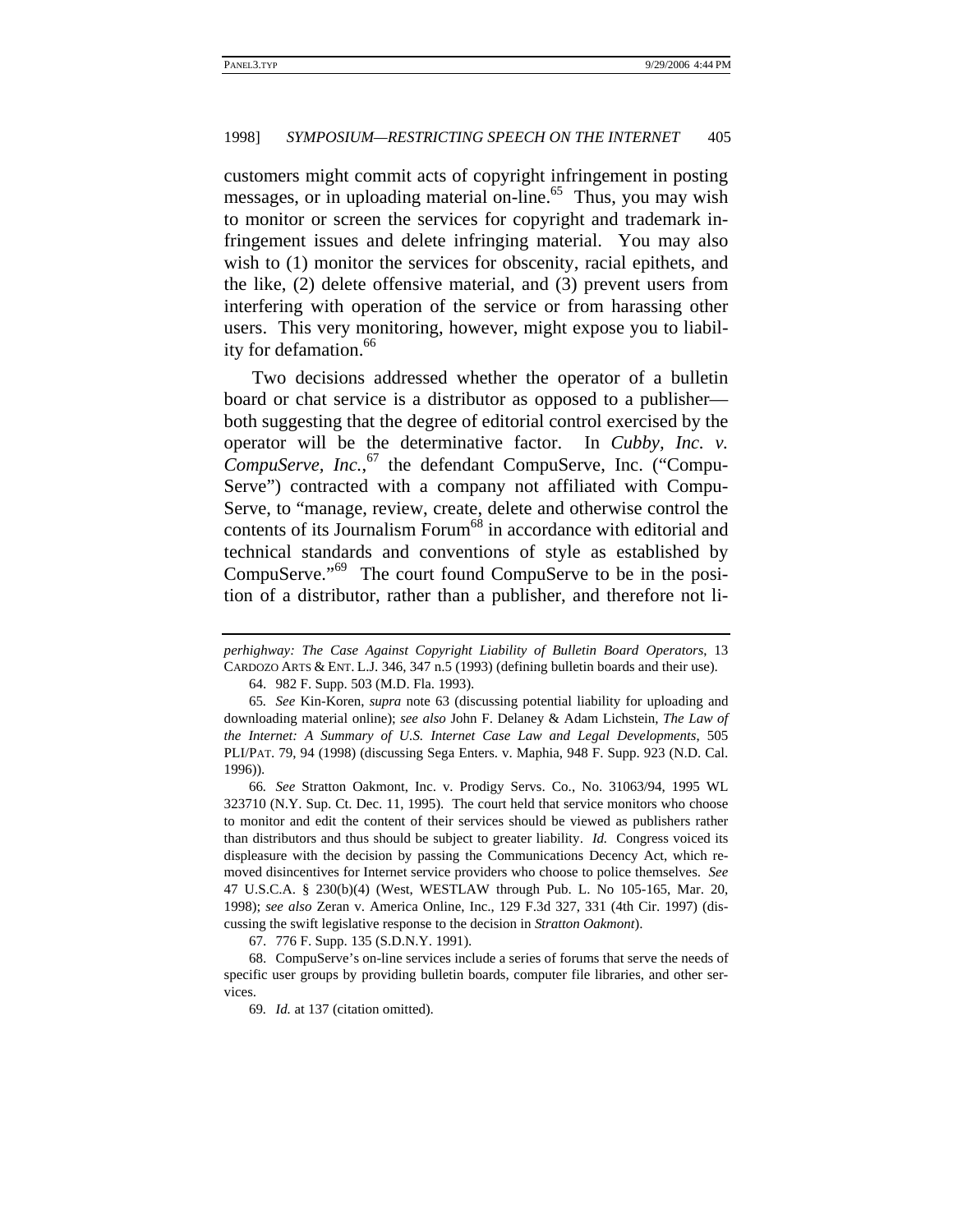customers might commit acts of copyright infringement in posting messages, or in uploading material on-line.[65] Thus, you may wish to monitor or screen the services for copyright and trademark infringement issues and delete infringing material. You may also wish to (1) monitor the services for obscenity, racial epithets, and the like, (2) delete offensive material, and (3) prevent users from interfering with operation of the service or from harassing other users. This very monitoring, however, might expose you to liability for defamation.[66]

Two decisions addressed whether the operator of a bulletin board or chat service is a distributor as opposed to a publisher—both suggesting that the degree of editorial control exercised by the operator will be the determinative factor. In *Cubby, Inc. v. CompuServe, Inc.*,[67] the defendant CompuServe, Inc. ("CompuServe") contracted with a company not affiliated with CompuServe, to "manage, review, create, delete and otherwise control the contents of its Journalism Forum[68] in accordance with editorial and technical standards and conventions of style as established by CompuServe."[69] The court found CompuServe to be in the position of a distributor, rather than a publisher, and therefore not li-

---

*perhighway: The Case Against Copyright Liability of Bulletin Board Operators*, 13 CARDOZO ARTS & ENT. L.J. 346, 347 n.5 (1993) (defining bulletin boards and their use).

64. 982 F. Supp. 503 (M.D. Fla. 1993).

65. *See* Kin-Koren, *supra* note 63 (discussing potential liability for uploading and downloading material online); *see also* John F. Delaney & Adam Lichstein, *The Law of the Internet: A Summary of U.S. Internet Case Law and Legal Developments*, 505 PLI/PAT. 79, 94 (1998) (discussing Sega Enters. v. Maphia, 948 F. Supp. 923 (N.D. Cal. 1996)).

66. *See* Stratton Oakmont, Inc. v. Prodigy Servs. Co., No. 31063/94, 1995 WL 323710 (N.Y. Sup. Ct. Dec. 11, 1995). The court held that service monitors who choose to monitor and edit the content of their services should be viewed as publishers rather than distributors and thus should be subject to greater liability. *Id.* Congress voiced its displeasure with the decision by passing the Communications Decency Act, which removed disincentives for Internet service providers who choose to police themselves. *See* 47 U.S.C.A. § 230(b)(4) (West, WESTLAW through Pub. L. No 105-165, Mar. 20, 1998); *see also* Zeran v. America Online, Inc., 129 F.3d 327, 331 (4th Cir. 1997) (discussing the swift legislative response to the decision in *Stratton Oakmont*).

67. 776 F. Supp. 135 (S.D.N.Y. 1991).

68. CompuServe's on-line services include a series of forums that serve the needs of specific user groups by providing bulletin boards, computer file libraries, and other services.

69. *Id.* at 137 (citation omitted).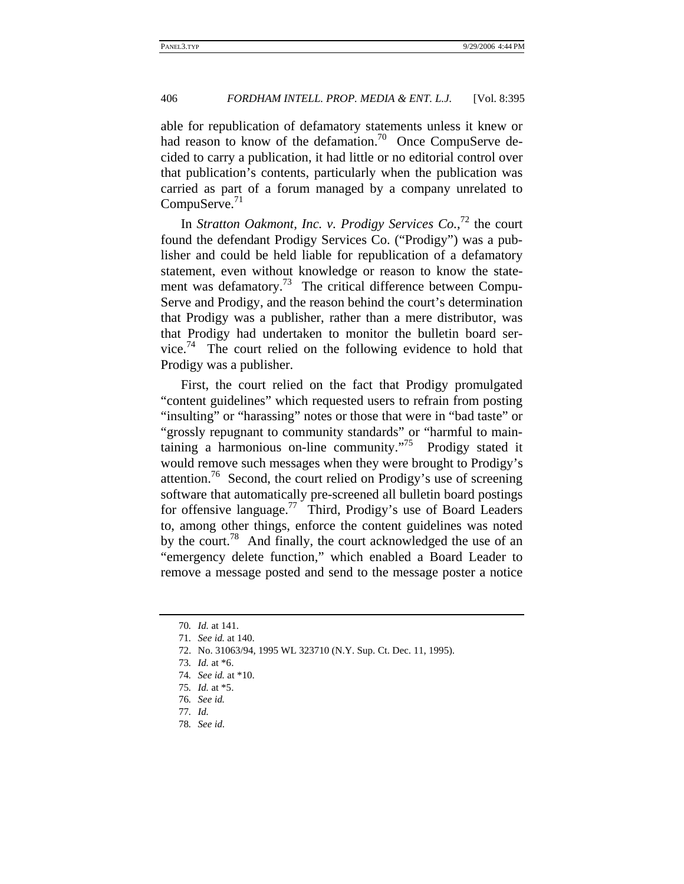able for republication of defamatory statements unless it knew or had reason to know of the defamation.[70] Once CompuServe decided to carry a publication, it had little or no editorial control over that publication's contents, particularly when the publication was carried as part of a forum managed by a company unrelated to CompuServe.[71]

In *Stratton Oakmont, Inc. v. Prodigy Services Co.*,[72] the court found the defendant Prodigy Services Co. ("Prodigy") was a publisher and could be held liable for republication of a defamatory statement, even without knowledge or reason to know the statement was defamatory.[73] The critical difference between CompuServe and Prodigy, and the reason behind the court's determination that Prodigy was a publisher, rather than a mere distributor, was that Prodigy had undertaken to monitor the bulletin board service.[74] The court relied on the following evidence to hold that Prodigy was a publisher.

First, the court relied on the fact that Prodigy promulgated "content guidelines" which requested users to refrain from posting "insulting" or "harassing" notes or those that were in "bad taste" or "grossly repugnant to community standards" or "harmful to maintaining a harmonious on-line community."[75] Prodigy stated it would remove such messages when they were brought to Prodigy's attention.[76] Second, the court relied on Prodigy's use of screening software that automatically pre-screened all bulletin board postings for offensive language.[77] Third, Prodigy's use of Board Leaders to, among other things, enforce the content guidelines was noted by the court.[78] And finally, the court acknowledged the use of an "emergency delete function," which enabled a Board Leader to remove a message posted and send to the message poster a notice

---

70. *Id.* at 141.
71. *See id.* at 140.
72. No. 31063/94, 1995 WL 323710 (N.Y. Sup. Ct. Dec. 11, 1995).
73. *Id.* at *6.
74. *See id.* at *10.
75. *Id.* at *5.
76. *See id.*
77. *Id.*
78. *See id.*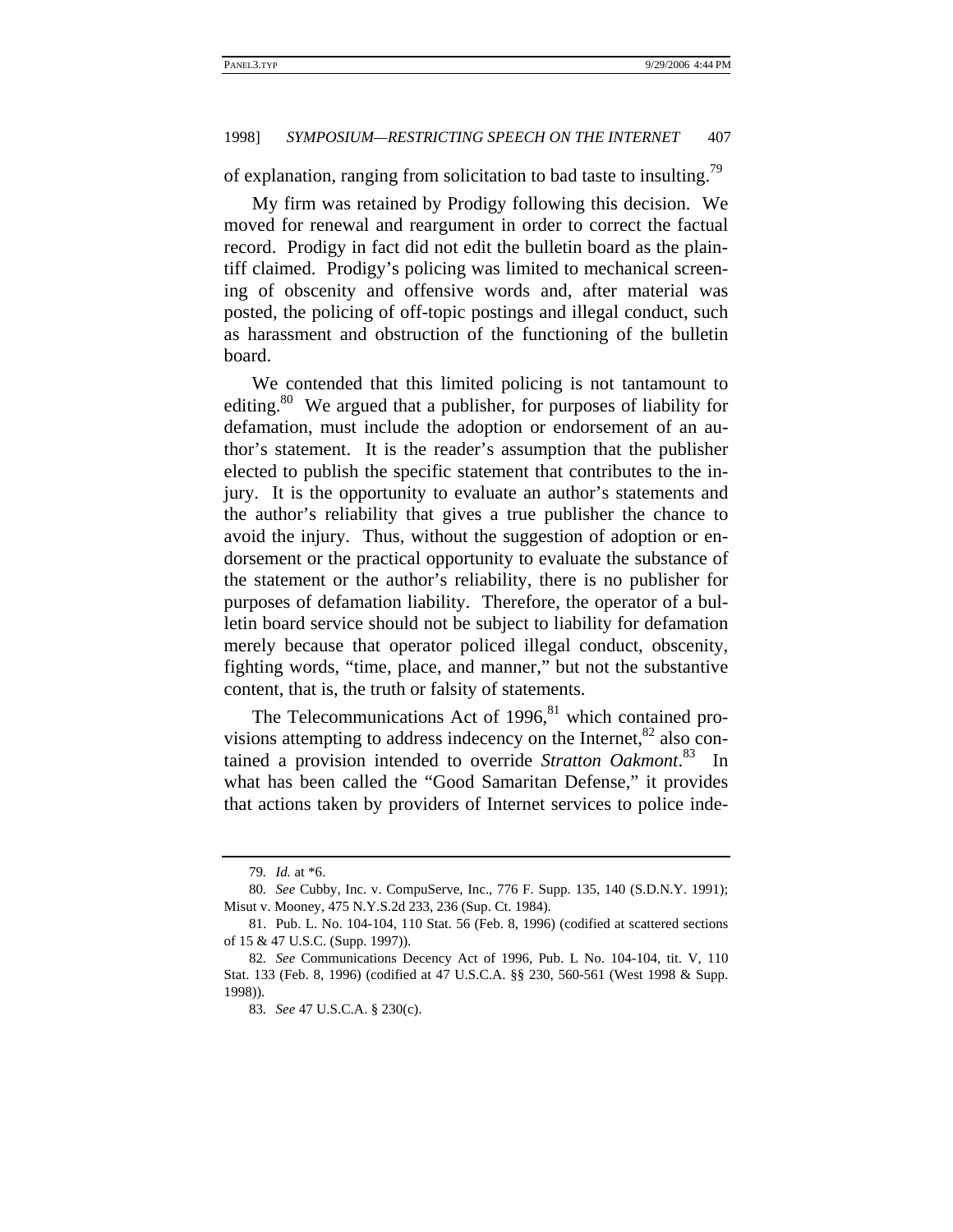of explanation, ranging from solicitation to bad taste to insulting.[79]

My firm was retained by Prodigy following this decision. We moved for renewal and reargument in order to correct the factual record. Prodigy in fact did not edit the bulletin board as the plaintiff claimed. Prodigy's policing was limited to mechanical screening of obscenity and offensive words and, after material was posted, the policing of off-topic postings and illegal conduct, such as harassment and obstruction of the functioning of the bulletin board.

We contended that this limited policing is not tantamount to editing.[80] We argued that a publisher, for purposes of liability for defamation, must include the adoption or endorsement of an author's statement. It is the reader's assumption that the publisher elected to publish the specific statement that contributes to the injury. It is the opportunity to evaluate an author's statements and the author's reliability that gives a true publisher the chance to avoid the injury. Thus, without the suggestion of adoption or endorsement or the practical opportunity to evaluate the substance of the statement or the author's reliability, there is no publisher for purposes of defamation liability. Therefore, the operator of a bulletin board service should not be subject to liability for defamation merely because that operator policed illegal conduct, obscenity, fighting words, "time, place, and manner," but not the substantive content, that is, the truth or falsity of statements.

The Telecommunications Act of 1996,[81] which contained provisions attempting to address indecency on the Internet,[82] also contained a provision intended to override *Stratton Oakmont*.[83] In what has been called the "Good Samaritan Defense," it provides that actions taken by providers of Internet services to police inde-

---

79. *Id.* at *6.

80. *See* Cubby, Inc. v. CompuServe, Inc., 776 F. Supp. 135, 140 (S.D.N.Y. 1991); Misut v. Mooney, 475 N.Y.S.2d 233, 236 (Sup. Ct. 1984).

81. Pub. L. No. 104-104, 110 Stat. 56 (Feb. 8, 1996) (codified at scattered sections of 15 & 47 U.S.C. (Supp. 1997)).

82. *See* Communications Decency Act of 1996, Pub. L No. 104-104, tit. V, 110 Stat. 133 (Feb. 8, 1996) (codified at 47 U.S.C.A. §§ 230, 560-561 (West 1998 & Supp. 1998)).

83. *See* 47 U.S.C.A. § 230(c).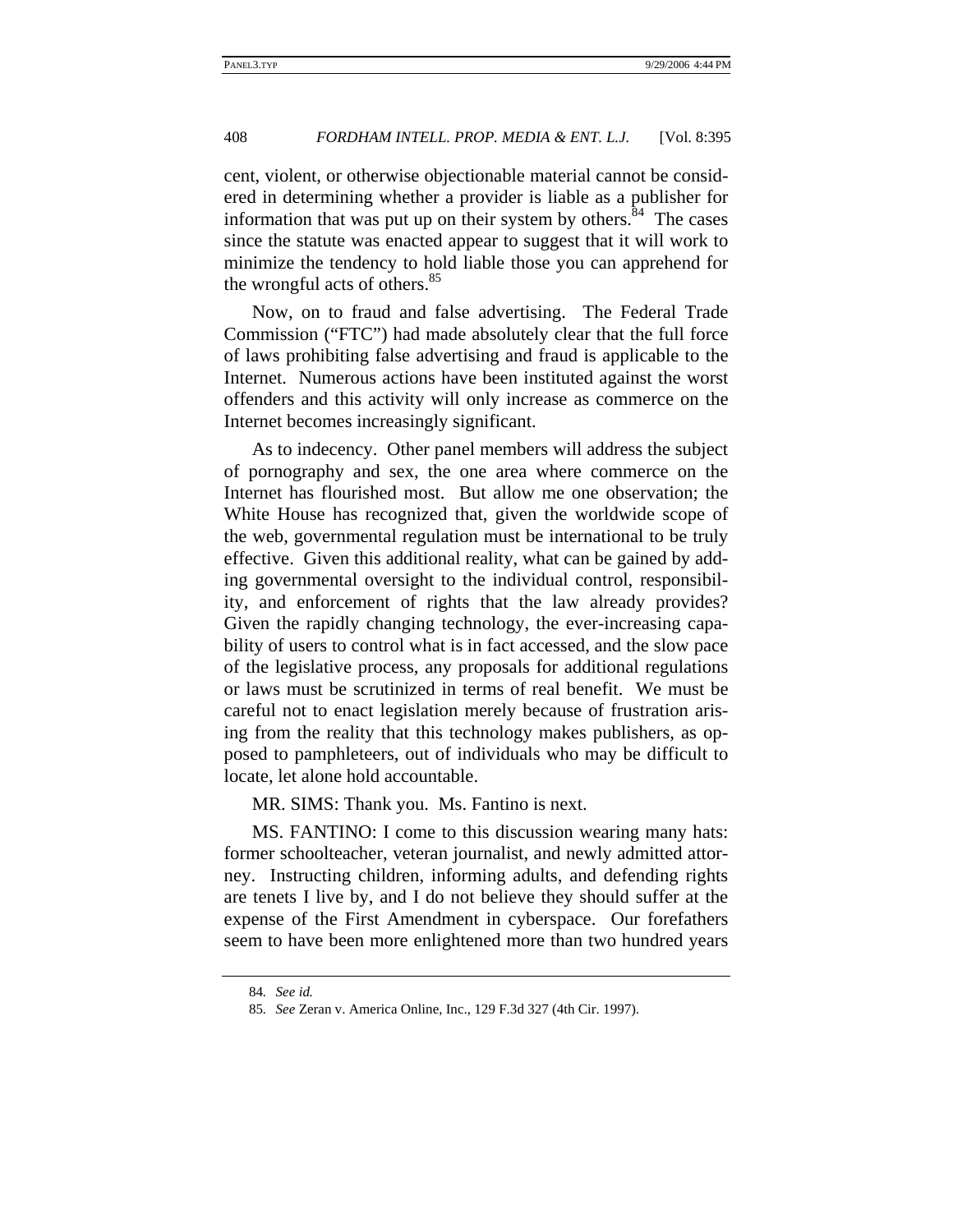cent, violent, or otherwise objectionable material cannot be considered in determining whether a provider is liable as a publisher for information that was put up on their system by others.[84] The cases since the statute was enacted appear to suggest that it will work to minimize the tendency to hold liable those you can apprehend for the wrongful acts of others.[85]

Now, on to fraud and false advertising. The Federal Trade Commission ("FTC") had made absolutely clear that the full force of laws prohibiting false advertising and fraud is applicable to the Internet. Numerous actions have been instituted against the worst offenders and this activity will only increase as commerce on the Internet becomes increasingly significant.

As to indecency. Other panel members will address the subject of pornography and sex, the one area where commerce on the Internet has flourished most. But allow me one observation; the White House has recognized that, given the worldwide scope of the web, governmental regulation must be international to be truly effective. Given this additional reality, what can be gained by adding governmental oversight to the individual control, responsibility, and enforcement of rights that the law already provides? Given the rapidly changing technology, the ever-increasing capability of users to control what is in fact accessed, and the slow pace of the legislative process, any proposals for additional regulations or laws must be scrutinized in terms of real benefit. We must be careful not to enact legislation merely because of frustration arising from the reality that this technology makes publishers, as opposed to pamphleteers, out of individuals who may be difficult to locate, let alone hold accountable.

MR. SIMS: Thank you. Ms. Fantino is next.

MS. FANTINO: I come to this discussion wearing many hats: former schoolteacher, veteran journalist, and newly admitted attorney. Instructing children, informing adults, and defending rights are tenets I live by, and I do not believe they should suffer at the expense of the First Amendment in cyberspace. Our forefathers seem to have been more enlightened more than two hundred years

---

84. *See id.*

85. *See* Zeran v. America Online, Inc., 129 F.3d 327 (4th Cir. 1997).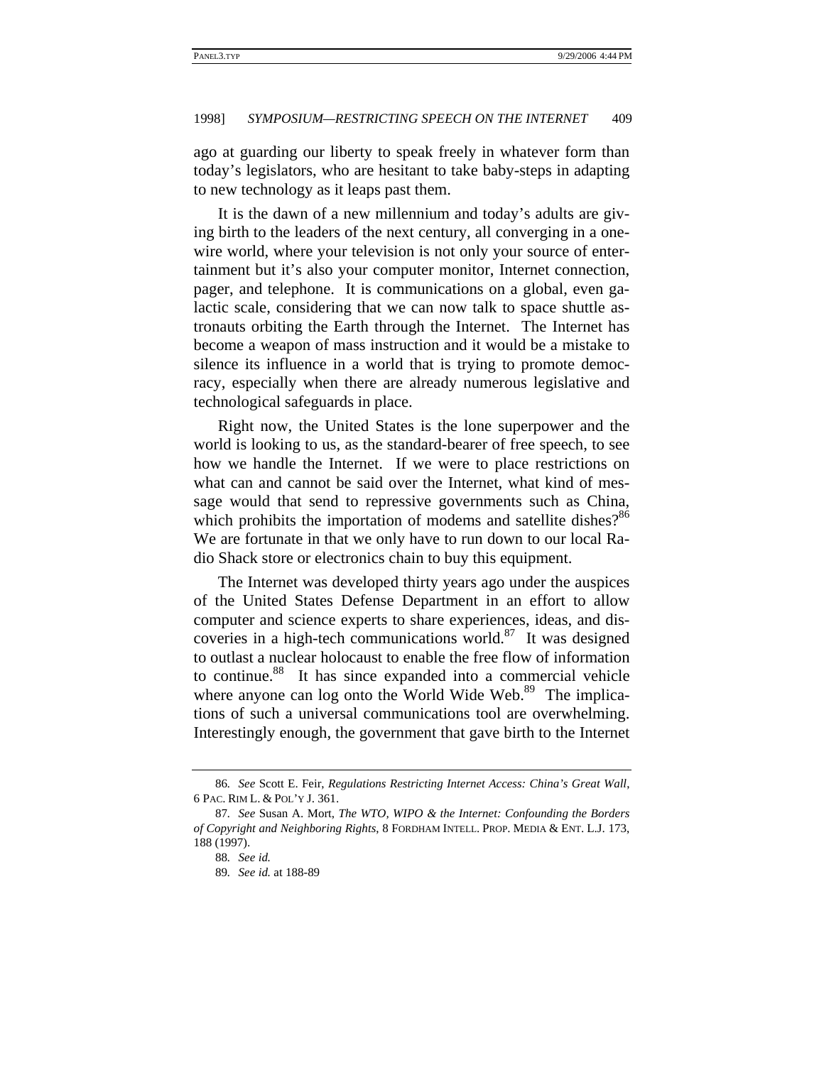ago at guarding our liberty to speak freely in whatever form than today's legislators, who are hesitant to take baby-steps in adapting to new technology as it leaps past them.

It is the dawn of a new millennium and today's adults are giving birth to the leaders of the next century, all converging in a one-wire world, where your television is not only your source of entertainment but it's also your computer monitor, Internet connection, pager, and telephone. It is communications on a global, even galactic scale, considering that we can now talk to space shuttle astronauts orbiting the Earth through the Internet. The Internet has become a weapon of mass instruction and it would be a mistake to silence its influence in a world that is trying to promote democracy, especially when there are already numerous legislative and technological safeguards in place.

Right now, the United States is the lone superpower and the world is looking to us, as the standard-bearer of free speech, to see how we handle the Internet. If we were to place restrictions on what can and cannot be said over the Internet, what kind of message would that send to repressive governments such as China, which prohibits the importation of modems and satellite dishes?[86] We are fortunate in that we only have to run down to our local Radio Shack store or electronics chain to buy this equipment.

The Internet was developed thirty years ago under the auspices of the United States Defense Department in an effort to allow computer and science experts to share experiences, ideas, and discoveries in a high-tech communications world.[87] It was designed to outlast a nuclear holocaust to enable the free flow of information to continue.[88] It has since expanded into a commercial vehicle where anyone can log onto the World Wide Web.[89] The implications of such a universal communications tool are overwhelming. Interestingly enough, the government that gave birth to the Internet

---

86. *See* Scott E. Feir, *Regulations Restricting Internet Access: China's Great Wall*, 6 PAC. RIM L. & POL'Y J. 361.

87. *See* Susan A. Mort, *The WTO, WIPO & the Internet: Confounding the Borders of Copyright and Neighboring Rights*, 8 FORDHAM INTELL. PROP. MEDIA & ENT. L.J. 173, 188 (1997).

88. *See id.*

89. *See id.* at 188-89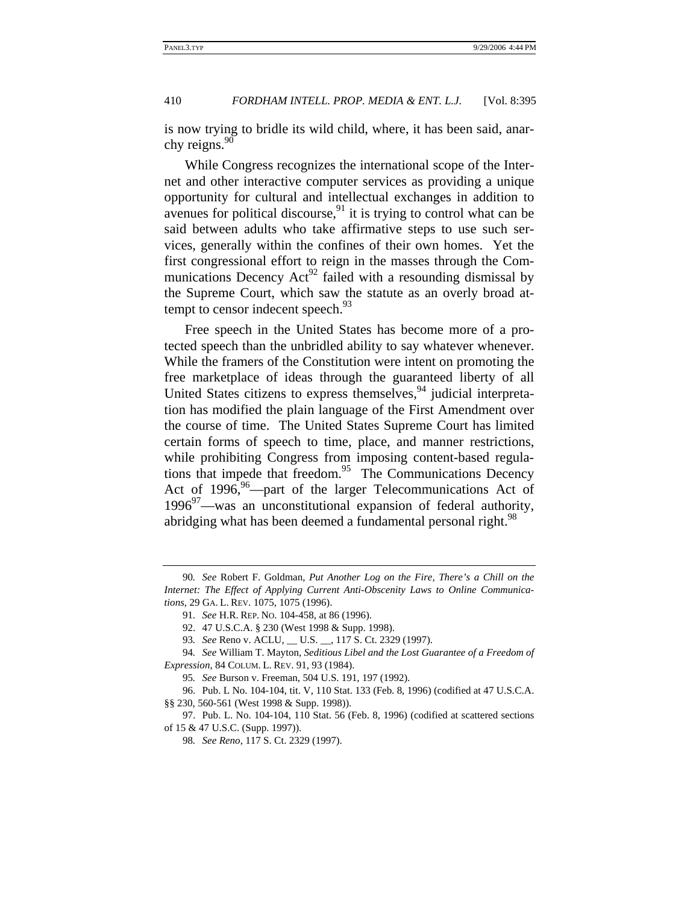is now trying to bridle its wild child, where, it has been said, anarchy reigns.[90]

While Congress recognizes the international scope of the Internet and other interactive computer services as providing a unique opportunity for cultural and intellectual exchanges in addition to avenues for political discourse,[91] it is trying to control what can be said between adults who take affirmative steps to use such services, generally within the confines of their own homes. Yet the first congressional effort to reign in the masses through the Communications Decency Act[92] failed with a resounding dismissal by the Supreme Court, which saw the statute as an overly broad attempt to censor indecent speech.[93]

Free speech in the United States has become more of a protected speech than the unbridled ability to say whatever whenever. While the framers of the Constitution were intent on promoting the free marketplace of ideas through the guaranteed liberty of all United States citizens to express themselves,[94] judicial interpretation has modified the plain language of the First Amendment over the course of time. The United States Supreme Court has limited certain forms of speech to time, place, and manner restrictions, while prohibiting Congress from imposing content-based regulations that impede that freedom.[95] The Communications Decency Act of 1996,[96]—part of the larger Telecommunications Act of 1996[97]—was an unconstitutional expansion of federal authority, abridging what has been deemed a fundamental personal right.[98]

---

90. *See* Robert F. Goldman, *Put Another Log on the Fire, There's a Chill on the Internet: The Effect of Applying Current Anti-Obscenity Laws to Online Communications*, 29 GA. L. REV. 1075, 1075 (1996).

91. *See* H.R. REP. NO. 104-458, at 86 (1996).

92. 47 U.S.C.A. § 230 (West 1998 & Supp. 1998).

93. *See* Reno v. ACLU, __ U.S. __, 117 S. Ct. 2329 (1997).

94. *See* William T. Mayton, *Seditious Libel and the Lost Guarantee of a Freedom of Expression*, 84 COLUM. L. REV. 91, 93 (1984).

95. *See* Burson v. Freeman, 504 U.S. 191, 197 (1992).

96. Pub. L No. 104-104, tit. V, 110 Stat. 133 (Feb. 8, 1996) (codified at 47 U.S.C.A. §§ 230, 560-561 (West 1998 & Supp. 1998)).

97. Pub. L. No. 104-104, 110 Stat. 56 (Feb. 8, 1996) (codified at scattered sections of 15 & 47 U.S.C. (Supp. 1997)).

98. *See Reno*, 117 S. Ct. 2329 (1997).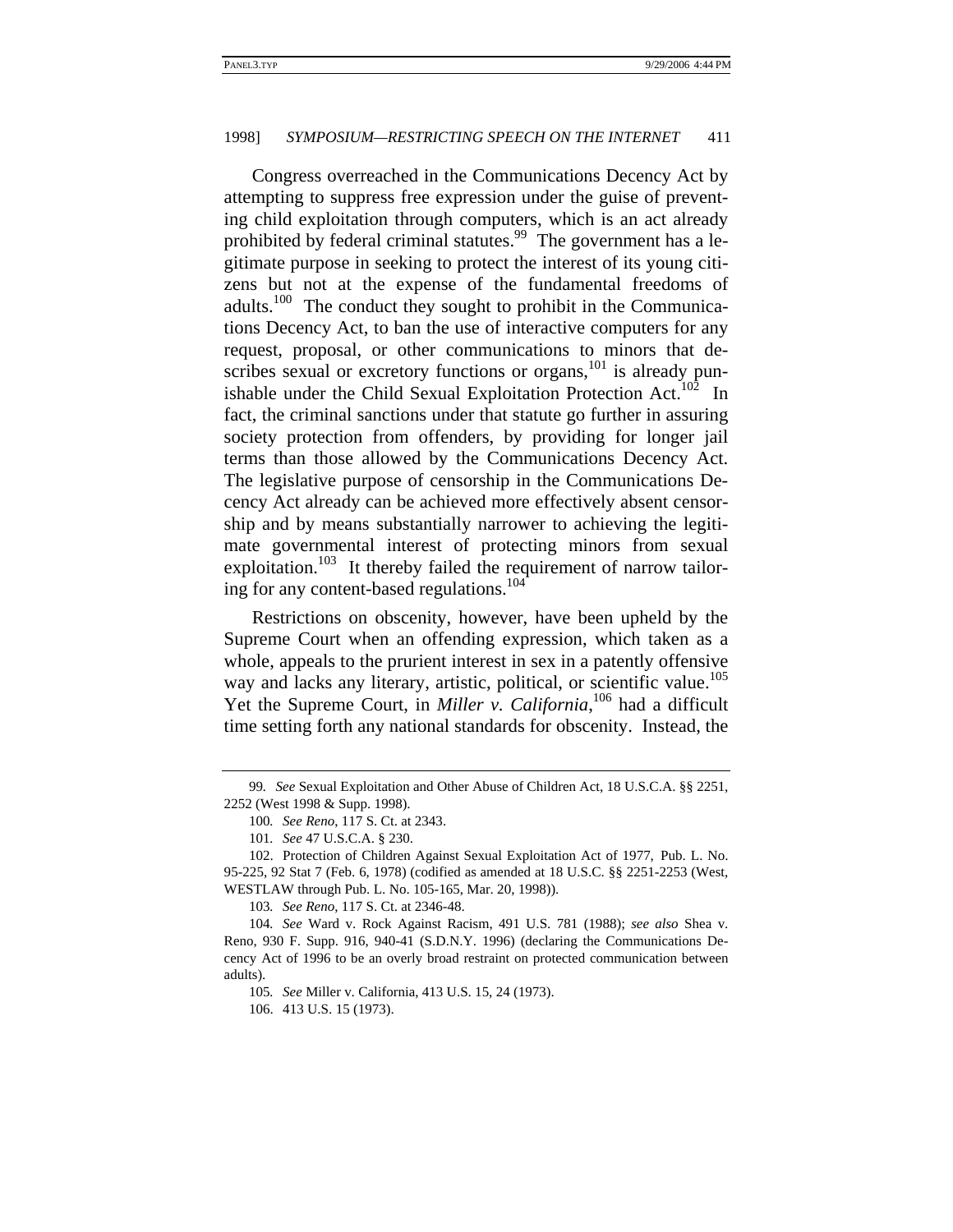Congress overreached in the Communications Decency Act by attempting to suppress free expression under the guise of preventing child exploitation through computers, which is an act already prohibited by federal criminal statutes.[99] The government has a legitimate purpose in seeking to protect the interest of its young citizens but not at the expense of the fundamental freedoms of adults.[100] The conduct they sought to prohibit in the Communications Decency Act, to ban the use of interactive computers for any request, proposal, or other communications to minors that describes sexual or excretory functions or organs,[101] is already punishable under the Child Sexual Exploitation Protection Act.[102] In fact, the criminal sanctions under that statute go further in assuring society protection from offenders, by providing for longer jail terms than those allowed by the Communications Decency Act. The legislative purpose of censorship in the Communications Decency Act already can be achieved more effectively absent censorship and by means substantially narrower to achieving the legitimate governmental interest of protecting minors from sexual exploitation.[103] It thereby failed the requirement of narrow tailoring for any content-based regulations.[104]

Restrictions on obscenity, however, have been upheld by the Supreme Court when an offending expression, which taken as a whole, appeals to the prurient interest in sex in a patently offensive way and lacks any literary, artistic, political, or scientific value.[105] Yet the Supreme Court, in *Miller v. California*,[106] had a difficult time setting forth any national standards for obscenity. Instead, the

---

99. *See* Sexual Exploitation and Other Abuse of Children Act, 18 U.S.C.A. §§ 2251, 2252 (West 1998 & Supp. 1998).

100. *See Reno*, 117 S. Ct. at 2343.

101. *See* 47 U.S.C.A. § 230.

102. Protection of Children Against Sexual Exploitation Act of 1977, Pub. L. No. 95-225, 92 Stat 7 (Feb. 6, 1978) (codified as amended at 18 U.S.C. §§ 2251-2253 (West, WESTLAW through Pub. L. No. 105-165, Mar. 20, 1998)).

103. *See Reno*, 117 S. Ct. at 2346-48.

104. *See* Ward v. Rock Against Racism, 491 U.S. 781 (1988); *see also* Shea v. Reno, 930 F. Supp. 916, 940-41 (S.D.N.Y. 1996) (declaring the Communications Decency Act of 1996 to be an overly broad restraint on protected communication between adults).

105. *See* Miller v. California, 413 U.S. 15, 24 (1973).

106. 413 U.S. 15 (1973).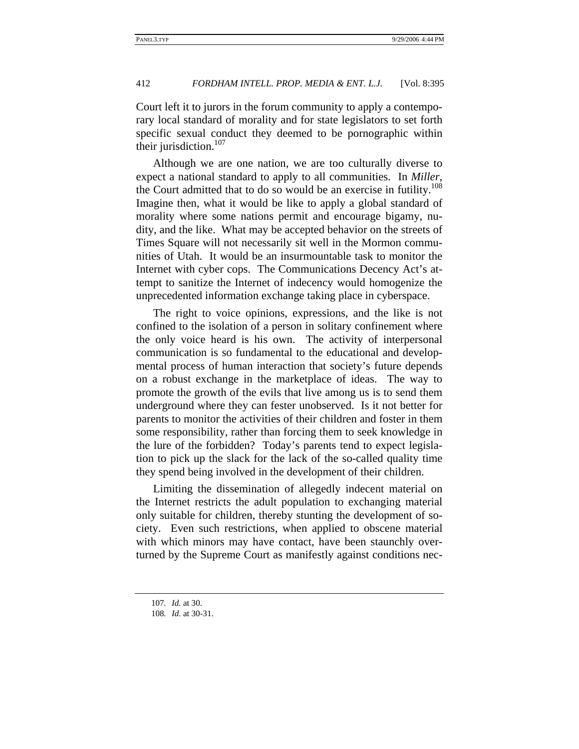Court left it to jurors in the forum community to apply a contemporary local standard of morality and for state legislators to set forth specific sexual conduct they deemed to be pornographic within their jurisdiction.[107]

Although we are one nation, we are too culturally diverse to expect a national standard to apply to all communities. In *Miller*, the Court admitted that to do so would be an exercise in futility.[108] Imagine then, what it would be like to apply a global standard of morality where some nations permit and encourage bigamy, nudity, and the like. What may be accepted behavior on the streets of Times Square will not necessarily sit well in the Mormon communities of Utah. It would be an insurmountable task to monitor the Internet with cyber cops. The Communications Decency Act's attempt to sanitize the Internet of indecency would homogenize the unprecedented information exchange taking place in cyberspace.

The right to voice opinions, expressions, and the like is not confined to the isolation of a person in solitary confinement where the only voice heard is his own. The activity of interpersonal communication is so fundamental to the educational and developmental process of human interaction that society's future depends on a robust exchange in the marketplace of ideas. The way to promote the growth of the evils that live among us is to send them underground where they can fester unobserved. Is it not better for parents to monitor the activities of their children and foster in them some responsibility, rather than forcing them to seek knowledge in the lure of the forbidden? Today's parents tend to expect legislation to pick up the slack for the lack of the so-called quality time they spend being involved in the development of their children.

Limiting the dissemination of allegedly indecent material on the Internet restricts the adult population to exchanging material only suitable for children, thereby stunting the development of society. Even such restrictions, when applied to obscene material with which minors may have contact, have been staunchly overturned by the Supreme Court as manifestly against conditions nec-

---

107. *Id.* at 30.

108. *Id.* at 30-31.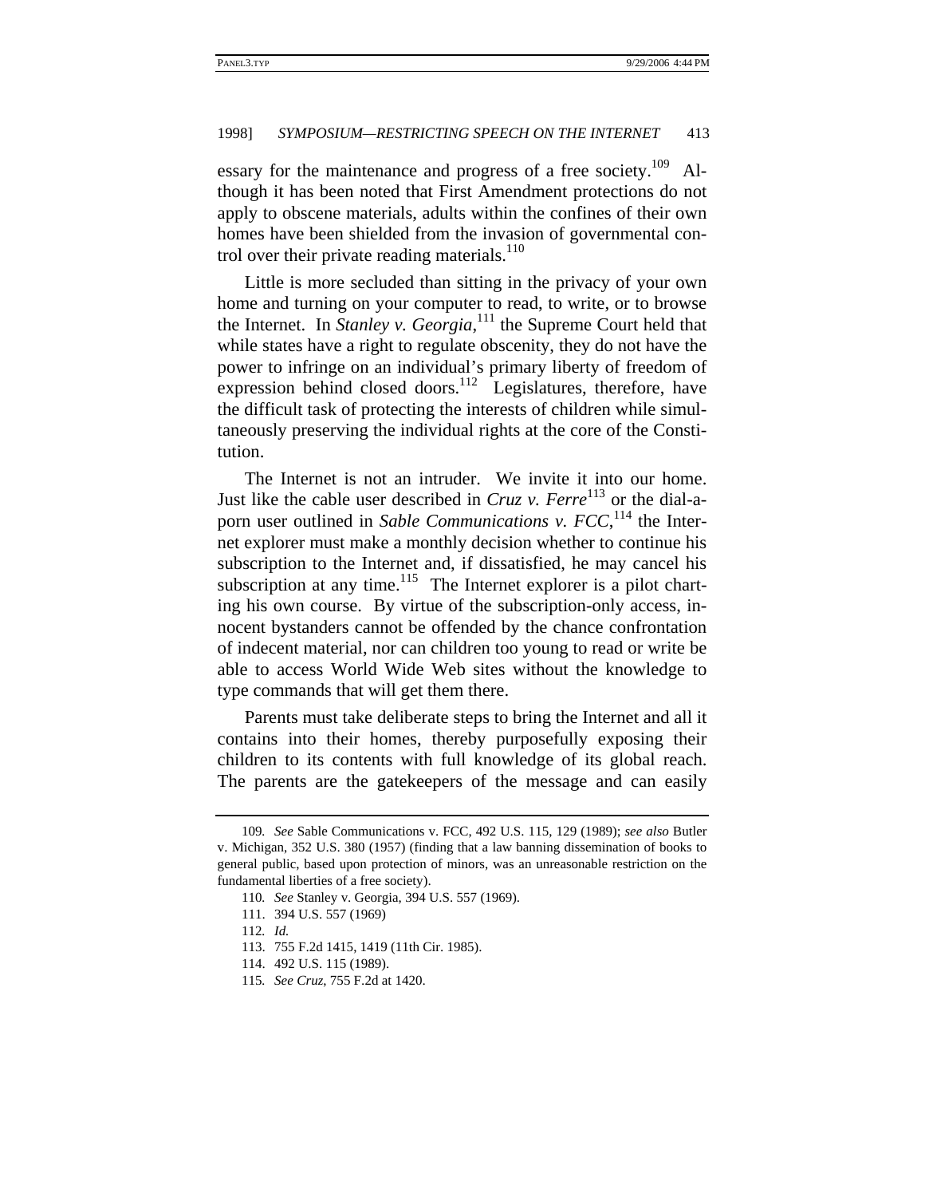essary for the maintenance and progress of a free society.[109] Although it has been noted that First Amendment protections do not apply to obscene materials, adults within the confines of their own homes have been shielded from the invasion of governmental control over their private reading materials.[110]

Little is more secluded than sitting in the privacy of your own home and turning on your computer to read, to write, or to browse the Internet. In *Stanley v. Georgia*,[111] the Supreme Court held that while states have a right to regulate obscenity, they do not have the power to infringe on an individual's primary liberty of freedom of expression behind closed doors.[112] Legislatures, therefore, have the difficult task of protecting the interests of children while simultaneously preserving the individual rights at the core of the Constitution.

The Internet is not an intruder. We invite it into our home. Just like the cable user described in *Cruz v. Ferre*[113] or the dial-a-porn user outlined in *Sable Communications v. FCC*,[114] the Internet explorer must make a monthly decision whether to continue his subscription to the Internet and, if dissatisfied, he may cancel his subscription at any time.[115] The Internet explorer is a pilot charting his own course. By virtue of the subscription-only access, innocent bystanders cannot be offended by the chance confrontation of indecent material, nor can children too young to read or write be able to access World Wide Web sites without the knowledge to type commands that will get them there.

Parents must take deliberate steps to bring the Internet and all it contains into their homes, thereby purposefully exposing their children to its contents with full knowledge of its global reach. The parents are the gatekeepers of the message and can easily

---

109. *See* Sable Communications v. FCC, 492 U.S. 115, 129 (1989); *see also* Butler v. Michigan, 352 U.S. 380 (1957) (finding that a law banning dissemination of books to general public, based upon protection of minors, was an unreasonable restriction on the fundamental liberties of a free society).

110. *See* Stanley v. Georgia, 394 U.S. 557 (1969).

111. 394 U.S. 557 (1969)

112. *Id.*

113. 755 F.2d 1415, 1419 (11th Cir. 1985).

114. 492 U.S. 115 (1989).

115. *See Cruz*, 755 F.2d at 1420.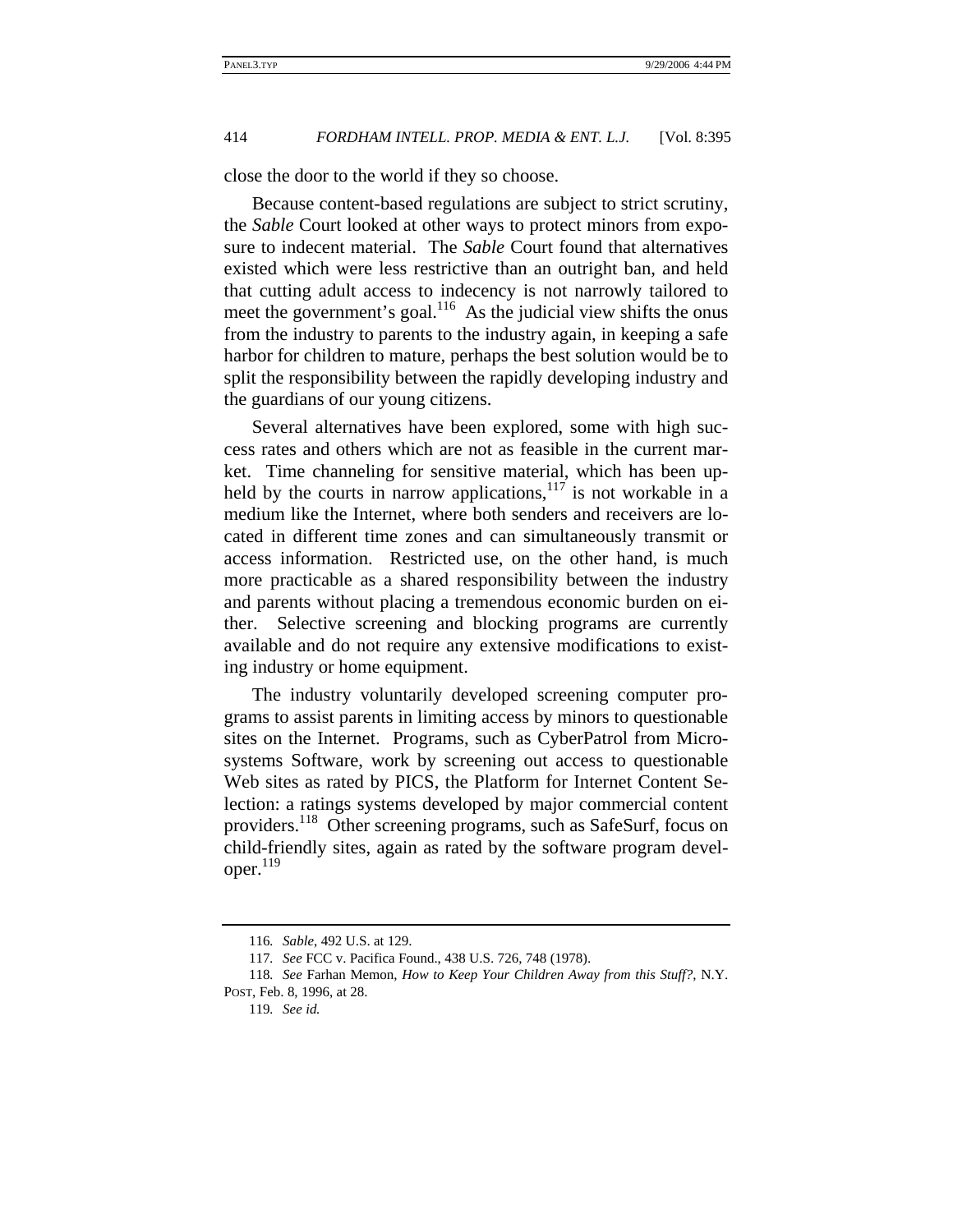close the door to the world if they so choose.

Because content-based regulations are subject to strict scrutiny, the *Sable* Court looked at other ways to protect minors from exposure to indecent material. The *Sable* Court found that alternatives existed which were less restrictive than an outright ban, and held that cutting adult access to indecency is not narrowly tailored to meet the government's goal.[116] As the judicial view shifts the onus from the industry to parents to the industry again, in keeping a safe harbor for children to mature, perhaps the best solution would be to split the responsibility between the rapidly developing industry and the guardians of our young citizens.

Several alternatives have been explored, some with high success rates and others which are not as feasible in the current market. Time channeling for sensitive material, which has been upheld by the courts in narrow applications,[117] is not workable in a medium like the Internet, where both senders and receivers are located in different time zones and can simultaneously transmit or access information. Restricted use, on the other hand, is much more practicable as a shared responsibility between the industry and parents without placing a tremendous economic burden on either. Selective screening and blocking programs are currently available and do not require any extensive modifications to existing industry or home equipment.

The industry voluntarily developed screening computer programs to assist parents in limiting access by minors to questionable sites on the Internet. Programs, such as CyberPatrol from Microsystems Software, work by screening out access to questionable Web sites as rated by PICS, the Platform for Internet Content Selection: a ratings systems developed by major commercial content providers.[118] Other screening programs, such as SafeSurf, focus on child-friendly sites, again as rated by the software program developer.[119]

---

116. *Sable*, 492 U.S. at 129.

117. *See* FCC v. Pacifica Found., 438 U.S. 726, 748 (1978).

118. *See* Farhan Memon, *How to Keep Your Children Away from this Stuff?*, N.Y. POST, Feb. 8, 1996, at 28.

119. *See id.*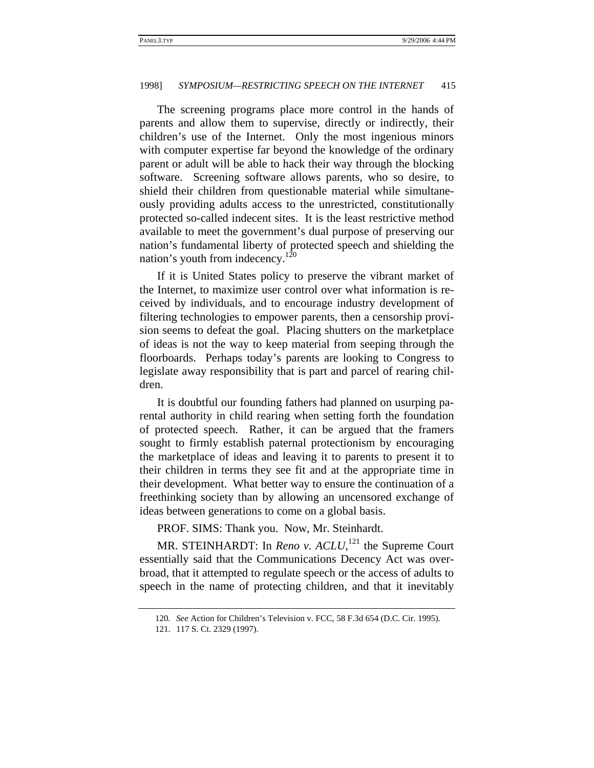The screening programs place more control in the hands of parents and allow them to supervise, directly or indirectly, their children's use of the Internet. Only the most ingenious minors with computer expertise far beyond the knowledge of the ordinary parent or adult will be able to hack their way through the blocking software. Screening software allows parents, who so desire, to shield their children from questionable material while simultaneously providing adults access to the unrestricted, constitutionally protected so-called indecent sites. It is the least restrictive method available to meet the government's dual purpose of preserving our nation's fundamental liberty of protected speech and shielding the nation's youth from indecency.[120]

If it is United States policy to preserve the vibrant market of the Internet, to maximize user control over what information is received by individuals, and to encourage industry development of filtering technologies to empower parents, then a censorship provision seems to defeat the goal. Placing shutters on the marketplace of ideas is not the way to keep material from seeping through the floorboards. Perhaps today's parents are looking to Congress to legislate away responsibility that is part and parcel of rearing children.

It is doubtful our founding fathers had planned on usurping parental authority in child rearing when setting forth the foundation of protected speech. Rather, it can be argued that the framers sought to firmly establish paternal protectionism by encouraging the marketplace of ideas and leaving it to parents to present it to their children in terms they see fit and at the appropriate time in their development. What better way to ensure the continuation of a freethinking society than by allowing an uncensored exchange of ideas between generations to come on a global basis.

PROF. SIMS: Thank you. Now, Mr. Steinhardt.

MR. STEINHARDT: In *Reno v. ACLU*,[121] the Supreme Court essentially said that the Communications Decency Act was overbroad, that it attempted to regulate speech or the access of adults to speech in the name of protecting children, and that it inevitably

---

120. *See* Action for Children's Television v. FCC, 58 F.3d 654 (D.C. Cir. 1995).

121. 117 S. Ct. 2329 (1997).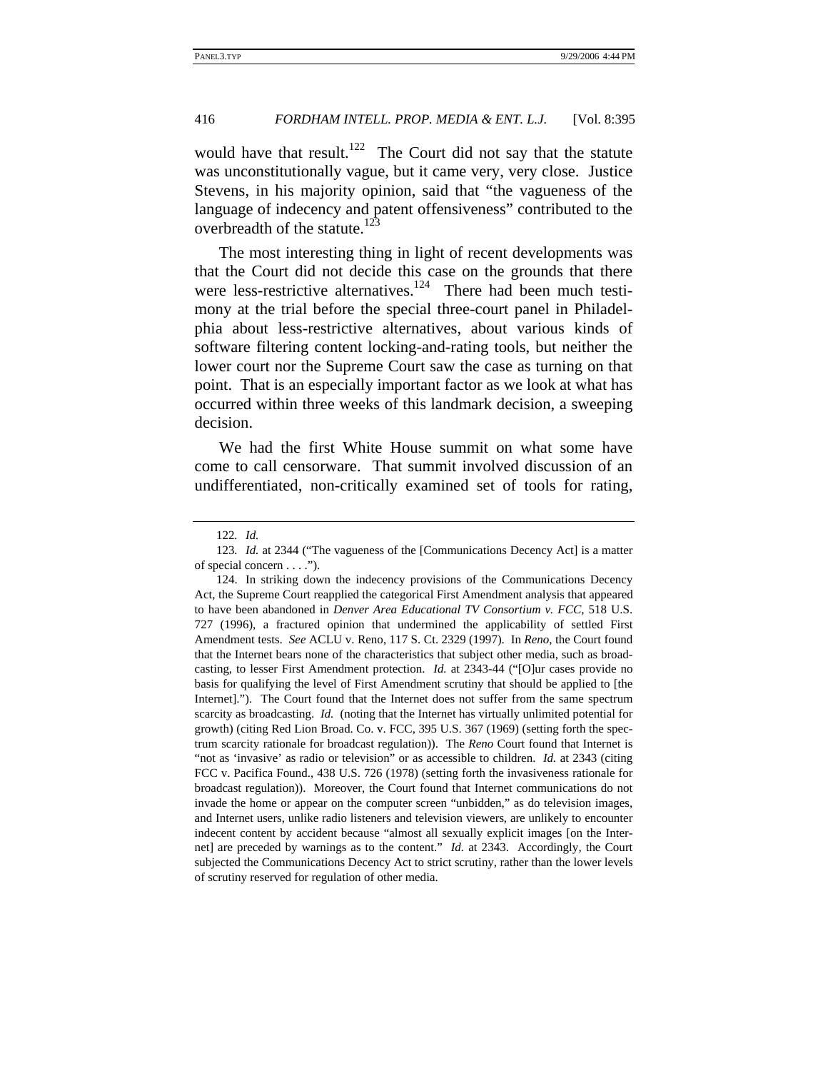would have that result.[122] The Court did not say that the statute was unconstitutionally vague, but it came very, very close. Justice Stevens, in his majority opinion, said that "the vagueness of the language of indecency and patent offensiveness" contributed to the overbreadth of the statute.[123]

The most interesting thing in light of recent developments was that the Court did not decide this case on the grounds that there were less-restrictive alternatives.[124] There had been much testimony at the trial before the special three-court panel in Philadelphia about less-restrictive alternatives, about various kinds of software filtering content locking-and-rating tools, but neither the lower court nor the Supreme Court saw the case as turning on that point. That is an especially important factor as we look at what has occurred within three weeks of this landmark decision, a sweeping decision.

We had the first White House summit on what some have come to call censorware. That summit involved discussion of an undifferentiated, non-critically examined set of tools for rating,

---

122. *Id.*

123. *Id.* at 2344 ("The vagueness of the [Communications Decency Act] is a matter of special concern . . . .").

124. In striking down the indecency provisions of the Communications Decency Act, the Supreme Court reapplied the categorical First Amendment analysis that appeared to have been abandoned in *Denver Area Educational TV Consortium v. FCC*, 518 U.S. 727 (1996), a fractured opinion that undermined the applicability of settled First Amendment tests. *See* ACLU v. Reno, 117 S. Ct. 2329 (1997). In *Reno*, the Court found that the Internet bears none of the characteristics that subject other media, such as broadcasting, to lesser First Amendment protection. *Id.* at 2343-44 ("[O]ur cases provide no basis for qualifying the level of First Amendment scrutiny that should be applied to [the Internet]."). The Court found that the Internet does not suffer from the same spectrum scarcity as broadcasting. *Id.* (noting that the Internet has virtually unlimited potential for growth) (citing Red Lion Broad. Co. v. FCC, 395 U.S. 367 (1969) (setting forth the spectrum scarcity rationale for broadcast regulation)). The *Reno* Court found that Internet is "not as 'invasive' as radio or television" or as accessible to children. *Id.* at 2343 (citing FCC v. Pacifica Found., 438 U.S. 726 (1978) (setting forth the invasiveness rationale for broadcast regulation)). Moreover, the Court found that Internet communications do not invade the home or appear on the computer screen "unbidden," as do television images, and Internet users, unlike radio listeners and television viewers, are unlikely to encounter indecent content by accident because "almost all sexually explicit images [on the Internet] are preceded by warnings as to the content." *Id.* at 2343. Accordingly, the Court subjected the Communications Decency Act to strict scrutiny, rather than the lower levels of scrutiny reserved for regulation of other media.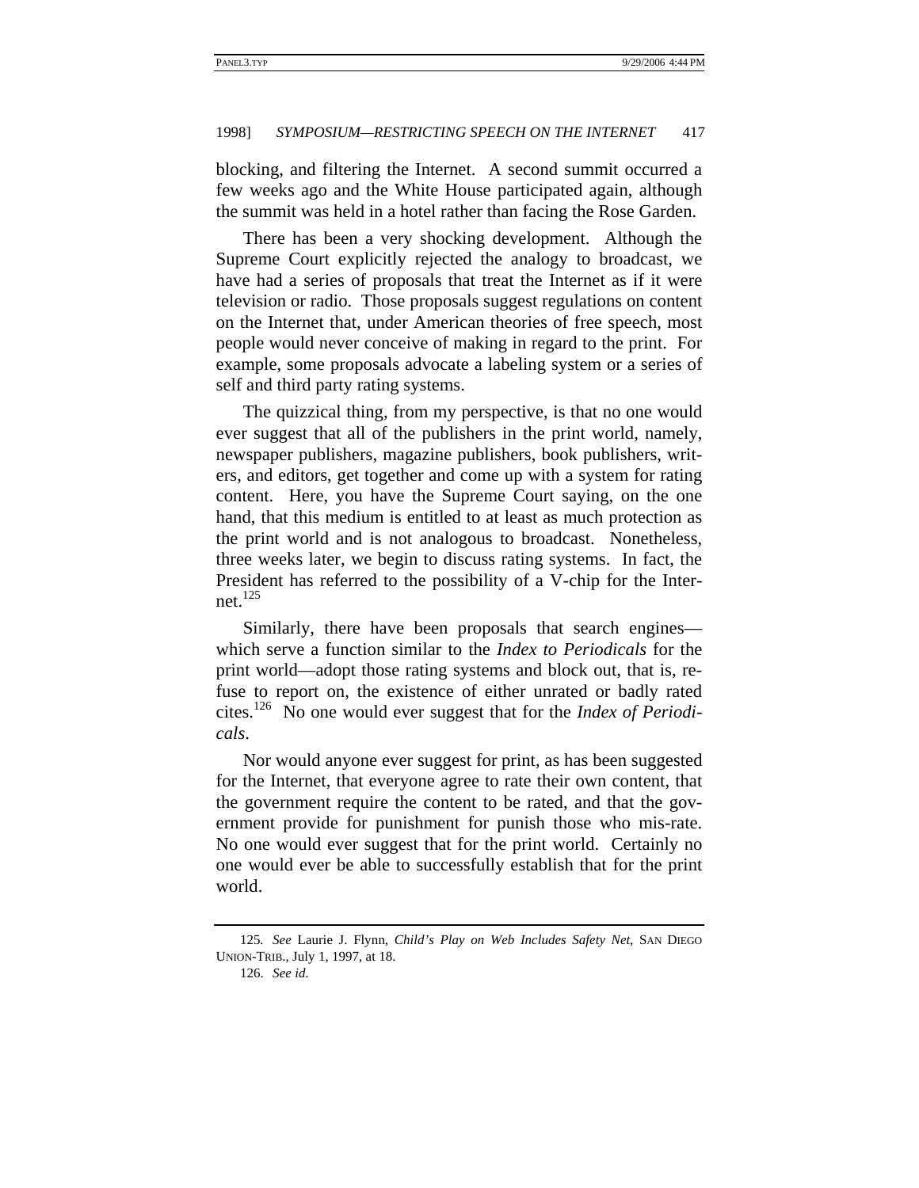blocking, and filtering the Internet. A second summit occurred a few weeks ago and the White House participated again, although the summit was held in a hotel rather than facing the Rose Garden.

There has been a very shocking development. Although the Supreme Court explicitly rejected the analogy to broadcast, we have had a series of proposals that treat the Internet as if it were television or radio. Those proposals suggest regulations on content on the Internet that, under American theories of free speech, most people would never conceive of making in regard to the print. For example, some proposals advocate a labeling system or a series of self and third party rating systems.

The quizzical thing, from my perspective, is that no one would ever suggest that all of the publishers in the print world, namely, newspaper publishers, magazine publishers, book publishers, writers, and editors, get together and come up with a system for rating content. Here, you have the Supreme Court saying, on the one hand, that this medium is entitled to at least as much protection as the print world and is not analogous to broadcast. Nonetheless, three weeks later, we begin to discuss rating systems. In fact, the President has referred to the possibility of a V-chip for the Internet.[125]

Similarly, there have been proposals that search engines—which serve a function similar to the *Index to Periodicals* for the print world—adopt those rating systems and block out, that is, refuse to report on, the existence of either unrated or badly rated cites.[126] No one would ever suggest that for the *Index of Periodicals*.

Nor would anyone ever suggest for print, as has been suggested for the Internet, that everyone agree to rate their own content, that the government require the content to be rated, and that the government provide for punishment for punish those who mis-rate. No one would ever suggest that for the print world. Certainly no one would ever be able to successfully establish that for the print world.

---

125. *See* Laurie J. Flynn, *Child's Play on Web Includes Safety Net*, SAN DIEGO UNION-TRIB., July 1, 1997, at 18.

126. *See id.*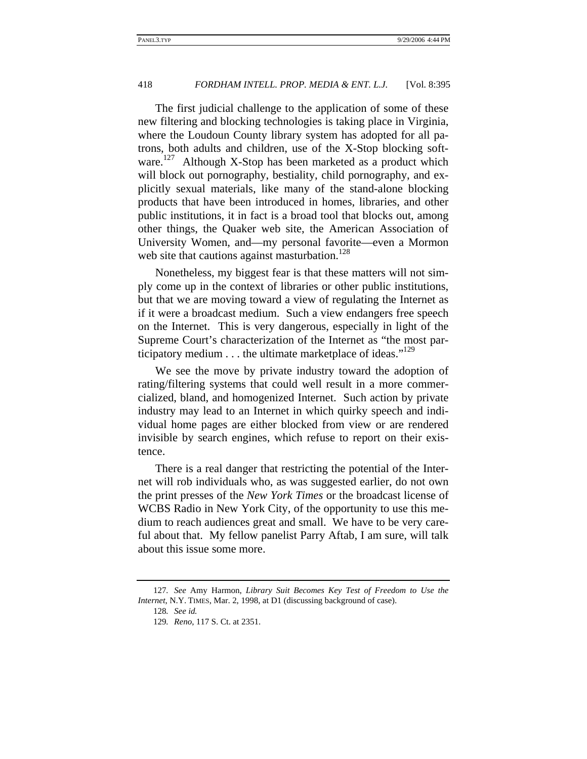The first judicial challenge to the application of some of these new filtering and blocking technologies is taking place in Virginia, where the Loudoun County library system has adopted for all patrons, both adults and children, use of the X-Stop blocking software.[127] Although X-Stop has been marketed as a product which will block out pornography, bestiality, child pornography, and explicitly sexual materials, like many of the stand-alone blocking products that have been introduced in homes, libraries, and other public institutions, it in fact is a broad tool that blocks out, among other things, the Quaker web site, the American Association of University Women, and—my personal favorite—even a Mormon web site that cautions against masturbation.[128]

Nonetheless, my biggest fear is that these matters will not simply come up in the context of libraries or other public institutions, but that we are moving toward a view of regulating the Internet as if it were a broadcast medium. Such a view endangers free speech on the Internet. This is very dangerous, especially in light of the Supreme Court's characterization of the Internet as "the most participatory medium . . . the ultimate marketplace of ideas."[129]

We see the move by private industry toward the adoption of rating/filtering systems that could well result in a more commercialized, bland, and homogenized Internet. Such action by private industry may lead to an Internet in which quirky speech and individual home pages are either blocked from view or are rendered invisible by search engines, which refuse to report on their existence.

There is a real danger that restricting the potential of the Internet will rob individuals who, as was suggested earlier, do not own the print presses of the *New York Times* or the broadcast license of WCBS Radio in New York City, of the opportunity to use this medium to reach audiences great and small. We have to be very careful about that. My fellow panelist Parry Aftab, I am sure, will talk about this issue some more.

---

127. *See* Amy Harmon, *Library Suit Becomes Key Test of Freedom to Use the Internet*, N.Y. TIMES, Mar. 2, 1998, at D1 (discussing background of case).

128. *See id.*

129. *Reno*, 117 S. Ct. at 2351.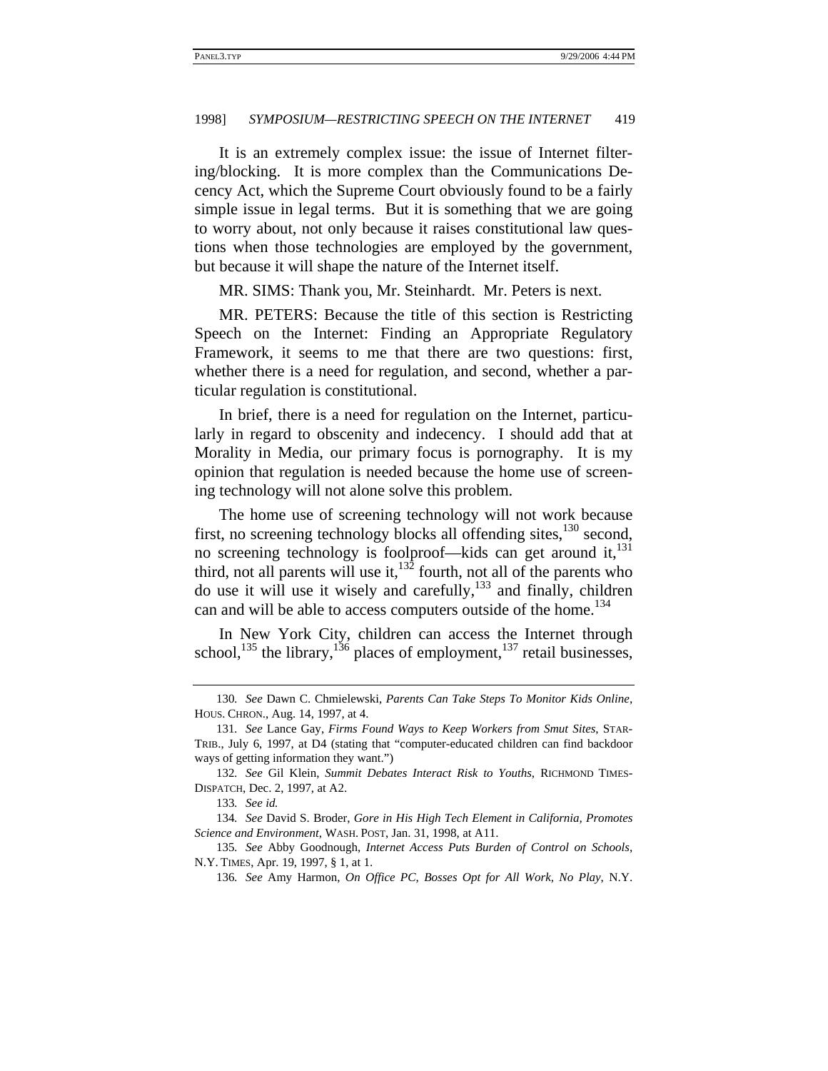It is an extremely complex issue: the issue of Internet filtering/blocking. It is more complex than the Communications Decency Act, which the Supreme Court obviously found to be a fairly simple issue in legal terms. But it is something that we are going to worry about, not only because it raises constitutional law questions when those technologies are employed by the government, but because it will shape the nature of the Internet itself.

MR. SIMS: Thank you, Mr. Steinhardt. Mr. Peters is next.

MR. PETERS: Because the title of this section is Restricting Speech on the Internet: Finding an Appropriate Regulatory Framework, it seems to me that there are two questions: first, whether there is a need for regulation, and second, whether a particular regulation is constitutional.

In brief, there is a need for regulation on the Internet, particularly in regard to obscenity and indecency. I should add that at Morality in Media, our primary focus is pornography. It is my opinion that regulation is needed because the home use of screening technology will not alone solve this problem.

The home use of screening technology will not work because first, no screening technology blocks all offending sites,[130] second, no screening technology is foolproof—kids can get around it,[131] third, not all parents will use it,[132] fourth, not all of the parents who do use it will use it wisely and carefully,[133] and finally, children can and will be able to access computers outside of the home.[134]

In New York City, children can access the Internet through school,[135] the library,[136] places of employment,[137] retail businesses,

---

130. *See* Dawn C. Chmielewski, *Parents Can Take Steps To Monitor Kids Online*, HOUS. CHRON., Aug. 14, 1997, at 4.

131. *See* Lance Gay, *Firms Found Ways to Keep Workers from Smut Sites*, STAR-TRIB., July 6, 1997, at D4 (stating that "computer-educated children can find backdoor ways of getting information they want.")

132. *See* Gil Klein, *Summit Debates Interact Risk to Youths*, RICHMOND TIMES-DISPATCH, Dec. 2, 1997, at A2.

133. *See id.*

134. *See* David S. Broder, *Gore in His High Tech Element in California, Promotes Science and Environment*, WASH. POST, Jan. 31, 1998, at A11.

135. *See* Abby Goodnough, *Internet Access Puts Burden of Control on Schools*, N.Y. TIMES, Apr. 19, 1997, § 1, at 1.

136. *See* Amy Harmon, *On Office PC, Bosses Opt for All Work, No Play*, N.Y.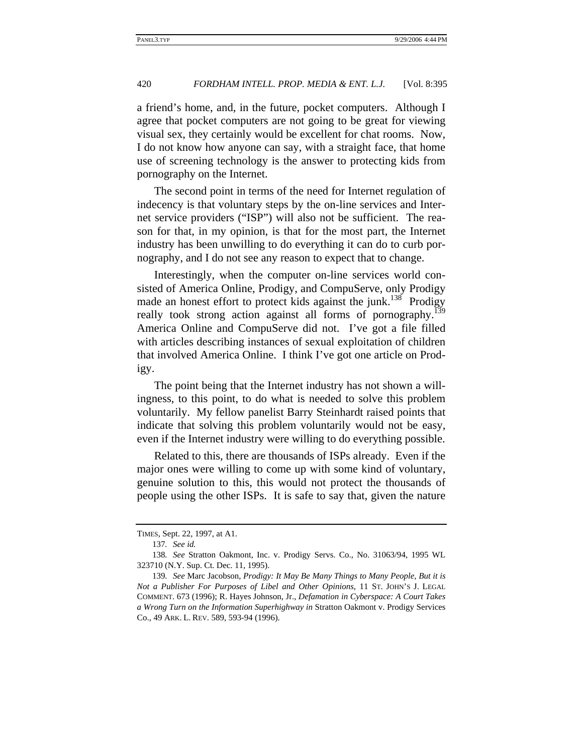a friend's home, and, in the future, pocket computers. Although I agree that pocket computers are not going to be great for viewing visual sex, they certainly would be excellent for chat rooms. Now, I do not know how anyone can say, with a straight face, that home use of screening technology is the answer to protecting kids from pornography on the Internet.

The second point in terms of the need for Internet regulation of indecency is that voluntary steps by the on-line services and Internet service providers ("ISP") will also not be sufficient. The reason for that, in my opinion, is that for the most part, the Internet industry has been unwilling to do everything it can do to curb pornography, and I do not see any reason to expect that to change.

Interestingly, when the computer on-line services world consisted of America Online, Prodigy, and CompuServe, only Prodigy made an honest effort to protect kids against the junk.[138] Prodigy really took strong action against all forms of pornography.[139] America Online and CompuServe did not. I've got a file filled with articles describing instances of sexual exploitation of children that involved America Online. I think I've got one article on Prodigy.

The point being that the Internet industry has not shown a willingness, to this point, to do what is needed to solve this problem voluntarily. My fellow panelist Barry Steinhardt raised points that indicate that solving this problem voluntarily would not be easy, even if the Internet industry were willing to do everything possible.

Related to this, there are thousands of ISPs already. Even if the major ones were willing to come up with some kind of voluntary, genuine solution to this, this would not protect the thousands of people using the other ISPs. It is safe to say that, given the nature

---

TIMES, Sept. 22, 1997, at A1.

137. *See id.*

138. *See* Stratton Oakmont, Inc. v. Prodigy Servs. Co., No. 31063/94, 1995 WL 323710 (N.Y. Sup. Ct. Dec. 11, 1995).

139. *See* Marc Jacobson, *Prodigy: It May Be Many Things to Many People, But it is Not a Publisher For Purposes of Libel and Other Opinions*, 11 ST. JOHN'S J. LEGAL COMMENT. 673 (1996); R. Hayes Johnson, Jr., *Defamation in Cyberspace: A Court Takes a Wrong Turn on the Information Superhighway in* Stratton Oakmont v. Prodigy Services Co., 49 ARK. L. REV. 589, 593-94 (1996).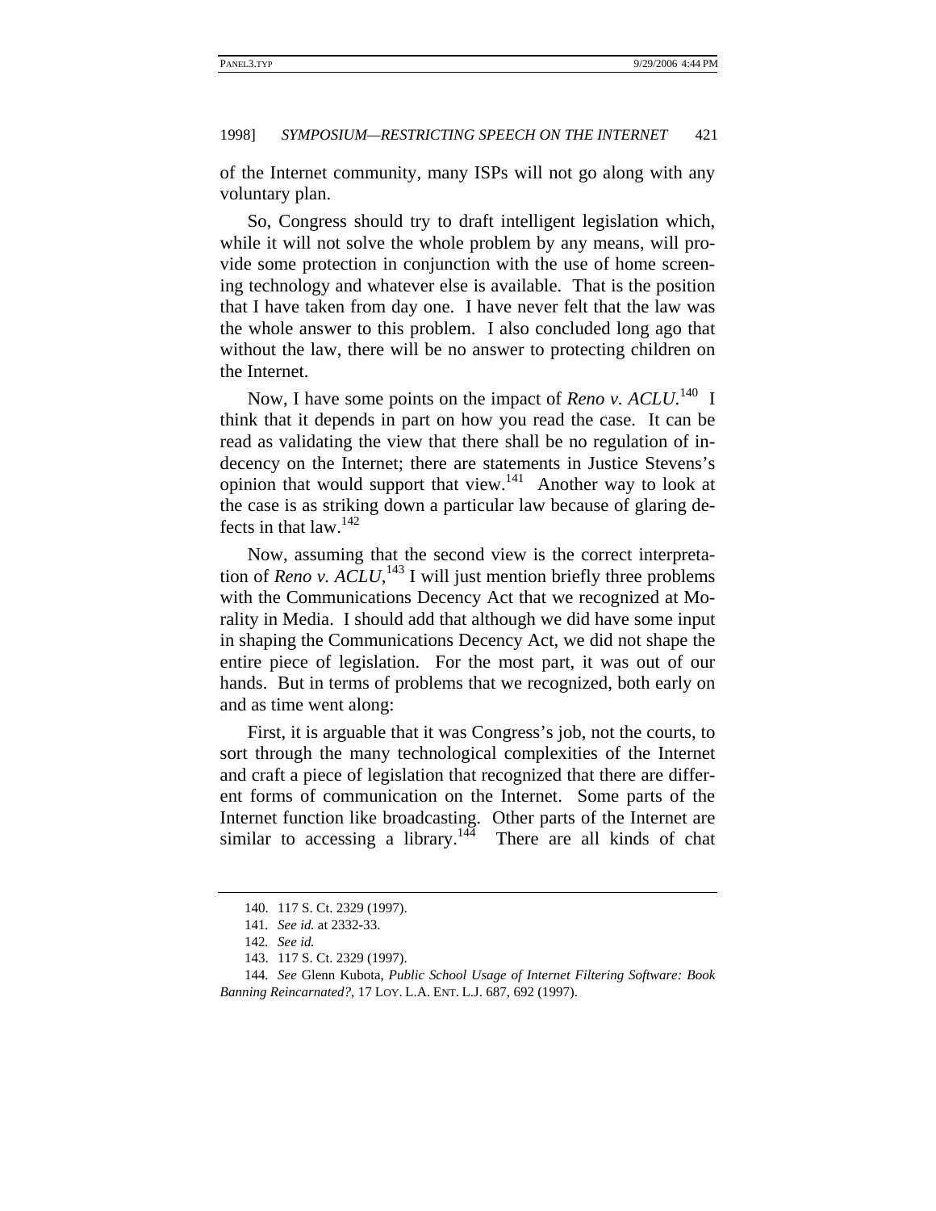of the Internet community, many ISPs will not go along with any voluntary plan.

So, Congress should try to draft intelligent legislation which, while it will not solve the whole problem by any means, will provide some protection in conjunction with the use of home screening technology and whatever else is available. That is the position that I have taken from day one. I have never felt that the law was the whole answer to this problem. I also concluded long ago that without the law, there will be no answer to protecting children on the Internet.

Now, I have some points on the impact of *Reno v. ACLU*.[140] I think that it depends in part on how you read the case. It can be read as validating the view that there shall be no regulation of indecency on the Internet; there are statements in Justice Stevens's opinion that would support that view.[141] Another way to look at the case is as striking down a particular law because of glaring defects in that law.[142]

Now, assuming that the second view is the correct interpretation of *Reno v. ACLU*,[143] I will just mention briefly three problems with the Communications Decency Act that we recognized at Morality in Media. I should add that although we did have some input in shaping the Communications Decency Act, we did not shape the entire piece of legislation. For the most part, it was out of our hands. But in terms of problems that we recognized, both early on and as time went along:

First, it is arguable that it was Congress's job, not the courts, to sort through the many technological complexities of the Internet and craft a piece of legislation that recognized that there are different forms of communication on the Internet. Some parts of the Internet function like broadcasting. Other parts of the Internet are similar to accessing a library.[144] There are all kinds of chat

---

140. 117 S. Ct. 2329 (1997).

141. *See id.* at 2332-33.

142. *See id.*

143. 117 S. Ct. 2329 (1997).

144. *See* Glenn Kubota, *Public School Usage of Internet Filtering Software: Book Banning Reincarnated?*, 17 LOY. L.A. ENT. L.J. 687, 692 (1997).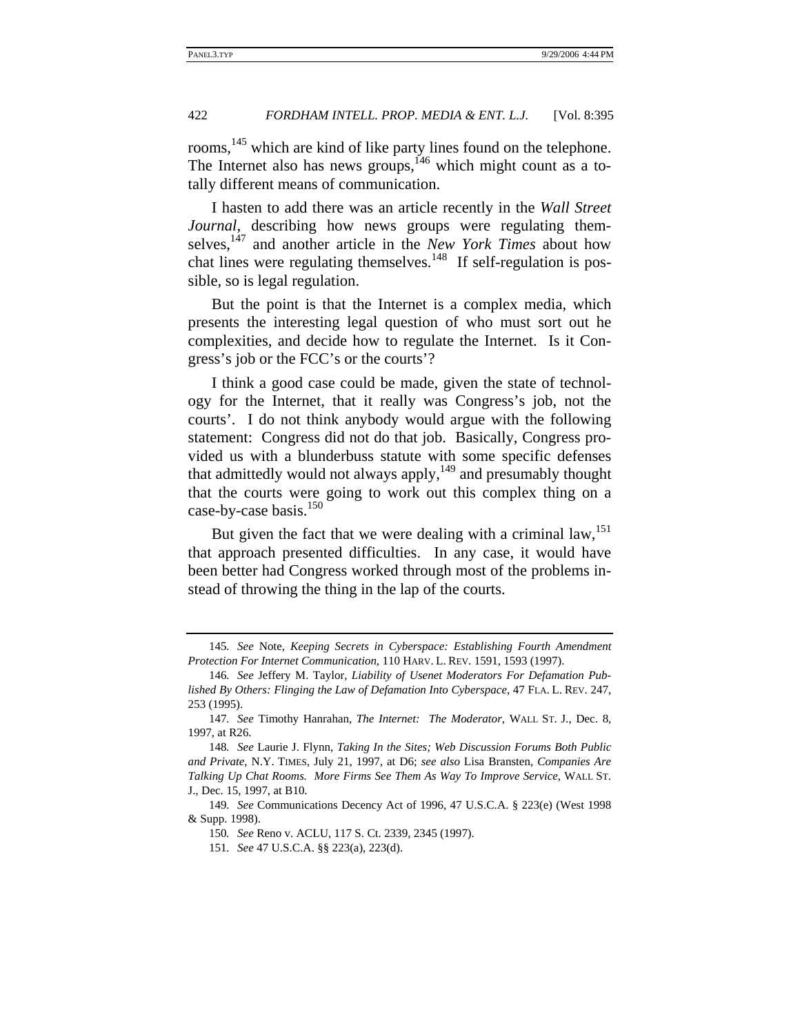rooms,[145] which are kind of like party lines found on the telephone. The Internet also has news groups,[146] which might count as a totally different means of communication.

I hasten to add there was an article recently in the *Wall Street Journal*, describing how news groups were regulating themselves,[147] and another article in the *New York Times* about how chat lines were regulating themselves.[148] If self-regulation is possible, so is legal regulation.

But the point is that the Internet is a complex media, which presents the interesting legal question of who must sort out he complexities, and decide how to regulate the Internet. Is it Congress's job or the FCC's or the courts'?

I think a good case could be made, given the state of technology for the Internet, that it really was Congress's job, not the courts'. I do not think anybody would argue with the following statement: Congress did not do that job. Basically, Congress provided us with a blunderbuss statute with some specific defenses that admittedly would not always apply,[149] and presumably thought that the courts were going to work out this complex thing on a case-by-case basis.[150]

But given the fact that we were dealing with a criminal law,[151] that approach presented difficulties. In any case, it would have been better had Congress worked through most of the problems instead of throwing the thing in the lap of the courts.

---

145. *See* Note, *Keeping Secrets in Cyberspace: Establishing Fourth Amendment Protection For Internet Communication*, 110 HARV. L. REV. 1591, 1593 (1997).

146. *See* Jeffery M. Taylor, *Liability of Usenet Moderators For Defamation Published By Others: Flinging the Law of Defamation Into Cyberspace*, 47 FLA. L. REV. 247, 253 (1995).

147. *See* Timothy Hanrahan, *The Internet: The Moderator*, WALL ST. J., Dec. 8, 1997, at R26.

148. *See* Laurie J. Flynn, *Taking In the Sites; Web Discussion Forums Both Public and Private*, N.Y. TIMES, July 21, 1997, at D6; *see also* Lisa Bransten, *Companies Are Talking Up Chat Rooms. More Firms See Them As Way To Improve Service*, WALL ST. J., Dec. 15, 1997, at B10.

149. *See* Communications Decency Act of 1996, 47 U.S.C.A. § 223(e) (West 1998 & Supp. 1998).

150. *See* Reno v. ACLU, 117 S. Ct. 2339, 2345 (1997).

151. *See* 47 U.S.C.A. §§ 223(a), 223(d).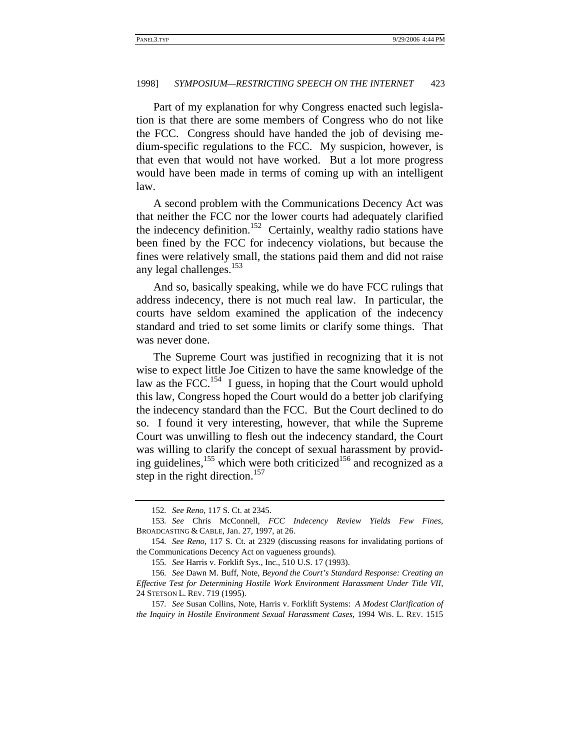Part of my explanation for why Congress enacted such legislation is that there are some members of Congress who do not like the FCC. Congress should have handed the job of devising medium-specific regulations to the FCC. My suspicion, however, is that even that would not have worked. But a lot more progress would have been made in terms of coming up with an intelligent law.

A second problem with the Communications Decency Act was that neither the FCC nor the lower courts had adequately clarified the indecency definition.[152] Certainly, wealthy radio stations have been fined by the FCC for indecency violations, but because the fines were relatively small, the stations paid them and did not raise any legal challenges.[153]

And so, basically speaking, while we do have FCC rulings that address indecency, there is not much real law. In particular, the courts have seldom examined the application of the indecency standard and tried to set some limits or clarify some things. That was never done.

The Supreme Court was justified in recognizing that it is not wise to expect little Joe Citizen to have the same knowledge of the law as the FCC.[154] I guess, in hoping that the Court would uphold this law, Congress hoped the Court would do a better job clarifying the indecency standard than the FCC. But the Court declined to do so. I found it very interesting, however, that while the Supreme Court was unwilling to flesh out the indecency standard, the Court was willing to clarify the concept of sexual harassment by providing guidelines,[155] which were both criticized[156] and recognized as a step in the right direction.[157]

---

152. *See Reno*, 117 S. Ct. at 2345.

153. *See* Chris McConnell, *FCC Indecency Review Yields Few Fines*, BROADCASTING & CABLE, Jan. 27, 1997, at 26.

154. *See Reno*, 117 S. Ct. at 2329 (discussing reasons for invalidating portions of the Communications Decency Act on vagueness grounds).

155. *See* Harris v. Forklift Sys., Inc., 510 U.S. 17 (1993).

156. *See* Dawn M. Buff, Note, *Beyond the Court's Standard Response: Creating an Effective Test for Determining Hostile Work Environment Harassment Under Title VII*, 24 STETSON L. REV. 719 (1995).

157. *See* Susan Collins, Note, Harris v. Forklift Systems: *A Modest Clarification of the Inquiry in Hostile Environment Sexual Harassment Cases*, 1994 WIS. L. REV. 1515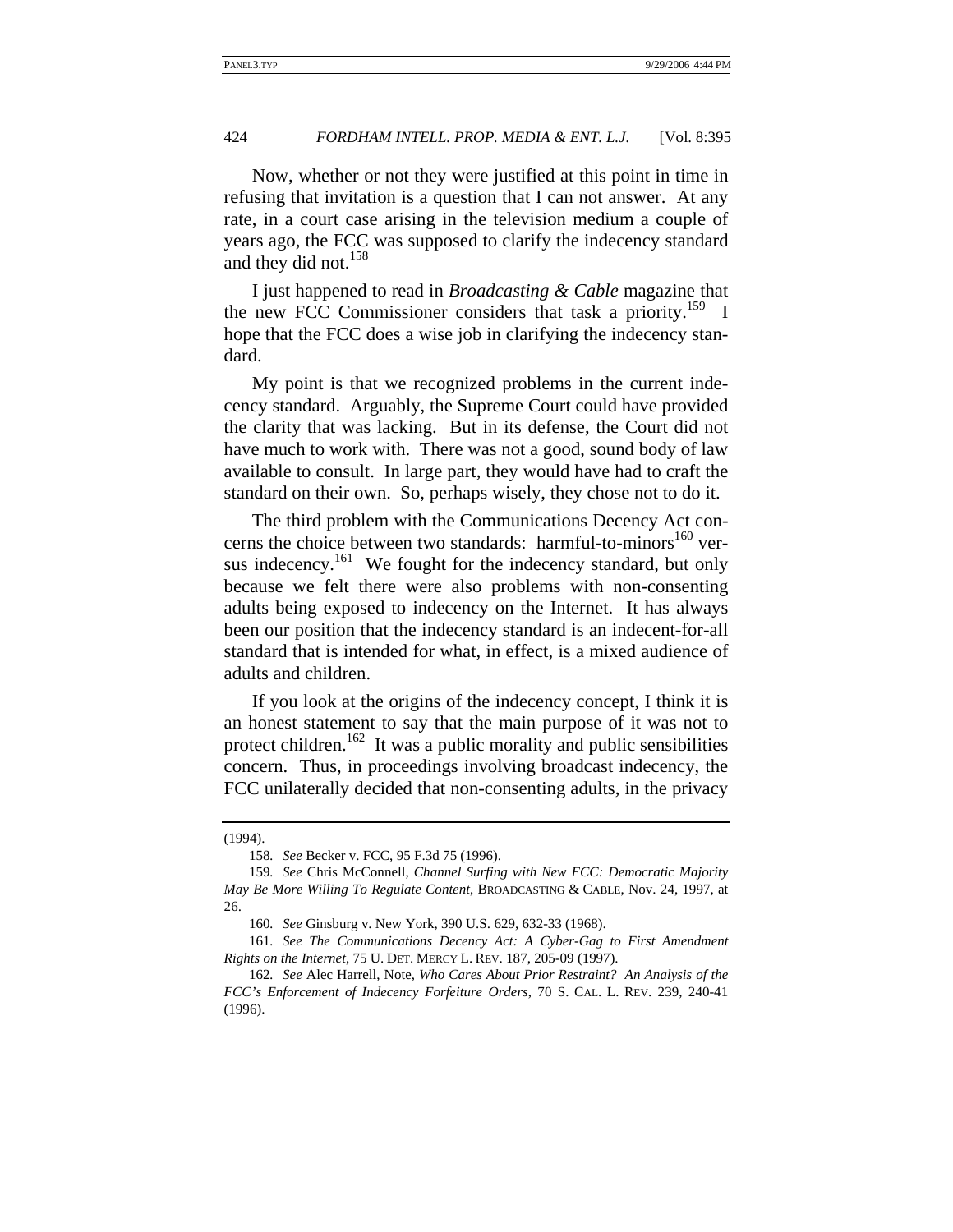Now, whether or not they were justified at this point in time in refusing that invitation is a question that I can not answer. At any rate, in a court case arising in the television medium a couple of years ago, the FCC was supposed to clarify the indecency standard and they did not.[158]

I just happened to read in *Broadcasting & Cable* magazine that the new FCC Commissioner considers that task a priority.[159] I hope that the FCC does a wise job in clarifying the indecency standard.

My point is that we recognized problems in the current indecency standard. Arguably, the Supreme Court could have provided the clarity that was lacking. But in its defense, the Court did not have much to work with. There was not a good, sound body of law available to consult. In large part, they would have had to craft the standard on their own. So, perhaps wisely, they chose not to do it.

The third problem with the Communications Decency Act concerns the choice between two standards: harmful-to-minors[160] versus indecency.[161] We fought for the indecency standard, but only because we felt there were also problems with non-consenting adults being exposed to indecency on the Internet. It has always been our position that the indecency standard is an indecent-for-all standard that is intended for what, in effect, is a mixed audience of adults and children.

If you look at the origins of the indecency concept, I think it is an honest statement to say that the main purpose of it was not to protect children.[162] It was a public morality and public sensibilities concern. Thus, in proceedings involving broadcast indecency, the FCC unilaterally decided that non-consenting adults, in the privacy

---

(1994).

158. *See* Becker v. FCC, 95 F.3d 75 (1996).

159. *See* Chris McConnell, *Channel Surfing with New FCC: Democratic Majority May Be More Willing To Regulate Content*, BROADCASTING & CABLE, Nov. 24, 1997, at 26.

160. *See* Ginsburg v. New York, 390 U.S. 629, 632-33 (1968).

161. *See The Communications Decency Act: A Cyber-Gag to First Amendment Rights on the Internet*, 75 U. DET. MERCY L. REV. 187, 205-09 (1997).

162. *See* Alec Harrell, Note, *Who Cares About Prior Restraint? An Analysis of the FCC's Enforcement of Indecency Forfeiture Orders*, 70 S. CAL. L. REV. 239, 240-41 (1996).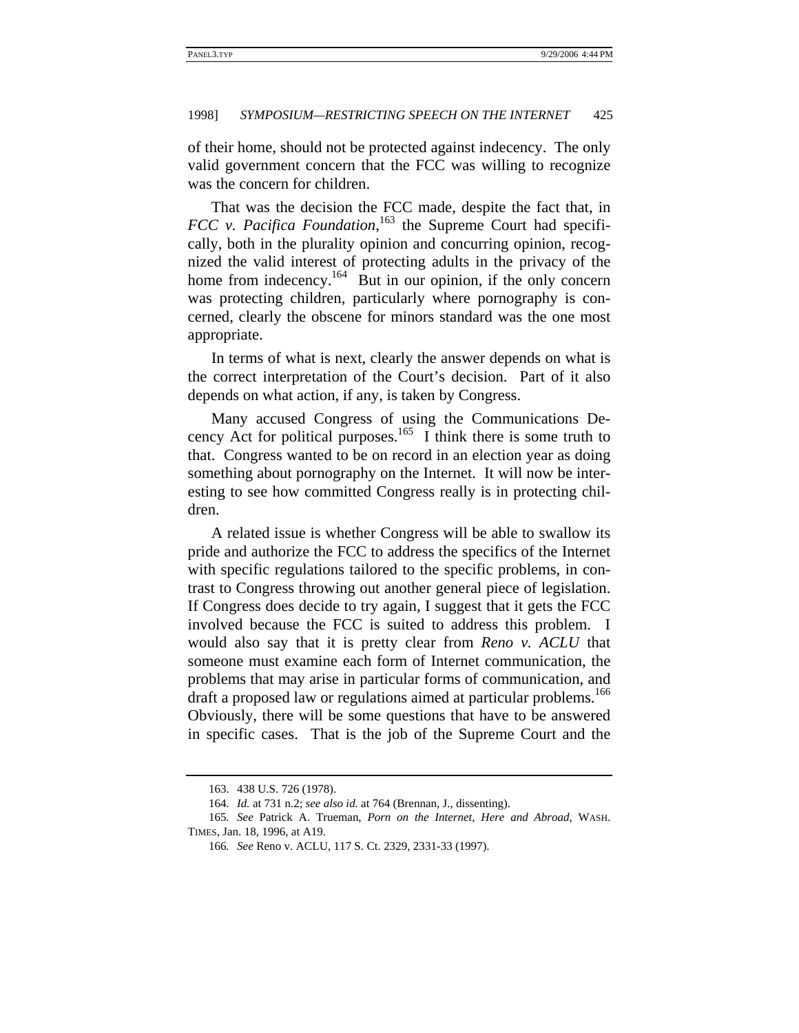of their home, should not be protected against indecency. The only valid government concern that the FCC was willing to recognize was the concern for children.

That was the decision the FCC made, despite the fact that, in *FCC v. Pacifica Foundation*,[163] the Supreme Court had specifically, both in the plurality opinion and concurring opinion, recognized the valid interest of protecting adults in the privacy of the home from indecency.[164] But in our opinion, if the only concern was protecting children, particularly where pornography is concerned, clearly the obscene for minors standard was the one most appropriate.

In terms of what is next, clearly the answer depends on what is the correct interpretation of the Court's decision. Part of it also depends on what action, if any, is taken by Congress.

Many accused Congress of using the Communications Decency Act for political purposes.[165] I think there is some truth to that. Congress wanted to be on record in an election year as doing something about pornography on the Internet. It will now be interesting to see how committed Congress really is in protecting children.

A related issue is whether Congress will be able to swallow its pride and authorize the FCC to address the specifics of the Internet with specific regulations tailored to the specific problems, in contrast to Congress throwing out another general piece of legislation. If Congress does decide to try again, I suggest that it gets the FCC involved because the FCC is suited to address this problem. I would also say that it is pretty clear from *Reno v. ACLU* that someone must examine each form of Internet communication, the problems that may arise in particular forms of communication, and draft a proposed law or regulations aimed at particular problems.[166] Obviously, there will be some questions that have to be answered in specific cases. That is the job of the Supreme Court and the

---

163. 438 U.S. 726 (1978).

164. *Id.* at 731 n.2; *see also id.* at 764 (Brennan, J., dissenting).

165. *See* Patrick A. Trueman, *Porn on the Internet, Here and Abroad*, WASH. TIMES, Jan. 18, 1996, at A19.

166. *See* Reno v. ACLU, 117 S. Ct. 2329, 2331-33 (1997).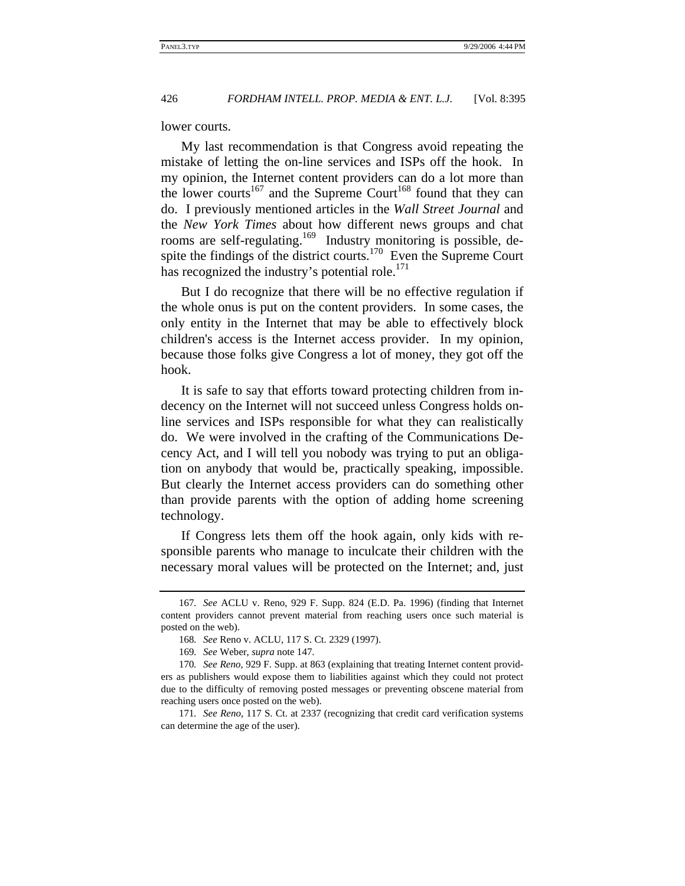lower courts.

My last recommendation is that Congress avoid repeating the mistake of letting the on-line services and ISPs off the hook. In my opinion, the Internet content providers can do a lot more than the lower courts[167] and the Supreme Court[168] found that they can do. I previously mentioned articles in the *Wall Street Journal* and the *New York Times* about how different news groups and chat rooms are self-regulating.[169] Industry monitoring is possible, despite the findings of the district courts.[170] Even the Supreme Court has recognized the industry's potential role.[171]

But I do recognize that there will be no effective regulation if the whole onus is put on the content providers. In some cases, the only entity in the Internet that may be able to effectively block children's access is the Internet access provider. In my opinion, because those folks give Congress a lot of money, they got off the hook.

It is safe to say that efforts toward protecting children from indecency on the Internet will not succeed unless Congress holds on-line services and ISPs responsible for what they can realistically do. We were involved in the crafting of the Communications Decency Act, and I will tell you nobody was trying to put an obligation on anybody that would be, practically speaking, impossible. But clearly the Internet access providers can do something other than provide parents with the option of adding home screening technology.

If Congress lets them off the hook again, only kids with responsible parents who manage to inculcate their children with the necessary moral values will be protected on the Internet; and, just

---

167. *See* ACLU v. Reno, 929 F. Supp. 824 (E.D. Pa. 1996) (finding that Internet content providers cannot prevent material from reaching users once such material is posted on the web).

168. *See* Reno v. ACLU, 117 S. Ct. 2329 (1997).

169. *See* Weber, *supra* note 147.

170. *See Reno*, 929 F. Supp. at 863 (explaining that treating Internet content providers as publishers would expose them to liabilities against which they could not protect due to the difficulty of removing posted messages or preventing obscene material from reaching users once posted on the web).

171. *See Reno*, 117 S. Ct. at 2337 (recognizing that credit card verification systems can determine the age of the user).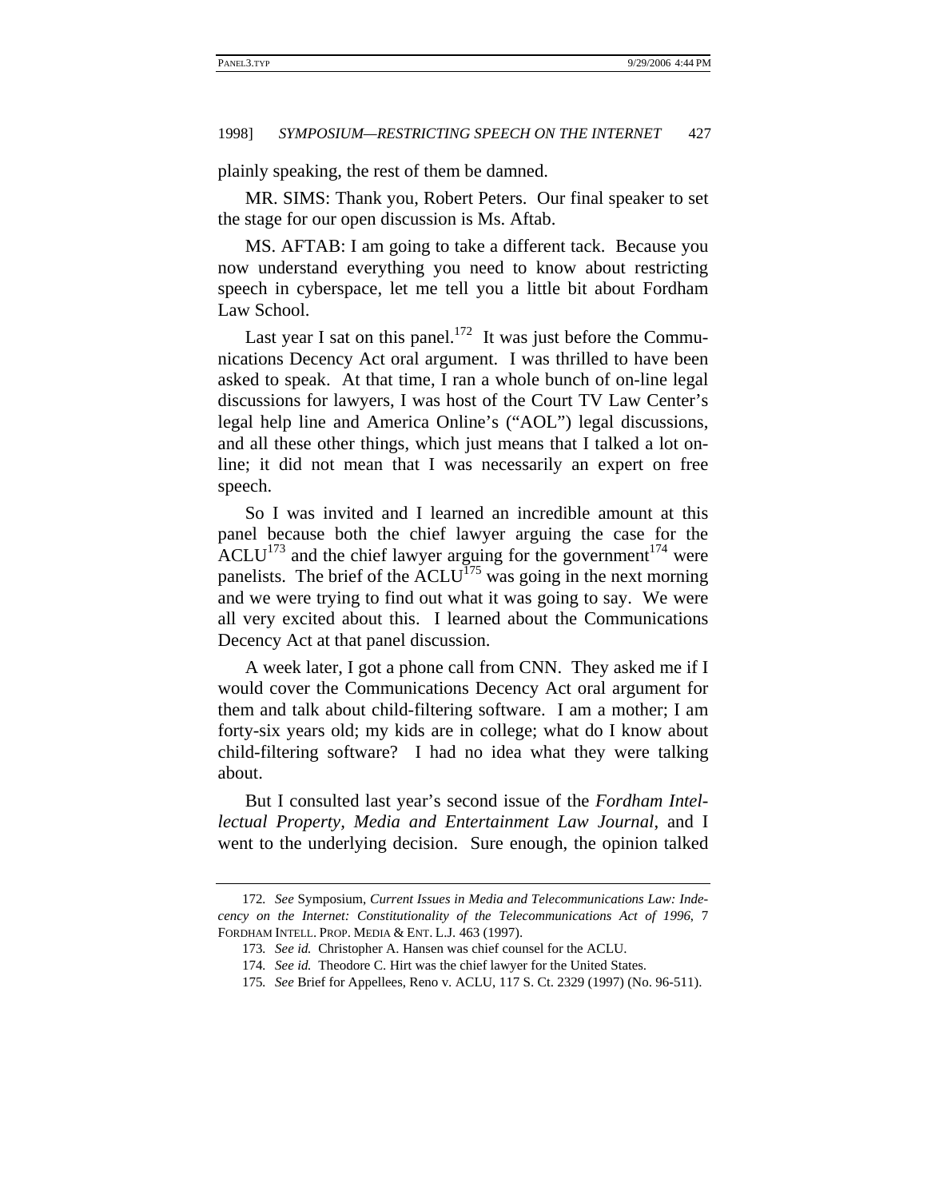plainly speaking, the rest of them be damned.

MR. SIMS: Thank you, Robert Peters. Our final speaker to set the stage for our open discussion is Ms. Aftab.

MS. AFTAB: I am going to take a different tack. Because you now understand everything you need to know about restricting speech in cyberspace, let me tell you a little bit about Fordham Law School.

Last year I sat on this panel.[172] It was just before the Communications Decency Act oral argument. I was thrilled to have been asked to speak. At that time, I ran a whole bunch of on-line legal discussions for lawyers, I was host of the Court TV Law Center's legal help line and America Online's ("AOL") legal discussions, and all these other things, which just means that I talked a lot on-line; it did not mean that I was necessarily an expert on free speech.

So I was invited and I learned an incredible amount at this panel because both the chief lawyer arguing the case for the ACLU[173] and the chief lawyer arguing for the government[174] were panelists. The brief of the ACLU[175] was going in the next morning and we were trying to find out what it was going to say. We were all very excited about this. I learned about the Communications Decency Act at that panel discussion.

A week later, I got a phone call from CNN. They asked me if I would cover the Communications Decency Act oral argument for them and talk about child-filtering software. I am a mother; I am forty-six years old; my kids are in college; what do I know about child-filtering software? I had no idea what they were talking about.

But I consulted last year's second issue of the *Fordham Intellectual Property, Media and Entertainment Law Journal*, and I went to the underlying decision. Sure enough, the opinion talked

---

172. *See* Symposium, *Current Issues in Media and Telecommunications Law: Indecency on the Internet: Constitutionality of the Telecommunications Act of 1996*, 7 FORDHAM INTELL. PROP. MEDIA & ENT. L.J. 463 (1997).

173. *See id.* Christopher A. Hansen was chief counsel for the ACLU.

174. *See id.* Theodore C. Hirt was the chief lawyer for the United States.

175. *See* Brief for Appellees, Reno v. ACLU, 117 S. Ct. 2329 (1997) (No. 96-511).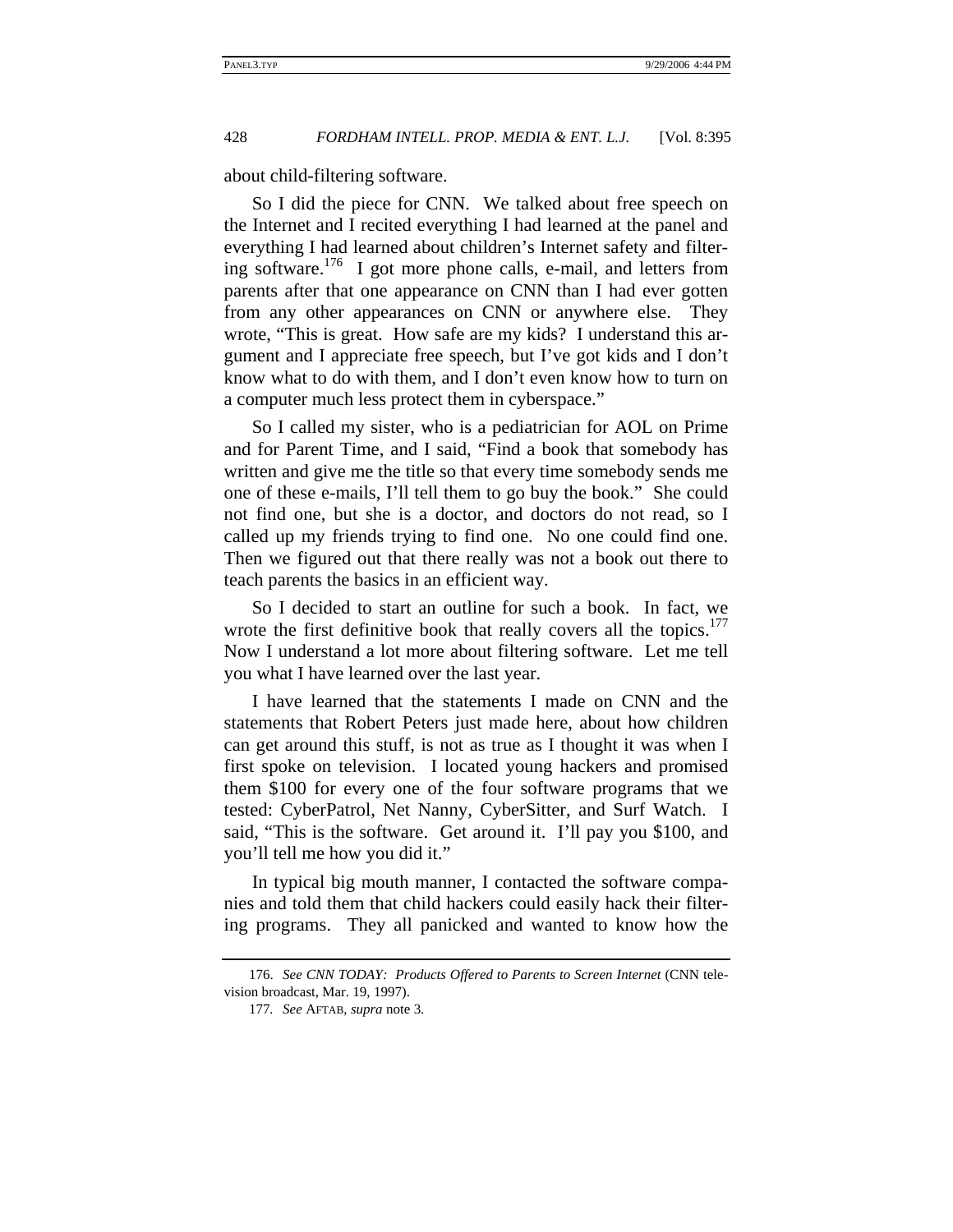about child-filtering software.

So I did the piece for CNN. We talked about free speech on the Internet and I recited everything I had learned at the panel and everything I had learned about children's Internet safety and filtering software.[176] I got more phone calls, e-mail, and letters from parents after that one appearance on CNN than I had ever gotten from any other appearances on CNN or anywhere else. They wrote, "This is great. How safe are my kids? I understand this argument and I appreciate free speech, but I've got kids and I don't know what to do with them, and I don't even know how to turn on a computer much less protect them in cyberspace."

So I called my sister, who is a pediatrician for AOL on Prime and for Parent Time, and I said, "Find a book that somebody has written and give me the title so that every time somebody sends me one of these e-mails, I'll tell them to go buy the book." She could not find one, but she is a doctor, and doctors do not read, so I called up my friends trying to find one. No one could find one. Then we figured out that there really was not a book out there to teach parents the basics in an efficient way.

So I decided to start an outline for such a book. In fact, we wrote the first definitive book that really covers all the topics.[177] Now I understand a lot more about filtering software. Let me tell you what I have learned over the last year.

I have learned that the statements I made on CNN and the statements that Robert Peters just made here, about how children can get around this stuff, is not as true as I thought it was when I first spoke on television. I located young hackers and promised them $100 for every one of the four software programs that we tested: CyberPatrol, Net Nanny, CyberSitter, and Surf Watch. I said, "This is the software. Get around it. I'll pay you $100, and you'll tell me how you did it."

In typical big mouth manner, I contacted the software companies and told them that child hackers could easily hack their filtering programs. They all panicked and wanted to know how the

---

176. *See CNN TODAY: Products Offered to Parents to Screen Internet* (CNN television broadcast, Mar. 19, 1997).

177. *See* AFTAB, *supra* note 3.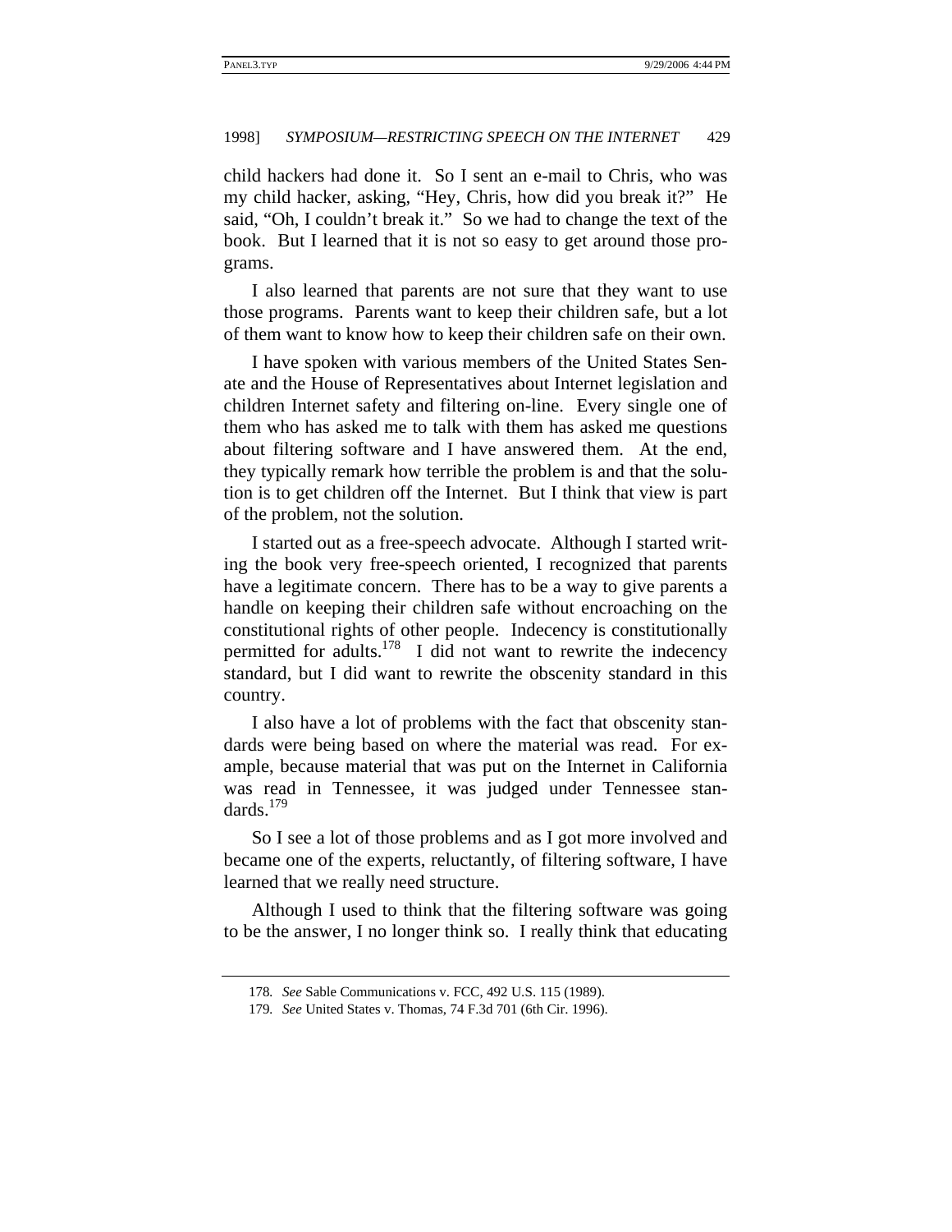child hackers had done it. So I sent an e-mail to Chris, who was my child hacker, asking, "Hey, Chris, how did you break it?" He said, "Oh, I couldn't break it." So we had to change the text of the book. But I learned that it is not so easy to get around those programs.

I also learned that parents are not sure that they want to use those programs. Parents want to keep their children safe, but a lot of them want to know how to keep their children safe on their own.

I have spoken with various members of the United States Senate and the House of Representatives about Internet legislation and children Internet safety and filtering on-line. Every single one of them who has asked me to talk with them has asked me questions about filtering software and I have answered them. At the end, they typically remark how terrible the problem is and that the solution is to get children off the Internet. But I think that view is part of the problem, not the solution.

I started out as a free-speech advocate. Although I started writing the book very free-speech oriented, I recognized that parents have a legitimate concern. There has to be a way to give parents a handle on keeping their children safe without encroaching on the constitutional rights of other people. Indecency is constitutionally permitted for adults.[178] I did not want to rewrite the indecency standard, but I did want to rewrite the obscenity standard in this country.

I also have a lot of problems with the fact that obscenity standards were being based on where the material was read. For example, because material that was put on the Internet in California was read in Tennessee, it was judged under Tennessee standards.[179]

So I see a lot of those problems and as I got more involved and became one of the experts, reluctantly, of filtering software, I have learned that we really need structure.

Although I used to think that the filtering software was going to be the answer, I no longer think so. I really think that educating

---

178. *See* Sable Communications v. FCC, 492 U.S. 115 (1989).

179. *See* United States v. Thomas, 74 F.3d 701 (6th Cir. 1996).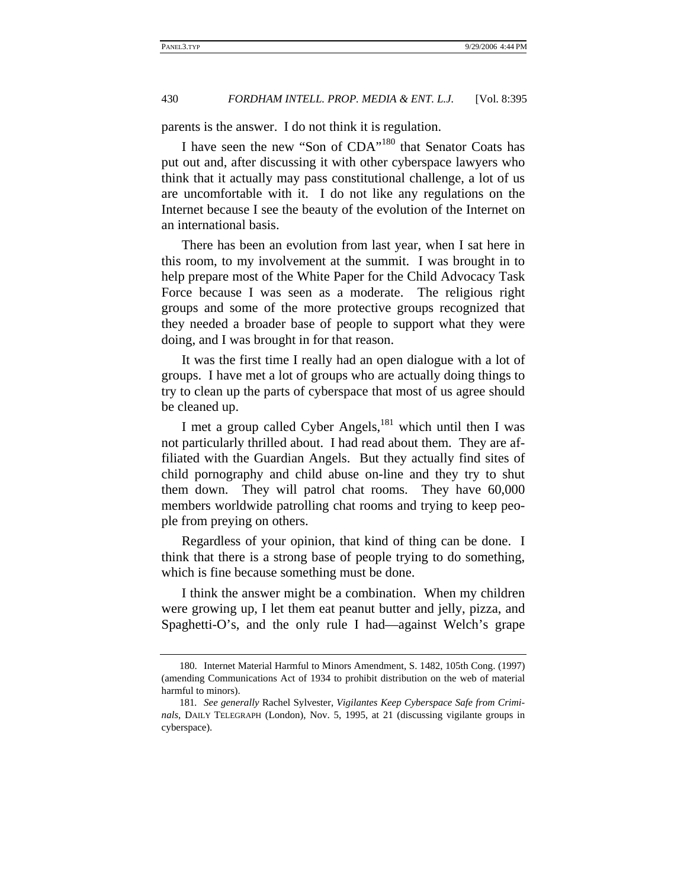parents is the answer. I do not think it is regulation.

I have seen the new "Son of CDA"[180] that Senator Coats has put out and, after discussing it with other cyberspace lawyers who think that it actually may pass constitutional challenge, a lot of us are uncomfortable with it. I do not like any regulations on the Internet because I see the beauty of the evolution of the Internet on an international basis.

There has been an evolution from last year, when I sat here in this room, to my involvement at the summit. I was brought in to help prepare most of the White Paper for the Child Advocacy Task Force because I was seen as a moderate. The religious right groups and some of the more protective groups recognized that they needed a broader base of people to support what they were doing, and I was brought in for that reason.

It was the first time I really had an open dialogue with a lot of groups. I have met a lot of groups who are actually doing things to try to clean up the parts of cyberspace that most of us agree should be cleaned up.

I met a group called Cyber Angels,[181] which until then I was not particularly thrilled about. I had read about them. They are affiliated with the Guardian Angels. But they actually find sites of child pornography and child abuse on-line and they try to shut them down. They will patrol chat rooms. They have 60,000 members worldwide patrolling chat rooms and trying to keep people from preying on others.

Regardless of your opinion, that kind of thing can be done. I think that there is a strong base of people trying to do something, which is fine because something must be done.

I think the answer might be a combination. When my children were growing up, I let them eat peanut butter and jelly, pizza, and Spaghetti-O's, and the only rule I had—against Welch's grape

---

180. Internet Material Harmful to Minors Amendment, S. 1482, 105th Cong. (1997) (amending Communications Act of 1934 to prohibit distribution on the web of material harmful to minors).

181. *See generally* Rachel Sylvester, *Vigilantes Keep Cyberspace Safe from Criminals*, DAILY TELEGRAPH (London), Nov. 5, 1995, at 21 (discussing vigilante groups in cyberspace).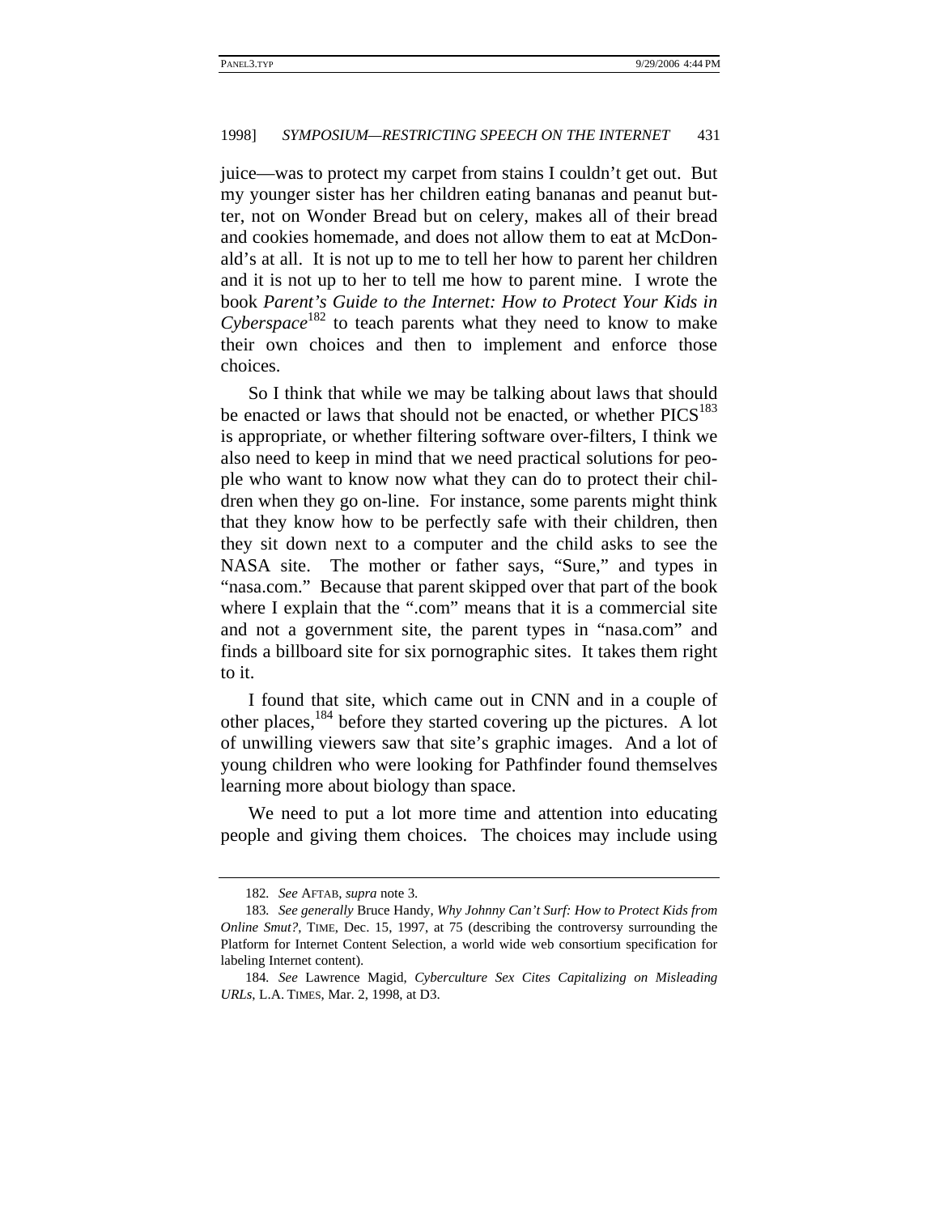juice—was to protect my carpet from stains I couldn't get out. But my younger sister has her children eating bananas and peanut butter, not on Wonder Bread but on celery, makes all of their bread and cookies homemade, and does not allow them to eat at McDonald's at all. It is not up to me to tell her how to parent her children and it is not up to her to tell me how to parent mine. I wrote the book *Parent's Guide to the Internet: How to Protect Your Kids in Cyberspace*[182] to teach parents what they need to know to make their own choices and then to implement and enforce those choices.

So I think that while we may be talking about laws that should be enacted or laws that should not be enacted, or whether PICS[183] is appropriate, or whether filtering software over-filters, I think we also need to keep in mind that we need practical solutions for people who want to know now what they can do to protect their children when they go on-line. For instance, some parents might think that they know how to be perfectly safe with their children, then they sit down next to a computer and the child asks to see the NASA site. The mother or father says, "Sure," and types in "nasa.com." Because that parent skipped over that part of the book where I explain that the ".com" means that it is a commercial site and not a government site, the parent types in "nasa.com" and finds a billboard site for six pornographic sites. It takes them right to it.

I found that site, which came out in CNN and in a couple of other places,[184] before they started covering up the pictures. A lot of unwilling viewers saw that site's graphic images. And a lot of young children who were looking for Pathfinder found themselves learning more about biology than space.

We need to put a lot more time and attention into educating people and giving them choices. The choices may include using

---

182. *See* AFTAB, *supra* note 3.

183. *See generally* Bruce Handy, *Why Johnny Can't Surf: How to Protect Kids from Online Smut?*, TIME, Dec. 15, 1997, at 75 (describing the controversy surrounding the Platform for Internet Content Selection, a world wide web consortium specification for labeling Internet content).

184. *See* Lawrence Magid, *Cyberculture Sex Cites Capitalizing on Misleading URLs*, L.A. TIMES, Mar. 2, 1998, at D3.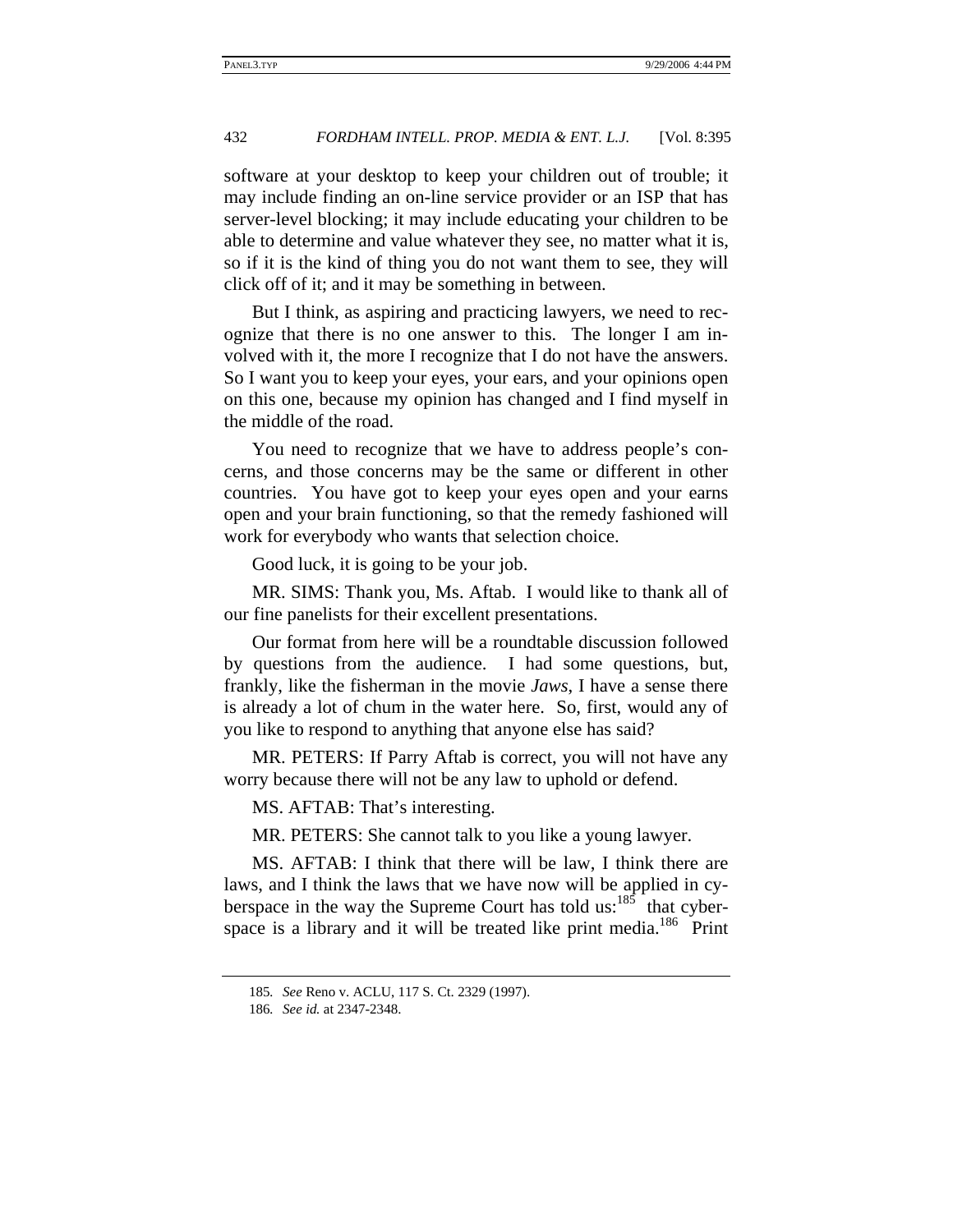software at your desktop to keep your children out of trouble; it may include finding an on-line service provider or an ISP that has server-level blocking; it may include educating your children to be able to determine and value whatever they see, no matter what it is, so if it is the kind of thing you do not want them to see, they will click off of it; and it may be something in between.

But I think, as aspiring and practicing lawyers, we need to recognize that there is no one answer to this. The longer I am involved with it, the more I recognize that I do not have the answers. So I want you to keep your eyes, your ears, and your opinions open on this one, because my opinion has changed and I find myself in the middle of the road.

You need to recognize that we have to address people's concerns, and those concerns may be the same or different in other countries. You have got to keep your eyes open and your earns open and your brain functioning, so that the remedy fashioned will work for everybody who wants that selection choice.

Good luck, it is going to be your job.

MR. SIMS: Thank you, Ms. Aftab. I would like to thank all of our fine panelists for their excellent presentations.

Our format from here will be a roundtable discussion followed by questions from the audience. I had some questions, but, frankly, like the fisherman in the movie *Jaws*, I have a sense there is already a lot of chum in the water here. So, first, would any of you like to respond to anything that anyone else has said?

MR. PETERS: If Parry Aftab is correct, you will not have any worry because there will not be any law to uphold or defend.

MS. AFTAB: That's interesting.

MR. PETERS: She cannot talk to you like a young lawyer.

MS. AFTAB: I think that there will be law, I think there are laws, and I think the laws that we have now will be applied in cyberspace in the way the Supreme Court has told us:[185] that cyberspace is a library and it will be treated like print media.[186] Print

185. *See* Reno v. ACLU, 117 S. Ct. 2329 (1997).

186. *See id.* at 2347-2348.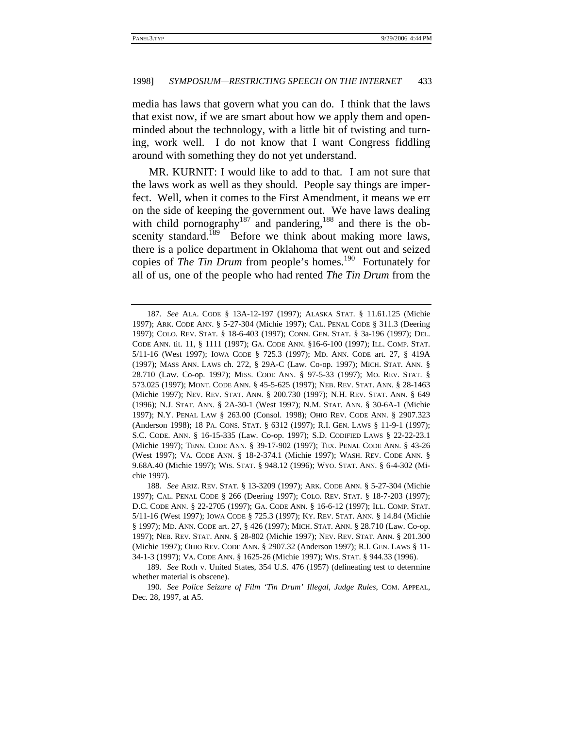media has laws that govern what you can do. I think that the laws that exist now, if we are smart about how we apply them and open-minded about the technology, with a little bit of twisting and turning, work well. I do not know that I want Congress fiddling around with something they do not yet understand.

MR. KURNIT: I would like to add to that. I am not sure that the laws work as well as they should. People say things are imperfect. Well, when it comes to the First Amendment, it means we err on the side of keeping the government out. We have laws dealing with child pornography[187] and pandering,[188] and there is the obscenity standard.[189] Before we think about making more laws, there is a police department in Oklahoma that went out and seized copies of *The Tin Drum* from people's homes.[190] Fortunately for all of us, one of the people who had rented *The Tin Drum* from the

---

187. *See* ALA. CODE § 13A-12-197 (1997); ALASKA STAT. § 11.61.125 (Michie 1997); ARK. CODE ANN. § 5-27-304 (Michie 1997); CAL. PENAL CODE § 311.3 (Deering 1997); COLO. REV. STAT. § 18-6-403 (1997); CONN. GEN. STAT. § 3a-196 (1997); DEL. CODE ANN. tit. 11, § 1111 (1997); GA. CODE ANN. §16-6-100 (1997); ILL. COMP. STAT. 5/11-16 (West 1997); IOWA CODE § 725.3 (1997); MD. ANN. CODE art. 27, § 419A (1997); MASS ANN. LAWS ch. 272, § 29A-C (Law. Co-op. 1997); MICH. STAT. ANN. § 28.710 (Law. Co-op. 1997); MISS. CODE ANN. § 97-5-33 (1997); MO. REV. STAT. § 573.025 (1997); MONT. CODE ANN. § 45-5-625 (1997); NEB. REV. STAT. ANN. § 28-1463 (Michie 1997); NEV. REV. STAT. ANN. § 200.730 (1997); N.H. REV. STAT. ANN. § 649 (1996); N.J. STAT. ANN. § 2A-30-1 (West 1997); N.M. STAT. ANN. § 30-6A-1 (Michie 1997); N.Y. PENAL LAW § 263.00 (Consol. 1998); OHIO REV. CODE ANN. § 2907.323 (Anderson 1998); 18 PA. CONS. STAT. § 6312 (1997); R.I. GEN. LAWS § 11-9-1 (1997); S.C. CODE. ANN. § 16-15-335 (Law. Co-op. 1997); S.D. CODIFIED LAWS § 22-22-23.1 (Michie 1997); TENN. CODE ANN. § 39-17-902 (1997); TEX. PENAL CODE ANN. § 43-26 (West 1997); VA. CODE ANN. § 18-2-374.1 (Michie 1997); WASH. REV. CODE ANN. § 9.68A.40 (Michie 1997); WIS. STAT. § 948.12 (1996); WYO. STAT. ANN. § 6-4-302 (Michie 1997).

188. *See* ARIZ. REV. STAT. § 13-3209 (1997); ARK. CODE ANN. § 5-27-304 (Michie 1997); CAL. PENAL CODE § 266 (Deering 1997); COLO. REV. STAT. § 18-7-203 (1997); D.C. CODE ANN. § 22-2705 (1997); GA. CODE ANN. § 16-6-12 (1997); ILL. COMP. STAT. 5/11-16 (West 1997); IOWA CODE § 725.3 (1997); KY. REV. STAT. ANN. § 14.84 (Michie § 1997); MD. ANN. CODE art. 27, § 426 (1997); MICH. STAT. ANN. § 28.710 (Law. Co-op. 1997); NEB. REV. STAT. ANN. § 28-802 (Michie 1997); NEV. REV. STAT. ANN. § 201.300 (Michie 1997); OHIO REV. CODE ANN. § 2907.32 (Anderson 1997); R.I. GEN. LAWS § 11-34-1-3 (1997); VA. CODE ANN. § 1625-26 (Michie 1997); WIS. STAT. § 944.33 (1996).

189. *See* Roth v. United States, 354 U.S. 476 (1957) (delineating test to determine whether material is obscene).

190. *See Police Seizure of Film 'Tin Drum' Illegal, Judge Rules*, COM. APPEAL, Dec. 28, 1997, at A5.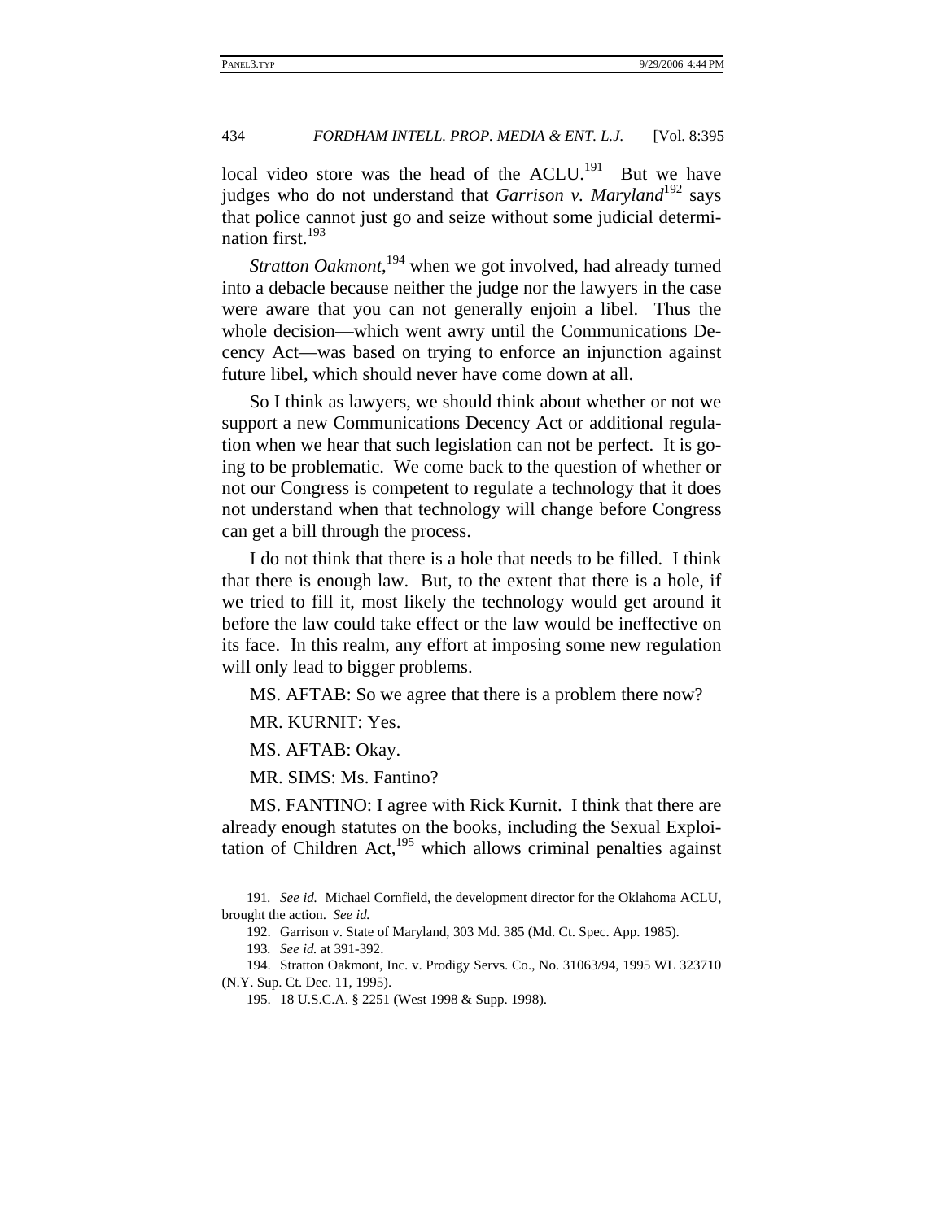local video store was the head of the ACLU.[191] But we have judges who do not understand that *Garrison v. Maryland*[192] says that police cannot just go and seize without some judicial determination first.[193]

*Stratton Oakmont*,[194] when we got involved, had already turned into a debacle because neither the judge nor the lawyers in the case were aware that you can not generally enjoin a libel. Thus the whole decision—which went awry until the Communications Decency Act—was based on trying to enforce an injunction against future libel, which should never have come down at all.

So I think as lawyers, we should think about whether or not we support a new Communications Decency Act or additional regulation when we hear that such legislation can not be perfect. It is going to be problematic. We come back to the question of whether or not our Congress is competent to regulate a technology that it does not understand when that technology will change before Congress can get a bill through the process.

I do not think that there is a hole that needs to be filled. I think that there is enough law. But, to the extent that there is a hole, if we tried to fill it, most likely the technology would get around it before the law could take effect or the law would be ineffective on its face. In this realm, any effort at imposing some new regulation will only lead to bigger problems.

MS. AFTAB: So we agree that there is a problem there now?

MR. KURNIT: Yes.

MS. AFTAB: Okay.

MR. SIMS: Ms. Fantino?

MS. FANTINO: I agree with Rick Kurnit. I think that there are already enough statutes on the books, including the Sexual Exploitation of Children Act,[195] which allows criminal penalties against

---

191. *See id.* Michael Cornfield, the development director for the Oklahoma ACLU, brought the action. *See id.*

192. Garrison v. State of Maryland, 303 Md. 385 (Md. Ct. Spec. App. 1985).

193. *See id.* at 391-392.

194. Stratton Oakmont, Inc. v. Prodigy Servs. Co., No. 31063/94, 1995 WL 323710 (N.Y. Sup. Ct. Dec. 11, 1995).

195. 18 U.S.C.A. § 2251 (West 1998 & Supp. 1998).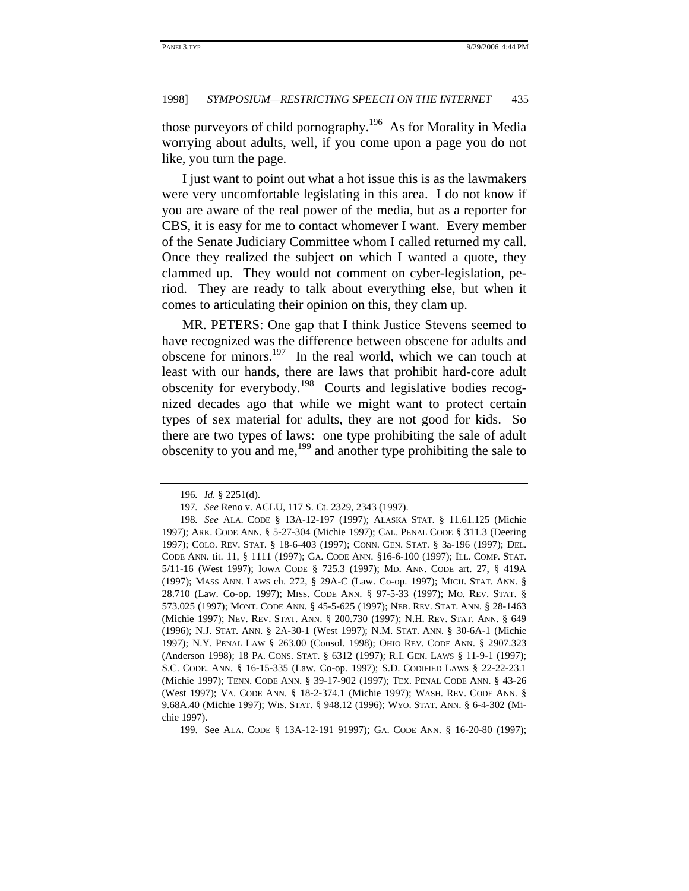those purveyors of child pornography.[196] As for Morality in Media worrying about adults, well, if you come upon a page you do not like, you turn the page.

I just want to point out what a hot issue this is as the lawmakers were very uncomfortable legislating in this area. I do not know if you are aware of the real power of the media, but as a reporter for CBS, it is easy for me to contact whomever I want. Every member of the Senate Judiciary Committee whom I called returned my call. Once they realized the subject on which I wanted a quote, they clammed up. They would not comment on cyber-legislation, period. They are ready to talk about everything else, but when it comes to articulating their opinion on this, they clam up.

MR. PETERS: One gap that I think Justice Stevens seemed to have recognized was the difference between obscene for adults and obscene for minors.[197] In the real world, which we can touch at least with our hands, there are laws that prohibit hard-core adult obscenity for everybody.[198] Courts and legislative bodies recognized decades ago that while we might want to protect certain types of sex material for adults, they are not good for kids. So there are two types of laws: one type prohibiting the sale of adult obscenity to you and me,[199] and another type prohibiting the sale to

---

196. *Id.* § 2251(d).

197. *See* Reno v. ACLU, 117 S. Ct. 2329, 2343 (1997).

198. *See* ALA. CODE § 13A-12-197 (1997); ALASKA STAT. § 11.61.125 (Michie 1997); ARK. CODE ANN. § 5-27-304 (Michie 1997); CAL. PENAL CODE § 311.3 (Deering 1997); COLO. REV. STAT. § 18-6-403 (1997); CONN. GEN. STAT. § 3a-196 (1997); DEL. CODE ANN. tit. 11, § 1111 (1997); GA. CODE ANN. §16-6-100 (1997); ILL. COMP. STAT. 5/11-16 (West 1997); IOWA CODE § 725.3 (1997); MD. ANN. CODE art. 27, § 419A (1997); MASS ANN. LAWS ch. 272, § 29A-C (Law. Co-op. 1997); MICH. STAT. ANN. § 28.710 (Law. Co-op. 1997); MISS. CODE ANN. § 97-5-33 (1997); MO. REV. STAT. § 573.025 (1997); MONT. CODE ANN. § 45-5-625 (1997); NEB. REV. STAT. ANN. § 28-1463 (Michie 1997); NEV. REV. STAT. ANN. § 200.730 (1997); N.H. REV. STAT. ANN. § 649 (1996); N.J. STAT. ANN. § 2A-30-1 (West 1997); N.M. STAT. ANN. § 30-6A-1 (Michie 1997); N.Y. PENAL LAW § 263.00 (Consol. 1998); OHIO REV. CODE ANN. § 2907.323 (Anderson 1998); 18 PA. CONS. STAT. § 6312 (1997); R.I. GEN. LAWS § 11-9-1 (1997); S.C. CODE. ANN. § 16-15-335 (Law. Co-op. 1997); S.D. CODIFIED LAWS § 22-22-23.1 (Michie 1997); TENN. CODE ANN. § 39-17-902 (1997); TEX. PENAL CODE ANN. § 43-26 (West 1997); VA. CODE ANN. § 18-2-374.1 (Michie 1997); WASH. REV. CODE ANN. § 9.68A.40 (Michie 1997); WIS. STAT. § 948.12 (1996); WYO. STAT. ANN. § 6-4-302 (Michie 1997).

199. See ALA. CODE § 13A-12-191 91997); GA. CODE ANN. § 16-20-80 (1997);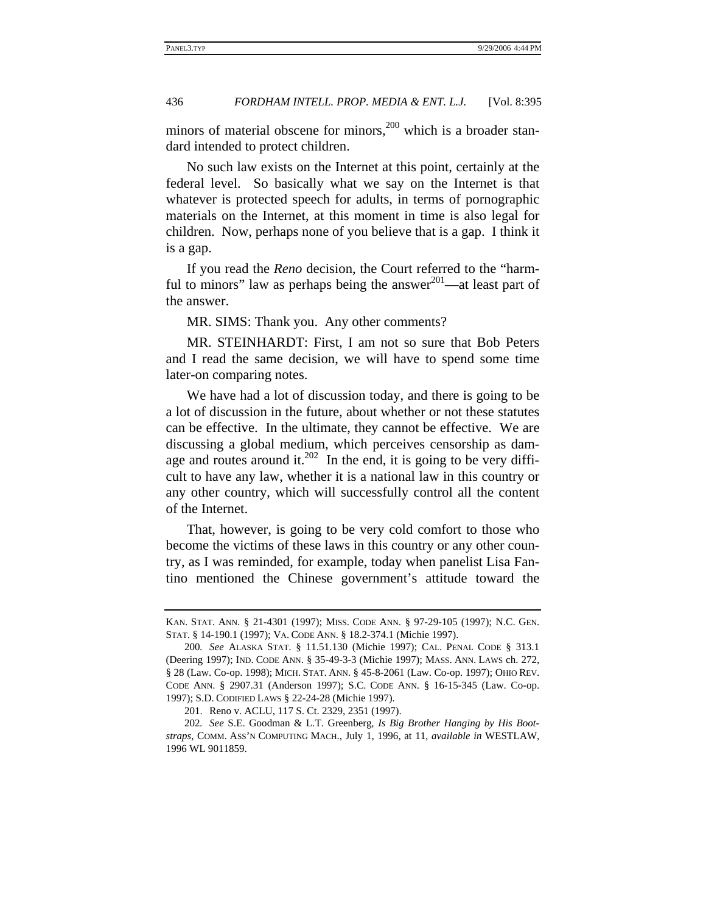minors of material obscene for minors,[200] which is a broader standard intended to protect children.

No such law exists on the Internet at this point, certainly at the federal level. So basically what we say on the Internet is that whatever is protected speech for adults, in terms of pornographic materials on the Internet, at this moment in time is also legal for children. Now, perhaps none of you believe that is a gap. I think it is a gap.

If you read the *Reno* decision, the Court referred to the "harmful to minors" law as perhaps being the answer[201]—at least part of the answer.

MR. SIMS: Thank you. Any other comments?

MR. STEINHARDT: First, I am not so sure that Bob Peters and I read the same decision, we will have to spend some time later-on comparing notes.

We have had a lot of discussion today, and there is going to be a lot of discussion in the future, about whether or not these statutes can be effective. In the ultimate, they cannot be effective. We are discussing a global medium, which perceives censorship as damage and routes around it.[202] In the end, it is going to be very difficult to have any law, whether it is a national law in this country or any other country, which will successfully control all the content of the Internet.

That, however, is going to be very cold comfort to those who become the victims of these laws in this country or any other country, as I was reminded, for example, today when panelist Lisa Fantino mentioned the Chinese government's attitude toward the

---

KAN. STAT. ANN. § 21-4301 (1997); MISS. CODE ANN. § 97-29-105 (1997); N.C. GEN. STAT. § 14-190.1 (1997); VA. CODE ANN. § 18.2-374.1 (Michie 1997).

200. *See* ALASKA STAT. § 11.51.130 (Michie 1997); CAL. PENAL CODE § 313.1 (Deering 1997); IND. CODE ANN. § 35-49-3-3 (Michie 1997); MASS. ANN. LAWS ch. 272, § 28 (Law. Co-op. 1998); MICH. STAT. ANN. § 45-8-2061 (Law. Co-op. 1997); OHIO REV. CODE ANN. § 2907.31 (Anderson 1997); S.C. CODE ANN. § 16-15-345 (Law. Co-op. 1997); S.D. CODIFIED LAWS § 22-24-28 (Michie 1997).

201. Reno v. ACLU, 117 S. Ct. 2329, 2351 (1997).

202. *See* S.E. Goodman & L.T. Greenberg, *Is Big Brother Hanging by His Bootstraps*, COMM. ASS'N COMPUTING MACH., July 1, 1996, at 11, *available in* WESTLAW, 1996 WL 9011859.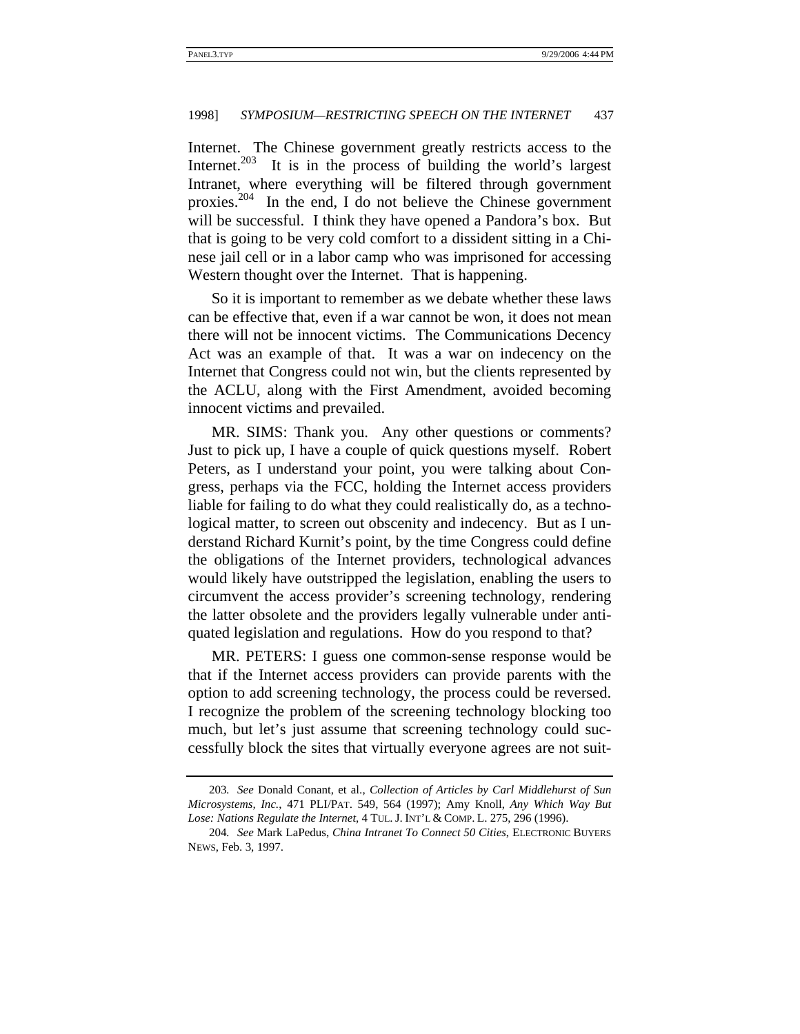Internet. The Chinese government greatly restricts access to the Internet.[203] It is in the process of building the world's largest Intranet, where everything will be filtered through government proxies.[204] In the end, I do not believe the Chinese government will be successful. I think they have opened a Pandora's box. But that is going to be very cold comfort to a dissident sitting in a Chinese jail cell or in a labor camp who was imprisoned for accessing Western thought over the Internet. That is happening.

So it is important to remember as we debate whether these laws can be effective that, even if a war cannot be won, it does not mean there will not be innocent victims. The Communications Decency Act was an example of that. It was a war on indecency on the Internet that Congress could not win, but the clients represented by the ACLU, along with the First Amendment, avoided becoming innocent victims and prevailed.

MR. SIMS: Thank you. Any other questions or comments? Just to pick up, I have a couple of quick questions myself. Robert Peters, as I understand your point, you were talking about Congress, perhaps via the FCC, holding the Internet access providers liable for failing to do what they could realistically do, as a technological matter, to screen out obscenity and indecency. But as I understand Richard Kurnit's point, by the time Congress could define the obligations of the Internet providers, technological advances would likely have outstripped the legislation, enabling the users to circumvent the access provider's screening technology, rendering the latter obsolete and the providers legally vulnerable under antiquated legislation and regulations. How do you respond to that?

MR. PETERS: I guess one common-sense response would be that if the Internet access providers can provide parents with the option to add screening technology, the process could be reversed. I recognize the problem of the screening technology blocking too much, but let's just assume that screening technology could successfully block the sites that virtually everyone agrees are not suit-

---

203. *See* Donald Conant, et al., *Collection of Articles by Carl Middlehurst of Sun Microsystems, Inc.*, 471 PLI/PAT. 549, 564 (1997); Amy Knoll, *Any Which Way But Lose: Nations Regulate the Internet*, 4 TUL. J. INT'L & COMP. L. 275, 296 (1996).

204. *See* Mark LaPedus, *China Intranet To Connect 50 Cities*, ELECTRONIC BUYERS NEWS, Feb. 3, 1997.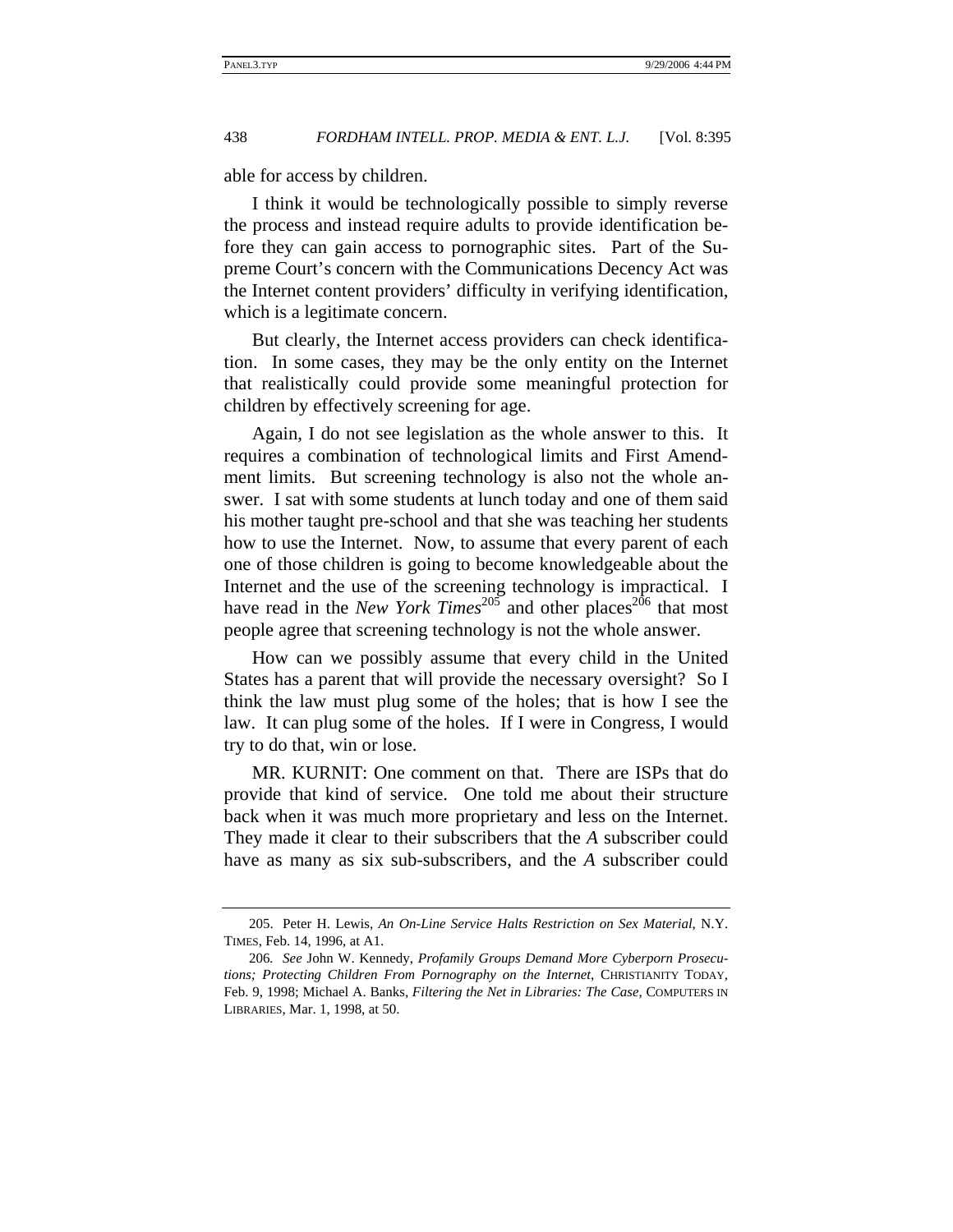able for access by children.

I think it would be technologically possible to simply reverse the process and instead require adults to provide identification before they can gain access to pornographic sites. Part of the Supreme Court's concern with the Communications Decency Act was the Internet content providers' difficulty in verifying identification, which is a legitimate concern.

But clearly, the Internet access providers can check identification. In some cases, they may be the only entity on the Internet that realistically could provide some meaningful protection for children by effectively screening for age.

Again, I do not see legislation as the whole answer to this. It requires a combination of technological limits and First Amendment limits. But screening technology is also not the whole answer. I sat with some students at lunch today and one of them said his mother taught pre-school and that she was teaching her students how to use the Internet. Now, to assume that every parent of each one of those children is going to become knowledgeable about the Internet and the use of the screening technology is impractical. I have read in the *New York Times*[205] and other places[206] that most people agree that screening technology is not the whole answer.

How can we possibly assume that every child in the United States has a parent that will provide the necessary oversight? So I think the law must plug some of the holes; that is how I see the law. It can plug some of the holes. If I were in Congress, I would try to do that, win or lose.

MR. KURNIT: One comment on that. There are ISPs that do provide that kind of service. One told me about their structure back when it was much more proprietary and less on the Internet. They made it clear to their subscribers that the *A* subscriber could have as many as six sub-subscribers, and the *A* subscriber could

---

205. Peter H. Lewis, *An On-Line Service Halts Restriction on Sex Material*, N.Y. TIMES, Feb. 14, 1996, at A1.

206. *See* John W. Kennedy, *Profamily Groups Demand More Cyberporn Prosecutions; Protecting Children From Pornography on the Internet*, CHRISTIANITY TODAY, Feb. 9, 1998; Michael A. Banks, *Filtering the Net in Libraries: The Case*, COMPUTERS IN LIBRARIES, Mar. 1, 1998, at 50.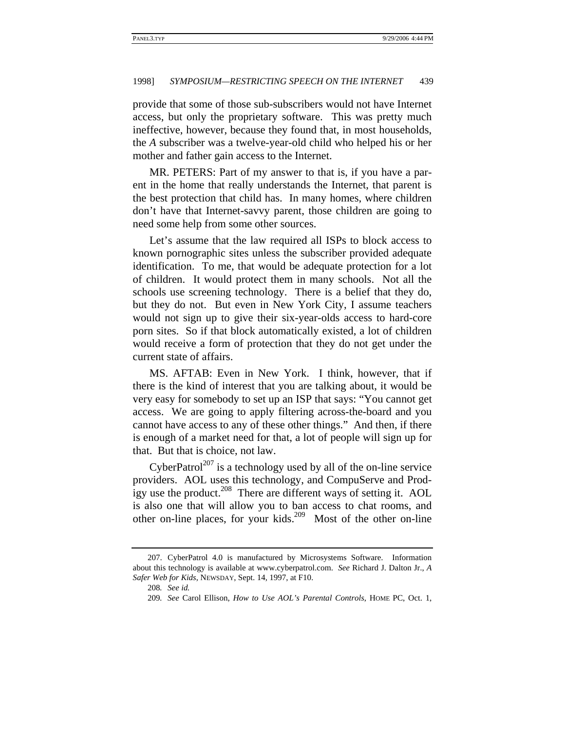provide that some of those sub-subscribers would not have Internet access, but only the proprietary software. This was pretty much ineffective, however, because they found that, in most households, the *A* subscriber was a twelve-year-old child who helped his or her mother and father gain access to the Internet.

MR. PETERS: Part of my answer to that is, if you have a parent in the home that really understands the Internet, that parent is the best protection that child has. In many homes, where children don't have that Internet-savvy parent, those children are going to need some help from some other sources.

Let's assume that the law required all ISPs to block access to known pornographic sites unless the subscriber provided adequate identification. To me, that would be adequate protection for a lot of children. It would protect them in many schools. Not all the schools use screening technology. There is a belief that they do, but they do not. But even in New York City, I assume teachers would not sign up to give their six-year-olds access to hard-core porn sites. So if that block automatically existed, a lot of children would receive a form of protection that they do not get under the current state of affairs.

MS. AFTAB: Even in New York. I think, however, that if there is the kind of interest that you are talking about, it would be very easy for somebody to set up an ISP that says: "You cannot get access. We are going to apply filtering across-the-board and you cannot have access to any of these other things." And then, if there is enough of a market need for that, a lot of people will sign up for that. But that is choice, not law.

CyberPatrol[207] is a technology used by all of the on-line service providers. AOL uses this technology, and CompuServe and Prodigy use the product.[208] There are different ways of setting it. AOL is also one that will allow you to ban access to chat rooms, and other on-line places, for your kids.[209] Most of the other on-line

---

207. CyberPatrol 4.0 is manufactured by Microsystems Software. Information about this technology is available at www.cyberpatrol.com. *See* Richard J. Dalton Jr., *A Safer Web for Kids*, NEWSDAY, Sept. 14, 1997, at F10.

208. *See id.*

209. *See* Carol Ellison, *How to Use AOL's Parental Controls*, HOME PC, Oct. 1,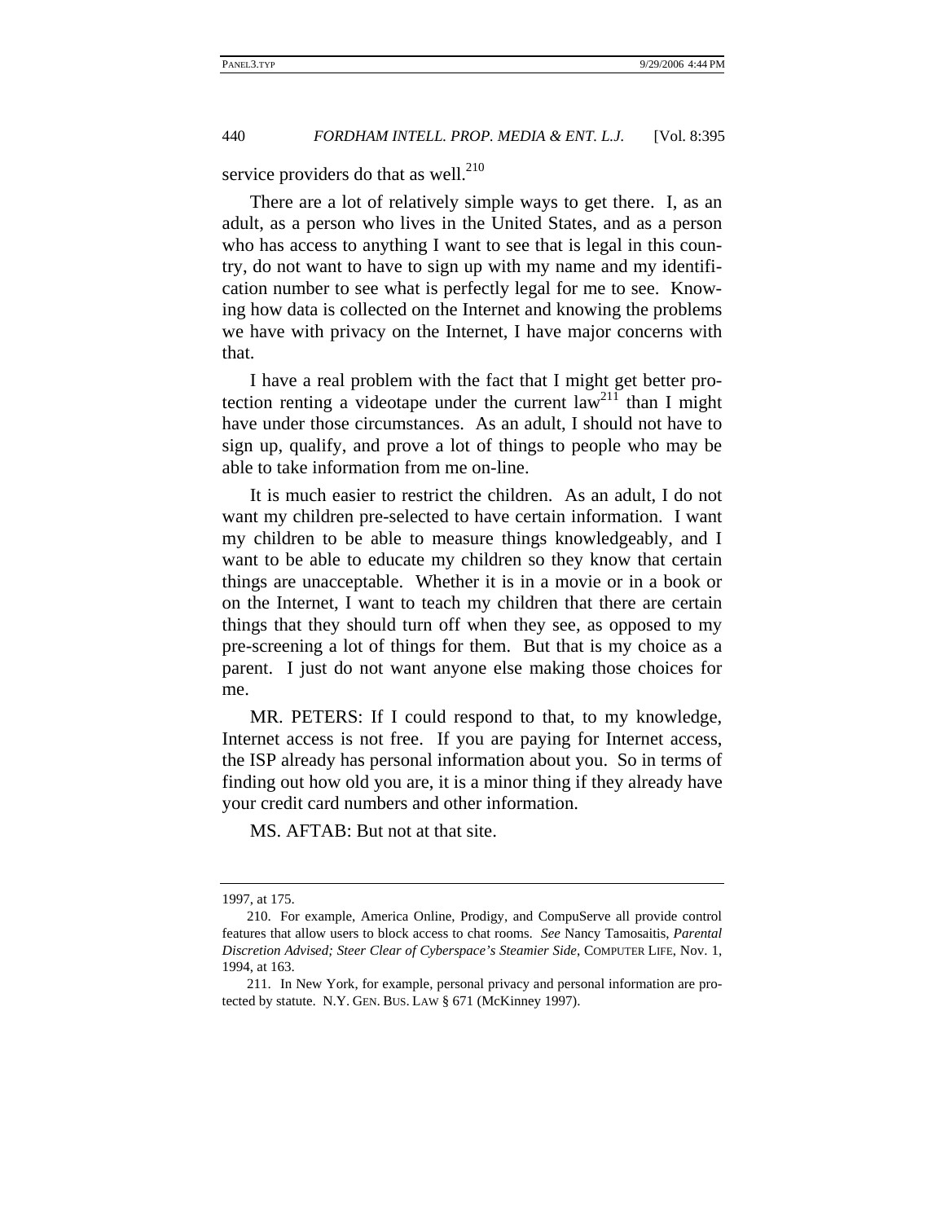service providers do that as well.[210]

There are a lot of relatively simple ways to get there. I, as an adult, as a person who lives in the United States, and as a person who has access to anything I want to see that is legal in this country, do not want to have to sign up with my name and my identification number to see what is perfectly legal for me to see. Knowing how data is collected on the Internet and knowing the problems we have with privacy on the Internet, I have major concerns with that.

I have a real problem with the fact that I might get better protection renting a videotape under the current law[211] than I might have under those circumstances. As an adult, I should not have to sign up, qualify, and prove a lot of things to people who may be able to take information from me on-line.

It is much easier to restrict the children. As an adult, I do not want my children pre-selected to have certain information. I want my children to be able to measure things knowledgeably, and I want to be able to educate my children so they know that certain things are unacceptable. Whether it is in a movie or in a book or on the Internet, I want to teach my children that there are certain things that they should turn off when they see, as opposed to my pre-screening a lot of things for them. But that is my choice as a parent. I just do not want anyone else making those choices for me.

MR. PETERS: If I could respond to that, to my knowledge, Internet access is not free. If you are paying for Internet access, the ISP already has personal information about you. So in terms of finding out how old you are, it is a minor thing if they already have your credit card numbers and other information.

MS. AFTAB: But not at that site.

---

1997, at 175.

210. For example, America Online, Prodigy, and CompuServe all provide control features that allow users to block access to chat rooms. *See* Nancy Tamosaitis, *Parental Discretion Advised; Steer Clear of Cyberspace's Steamier Side*, COMPUTER LIFE, Nov. 1, 1994, at 163.

211. In New York, for example, personal privacy and personal information are protected by statute. N.Y. GEN. BUS. LAW § 671 (McKinney 1997).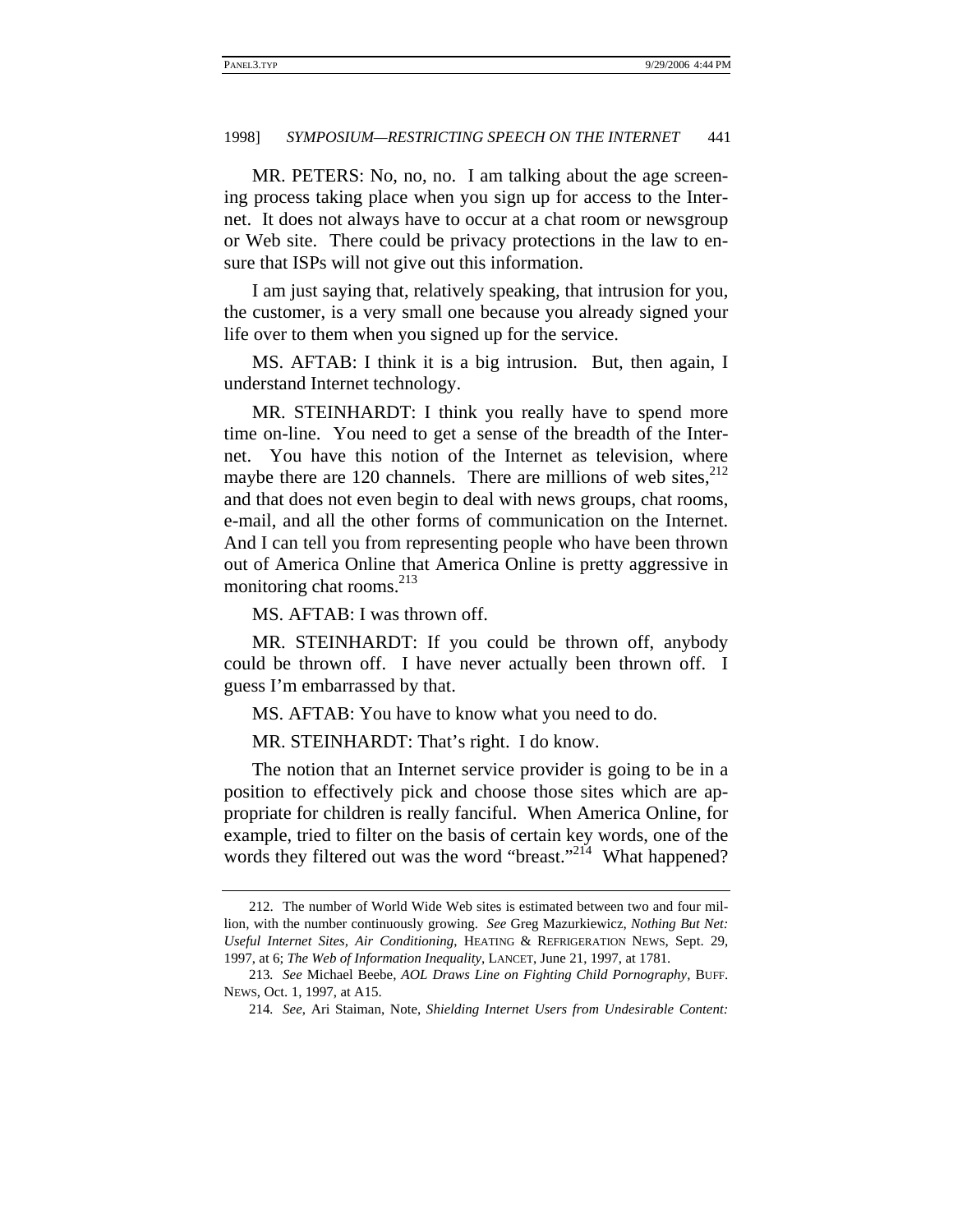MR. PETERS: No, no, no. I am talking about the age screening process taking place when you sign up for access to the Internet. It does not always have to occur at a chat room or newsgroup or Web site. There could be privacy protections in the law to ensure that ISPs will not give out this information.

I am just saying that, relatively speaking, that intrusion for you, the customer, is a very small one because you already signed your life over to them when you signed up for the service.

MS. AFTAB: I think it is a big intrusion. But, then again, I understand Internet technology.

MR. STEINHARDT: I think you really have to spend more time on-line. You need to get a sense of the breadth of the Internet. You have this notion of the Internet as television, where maybe there are 120 channels. There are millions of web sites,[212] and that does not even begin to deal with news groups, chat rooms, e-mail, and all the other forms of communication on the Internet. And I can tell you from representing people who have been thrown out of America Online that America Online is pretty aggressive in monitoring chat rooms.[213]

MS. AFTAB: I was thrown off.

MR. STEINHARDT: If you could be thrown off, anybody could be thrown off. I have never actually been thrown off. I guess I'm embarrassed by that.

MS. AFTAB: You have to know what you need to do.

MR. STEINHARDT: That's right. I do know.

The notion that an Internet service provider is going to be in a position to effectively pick and choose those sites which are appropriate for children is really fanciful. When America Online, for example, tried to filter on the basis of certain key words, one of the words they filtered out was the word "breast."[214] What happened?

---

212. The number of World Wide Web sites is estimated between two and four million, with the number continuously growing. *See* Greg Mazurkiewicz, *Nothing But Net: Useful Internet Sites, Air Conditioning*, HEATING & REFRIGERATION NEWS, Sept. 29, 1997, at 6; *The Web of Information Inequality*, LANCET, June 21, 1997, at 1781.

213. *See* Michael Beebe, *AOL Draws Line on Fighting Child Pornography*, BUFF. NEWS, Oct. 1, 1997, at A15.

214. *See*, Ari Staiman, Note, *Shielding Internet Users from Undesirable Content:*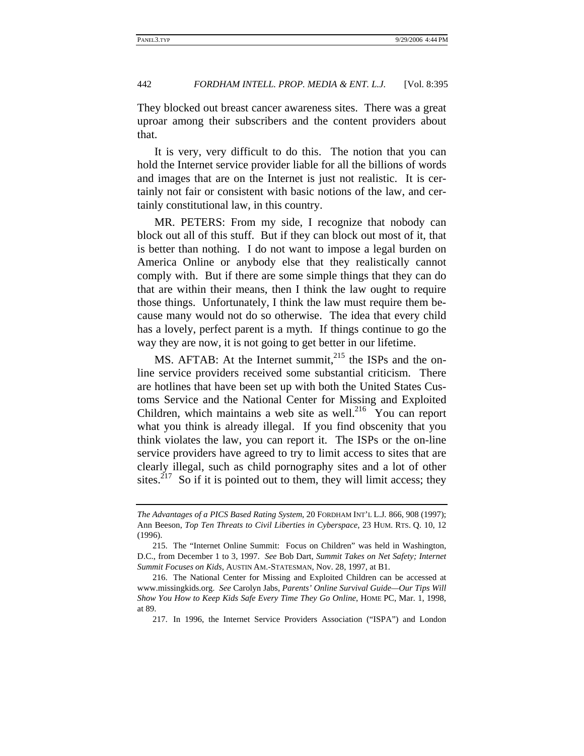They blocked out breast cancer awareness sites. There was a great uproar among their subscribers and the content providers about that.

It is very, very difficult to do this. The notion that you can hold the Internet service provider liable for all the billions of words and images that are on the Internet is just not realistic. It is certainly not fair or consistent with basic notions of the law, and certainly constitutional law, in this country.

MR. PETERS: From my side, I recognize that nobody can block out all of this stuff. But if they can block out most of it, that is better than nothing. I do not want to impose a legal burden on America Online or anybody else that they realistically cannot comply with. But if there are some simple things that they can do that are within their means, then I think the law ought to require those things. Unfortunately, I think the law must require them because many would not do so otherwise. The idea that every child has a lovely, perfect parent is a myth. If things continue to go the way they are now, it is not going to get better in our lifetime.

MS. AFTAB: At the Internet summit,[215] the ISPs and the on-line service providers received some substantial criticism. There are hotlines that have been set up with both the United States Customs Service and the National Center for Missing and Exploited Children, which maintains a web site as well.[216] You can report what you think is already illegal. If you find obscenity that you think violates the law, you can report it. The ISPs or the on-line service providers have agreed to try to limit access to sites that are clearly illegal, such as child pornography sites and a lot of other sites.[217] So if it is pointed out to them, they will limit access; they

---

*The Advantages of a PICS Based Rating System*, 20 FORDHAM INT'L L.J. 866, 908 (1997); Ann Beeson, *Top Ten Threats to Civil Liberties in Cyberspace*, 23 HUM. RTS. Q. 10, 12 (1996).

215. The "Internet Online Summit: Focus on Children" was held in Washington, D.C., from December 1 to 3, 1997. *See* Bob Dart, *Summit Takes on Net Safety; Internet Summit Focuses on Kids*, AUSTIN AM.-STATESMAN, Nov. 28, 1997, at B1.

216. The National Center for Missing and Exploited Children can be accessed at www.missingkids.org. *See* Carolyn Jabs, *Parents' Online Survival Guide—Our Tips Will Show You How to Keep Kids Safe Every Time They Go Online*, HOME PC, Mar. 1, 1998, at 89.

217. In 1996, the Internet Service Providers Association ("ISPA") and London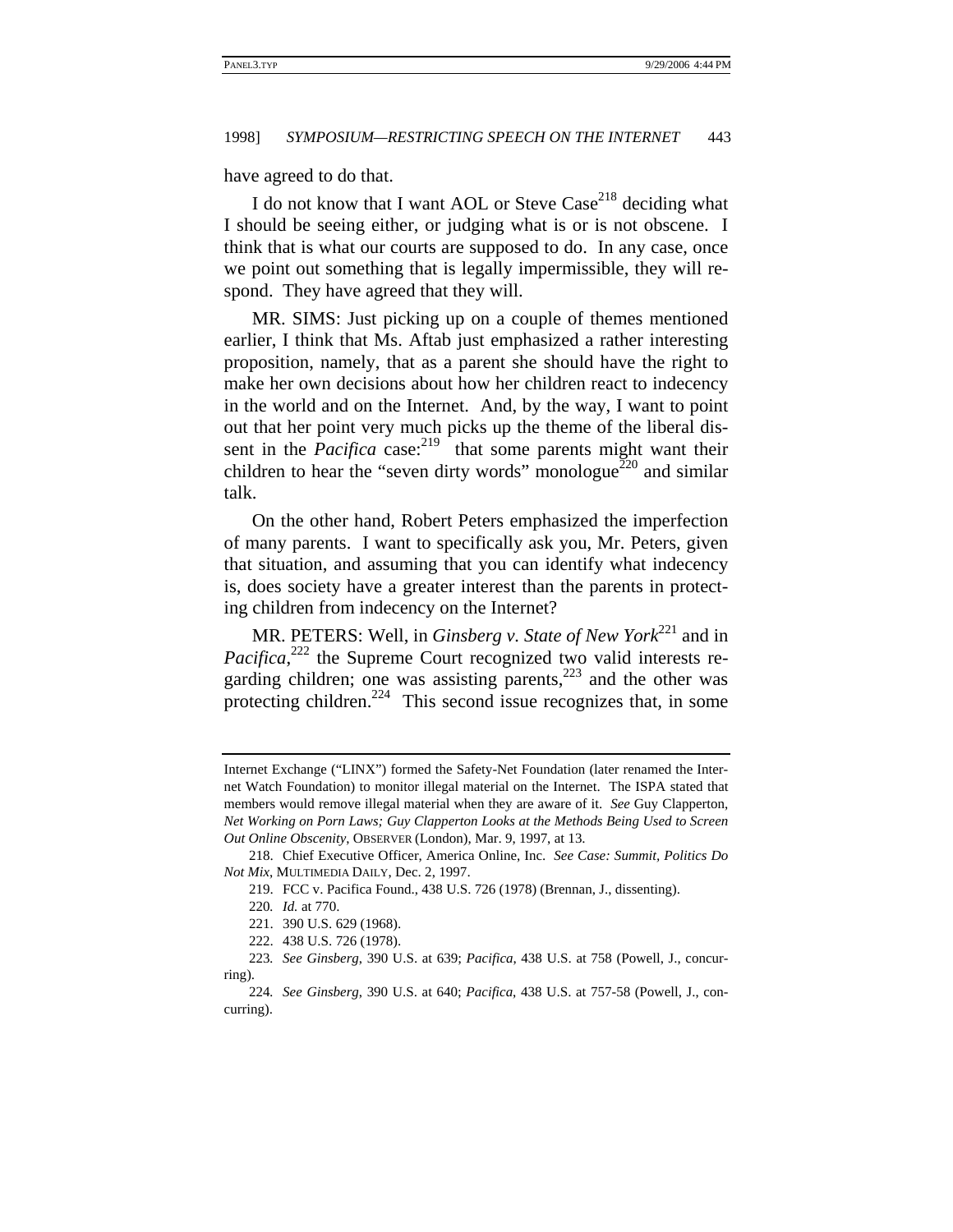have agreed to do that.

I do not know that I want AOL or Steve Case[218] deciding what I should be seeing either, or judging what is or is not obscene. I think that is what our courts are supposed to do. In any case, once we point out something that is legally impermissible, they will respond. They have agreed that they will.

MR. SIMS: Just picking up on a couple of themes mentioned earlier, I think that Ms. Aftab just emphasized a rather interesting proposition, namely, that as a parent she should have the right to make her own decisions about how her children react to indecency in the world and on the Internet. And, by the way, I want to point out that her point very much picks up the theme of the liberal dissent in the *Pacifica* case:[219] that some parents might want their children to hear the "seven dirty words" monologue[220] and similar talk.

On the other hand, Robert Peters emphasized the imperfection of many parents. I want to specifically ask you, Mr. Peters, given that situation, and assuming that you can identify what indecency is, does society have a greater interest than the parents in protecting children from indecency on the Internet?

MR. PETERS: Well, in *Ginsberg v. State of New York*[221] and in *Pacifica*,[222] the Supreme Court recognized two valid interests regarding children; one was assisting parents,[223] and the other was protecting children.[224] This second issue recognizes that, in some

---

Internet Exchange ("LINX") formed the Safety-Net Foundation (later renamed the Internet Watch Foundation) to monitor illegal material on the Internet. The ISPA stated that members would remove illegal material when they are aware of it. *See* Guy Clapperton, *Net Working on Porn Laws; Guy Clapperton Looks at the Methods Being Used to Screen Out Online Obscenity*, OBSERVER (London), Mar. 9, 1997, at 13.

218. Chief Executive Officer, America Online, Inc. *See Case: Summit, Politics Do Not Mix*, MULTIMEDIA DAILY, Dec. 2, 1997.

219. FCC v. Pacifica Found., 438 U.S. 726 (1978) (Brennan, J., dissenting).

220. *Id.* at 770.

221. 390 U.S. 629 (1968).

222. 438 U.S. 726 (1978).

223. *See Ginsberg*, 390 U.S. at 639; *Pacifica*, 438 U.S. at 758 (Powell, J., concurring).

224. *See Ginsberg*, 390 U.S. at 640; *Pacifica*, 438 U.S. at 757-58 (Powell, J., concurring).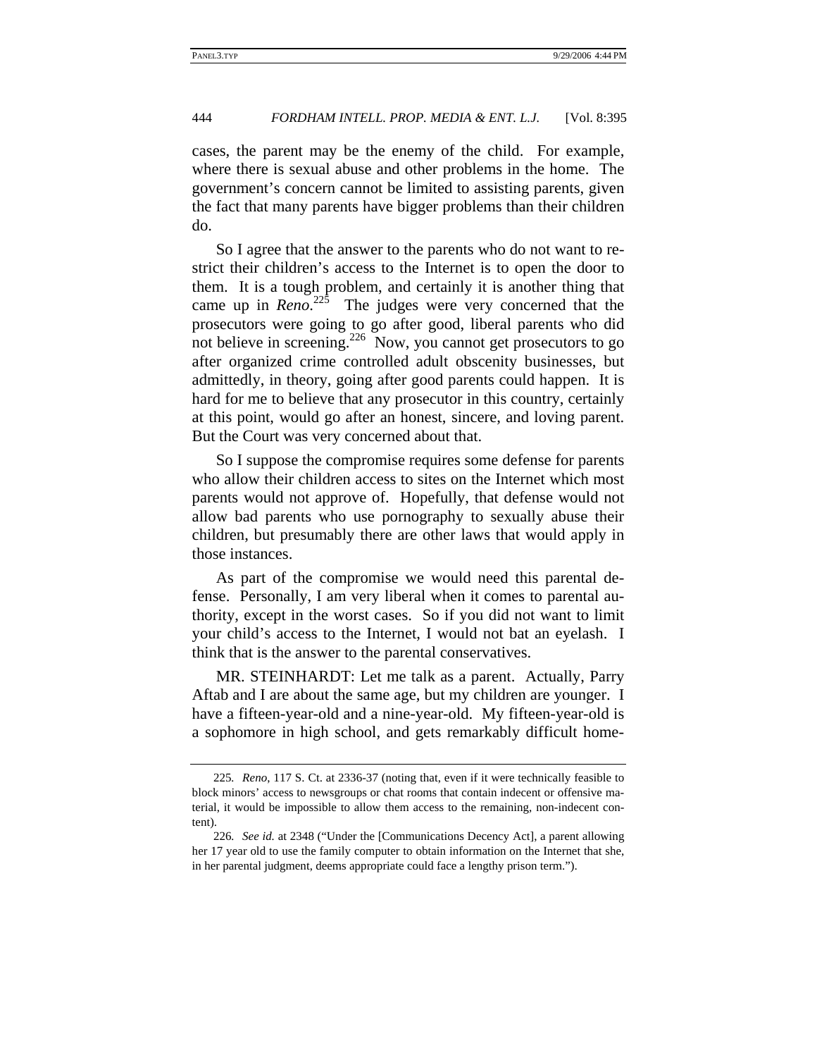cases, the parent may be the enemy of the child. For example, where there is sexual abuse and other problems in the home. The government's concern cannot be limited to assisting parents, given the fact that many parents have bigger problems than their children do.

So I agree that the answer to the parents who do not want to restrict their children's access to the Internet is to open the door to them. It is a tough problem, and certainly it is another thing that came up in *Reno*.[225] The judges were very concerned that the prosecutors were going to go after good, liberal parents who did not believe in screening.[226] Now, you cannot get prosecutors to go after organized crime controlled adult obscenity businesses, but admittedly, in theory, going after good parents could happen. It is hard for me to believe that any prosecutor in this country, certainly at this point, would go after an honest, sincere, and loving parent. But the Court was very concerned about that.

So I suppose the compromise requires some defense for parents who allow their children access to sites on the Internet which most parents would not approve of. Hopefully, that defense would not allow bad parents who use pornography to sexually abuse their children, but presumably there are other laws that would apply in those instances.

As part of the compromise we would need this parental defense. Personally, I am very liberal when it comes to parental authority, except in the worst cases. So if you did not want to limit your child's access to the Internet, I would not bat an eyelash. I think that is the answer to the parental conservatives.

MR. STEINHARDT: Let me talk as a parent. Actually, Parry Aftab and I are about the same age, but my children are younger. I have a fifteen-year-old and a nine-year-old. My fifteen-year-old is a sophomore in high school, and gets remarkably difficult home-

---

225. *Reno*, 117 S. Ct. at 2336-37 (noting that, even if it were technically feasible to block minors' access to newsgroups or chat rooms that contain indecent or offensive material, it would be impossible to allow them access to the remaining, non-indecent content).

226. *See id.* at 2348 ("Under the [Communications Decency Act], a parent allowing her 17 year old to use the family computer to obtain information on the Internet that she, in her parental judgment, deems appropriate could face a lengthy prison term.").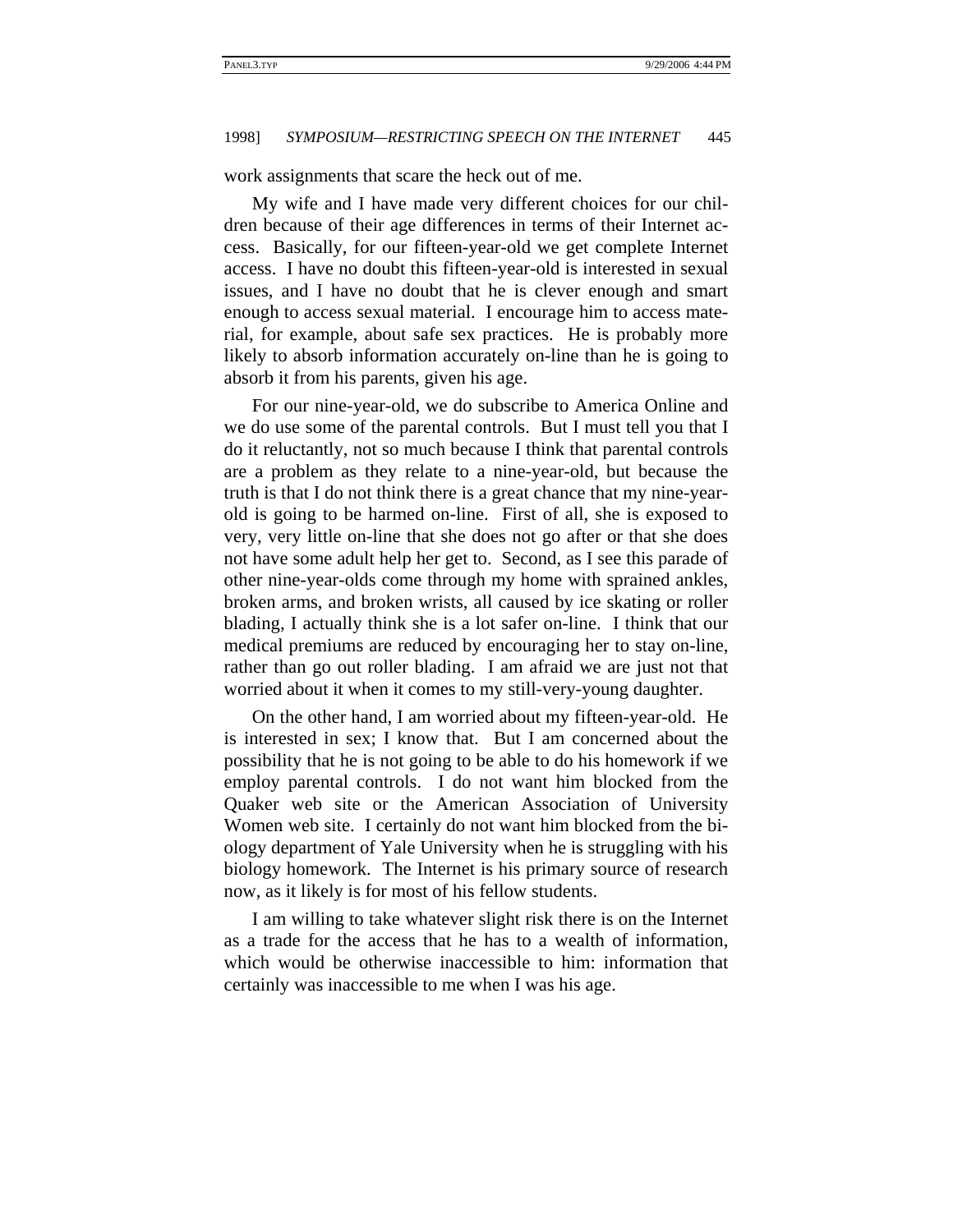work assignments that scare the heck out of me.

My wife and I have made very different choices for our children because of their age differences in terms of their Internet access. Basically, for our fifteen-year-old we get complete Internet access. I have no doubt this fifteen-year-old is interested in sexual issues, and I have no doubt that he is clever enough and smart enough to access sexual material. I encourage him to access material, for example, about safe sex practices. He is probably more likely to absorb information accurately on-line than he is going to absorb it from his parents, given his age.

For our nine-year-old, we do subscribe to America Online and we do use some of the parental controls. But I must tell you that I do it reluctantly, not so much because I think that parental controls are a problem as they relate to a nine-year-old, but because the truth is that I do not think there is a great chance that my nine-year-old is going to be harmed on-line. First of all, she is exposed to very, very little on-line that she does not go after or that she does not have some adult help her get to. Second, as I see this parade of other nine-year-olds come through my home with sprained ankles, broken arms, and broken wrists, all caused by ice skating or roller blading, I actually think she is a lot safer on-line. I think that our medical premiums are reduced by encouraging her to stay on-line, rather than go out roller blading. I am afraid we are just not that worried about it when it comes to my still-very-young daughter.

On the other hand, I am worried about my fifteen-year-old. He is interested in sex; I know that. But I am concerned about the possibility that he is not going to be able to do his homework if we employ parental controls. I do not want him blocked from the Quaker web site or the American Association of University Women web site. I certainly do not want him blocked from the biology department of Yale University when he is struggling with his biology homework. The Internet is his primary source of research now, as it likely is for most of his fellow students.

I am willing to take whatever slight risk there is on the Internet as a trade for the access that he has to a wealth of information, which would be otherwise inaccessible to him: information that certainly was inaccessible to me when I was his age.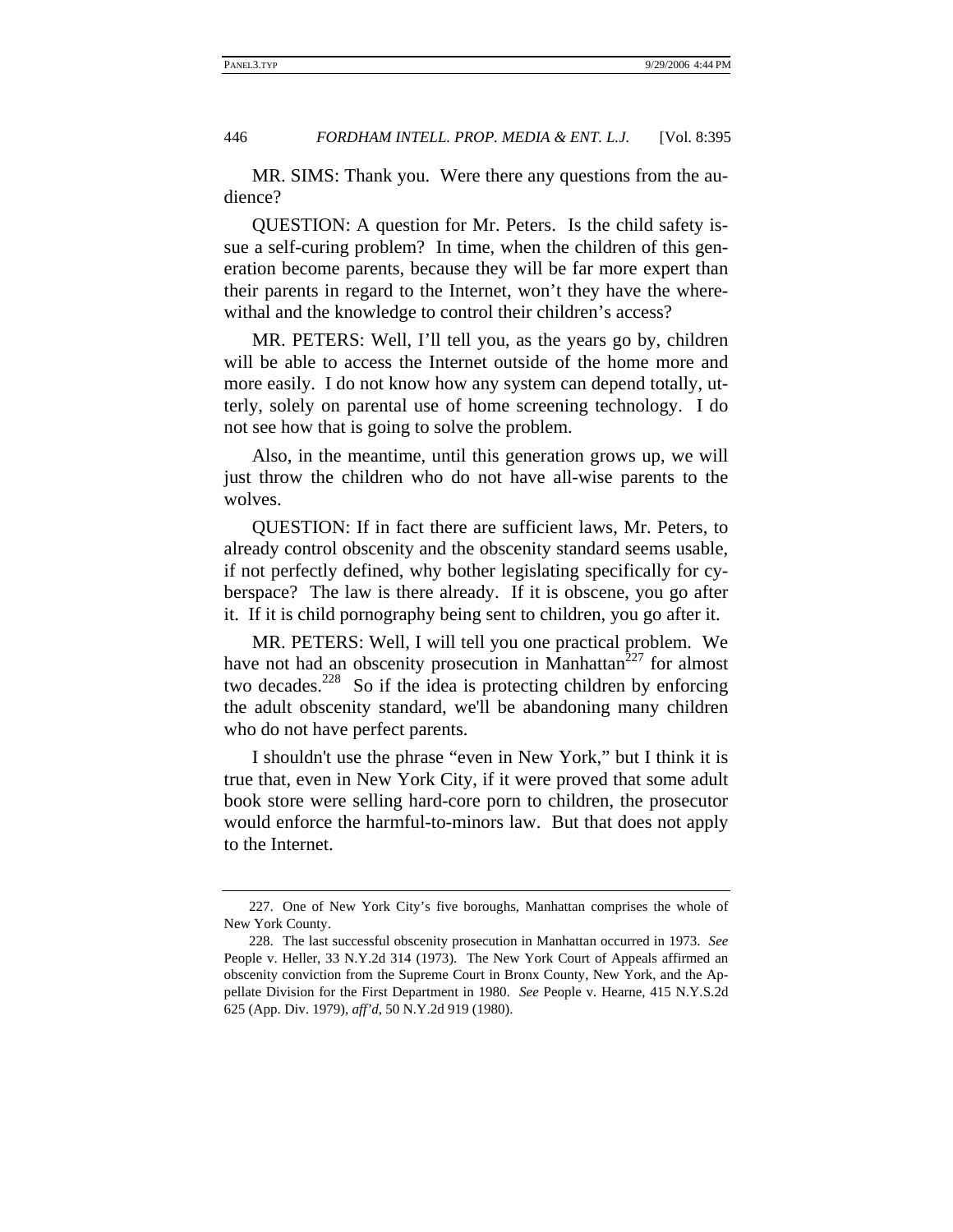MR. SIMS: Thank you. Were there any questions from the audience?

QUESTION: A question for Mr. Peters. Is the child safety issue a self-curing problem? In time, when the children of this generation become parents, because they will be far more expert than their parents in regard to the Internet, won't they have the wherewithal and the knowledge to control their children's access?

MR. PETERS: Well, I'll tell you, as the years go by, children will be able to access the Internet outside of the home more and more easily. I do not know how any system can depend totally, utterly, solely on parental use of home screening technology. I do not see how that is going to solve the problem.

Also, in the meantime, until this generation grows up, we will just throw the children who do not have all-wise parents to the wolves.

QUESTION: If in fact there are sufficient laws, Mr. Peters, to already control obscenity and the obscenity standard seems usable, if not perfectly defined, why bother legislating specifically for cyberspace? The law is there already. If it is obscene, you go after it. If it is child pornography being sent to children, you go after it.

MR. PETERS: Well, I will tell you one practical problem. We have not had an obscenity prosecution in Manhattan[227] for almost two decades.[228] So if the idea is protecting children by enforcing the adult obscenity standard, we'll be abandoning many children who do not have perfect parents.

I shouldn't use the phrase "even in New York," but I think it is true that, even in New York City, if it were proved that some adult book store were selling hard-core porn to children, the prosecutor would enforce the harmful-to-minors law. But that does not apply to the Internet.

---

227. One of New York City's five boroughs, Manhattan comprises the whole of New York County.

228. The last successful obscenity prosecution in Manhattan occurred in 1973. *See* People v. Heller, 33 N.Y.2d 314 (1973). The New York Court of Appeals affirmed an obscenity conviction from the Supreme Court in Bronx County, New York, and the Appellate Division for the First Department in 1980. *See* People v. Hearne, 415 N.Y.S.2d 625 (App. Div. 1979), *aff'd*, 50 N.Y.2d 919 (1980).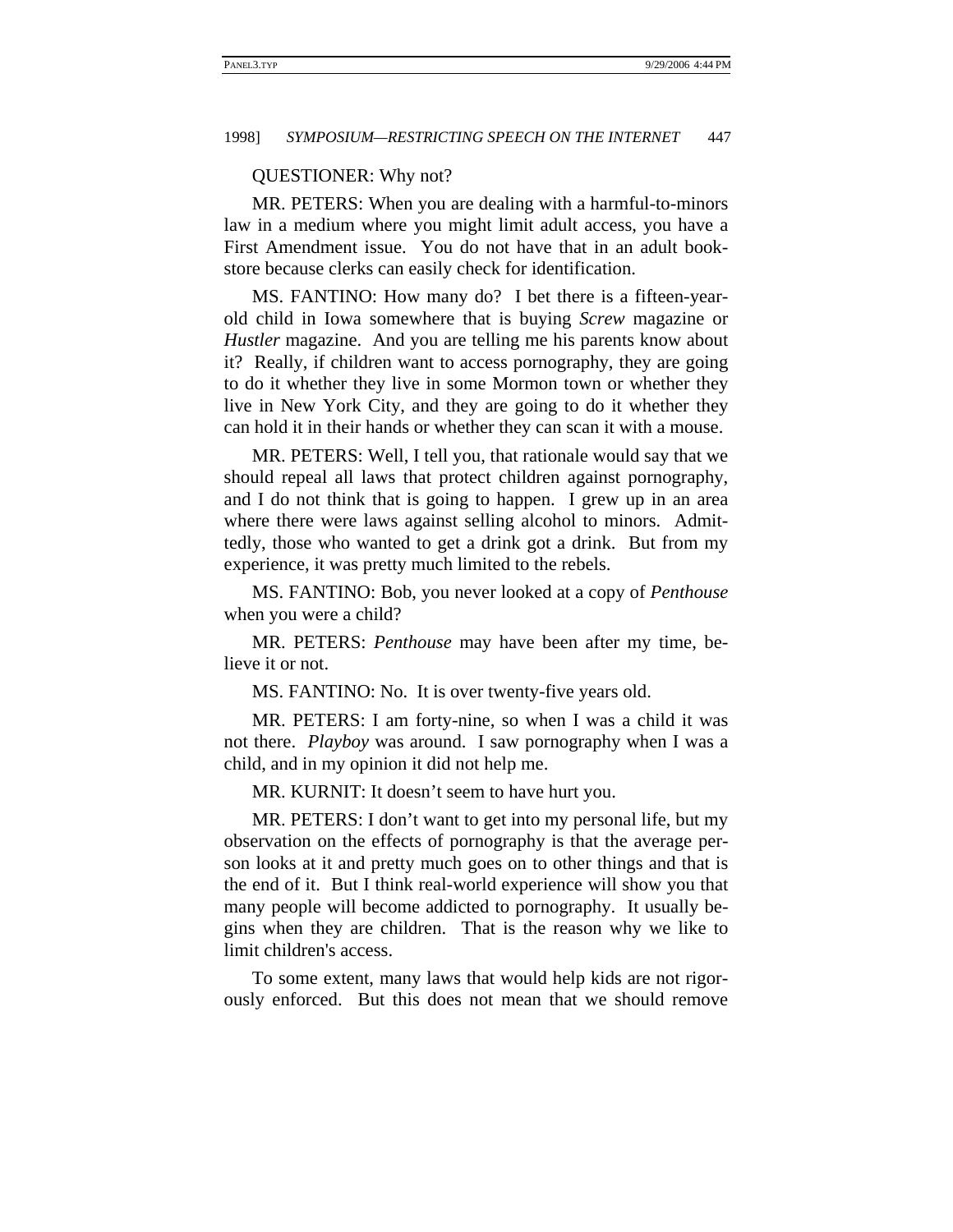QUESTIONER: Why not?

MR. PETERS: When you are dealing with a harmful-to-minors law in a medium where you might limit adult access, you have a First Amendment issue. You do not have that in an adult bookstore because clerks can easily check for identification.

MS. FANTINO: How many do? I bet there is a fifteen-year-old child in Iowa somewhere that is buying *Screw* magazine or *Hustler* magazine. And you are telling me his parents know about it? Really, if children want to access pornography, they are going to do it whether they live in some Mormon town or whether they live in New York City, and they are going to do it whether they can hold it in their hands or whether they can scan it with a mouse.

MR. PETERS: Well, I tell you, that rationale would say that we should repeal all laws that protect children against pornography, and I do not think that is going to happen. I grew up in an area where there were laws against selling alcohol to minors. Admittedly, those who wanted to get a drink got a drink. But from my experience, it was pretty much limited to the rebels.

MS. FANTINO: Bob, you never looked at a copy of *Penthouse* when you were a child?

MR. PETERS: *Penthouse* may have been after my time, believe it or not.

MS. FANTINO: No. It is over twenty-five years old.

MR. PETERS: I am forty-nine, so when I was a child it was not there. *Playboy* was around. I saw pornography when I was a child, and in my opinion it did not help me.

MR. KURNIT: It doesn't seem to have hurt you.

MR. PETERS: I don't want to get into my personal life, but my observation on the effects of pornography is that the average person looks at it and pretty much goes on to other things and that is the end of it. But I think real-world experience will show you that many people will become addicted to pornography. It usually begins when they are children. That is the reason why we like to limit children's access.

To some extent, many laws that would help kids are not rigorously enforced. But this does not mean that we should remove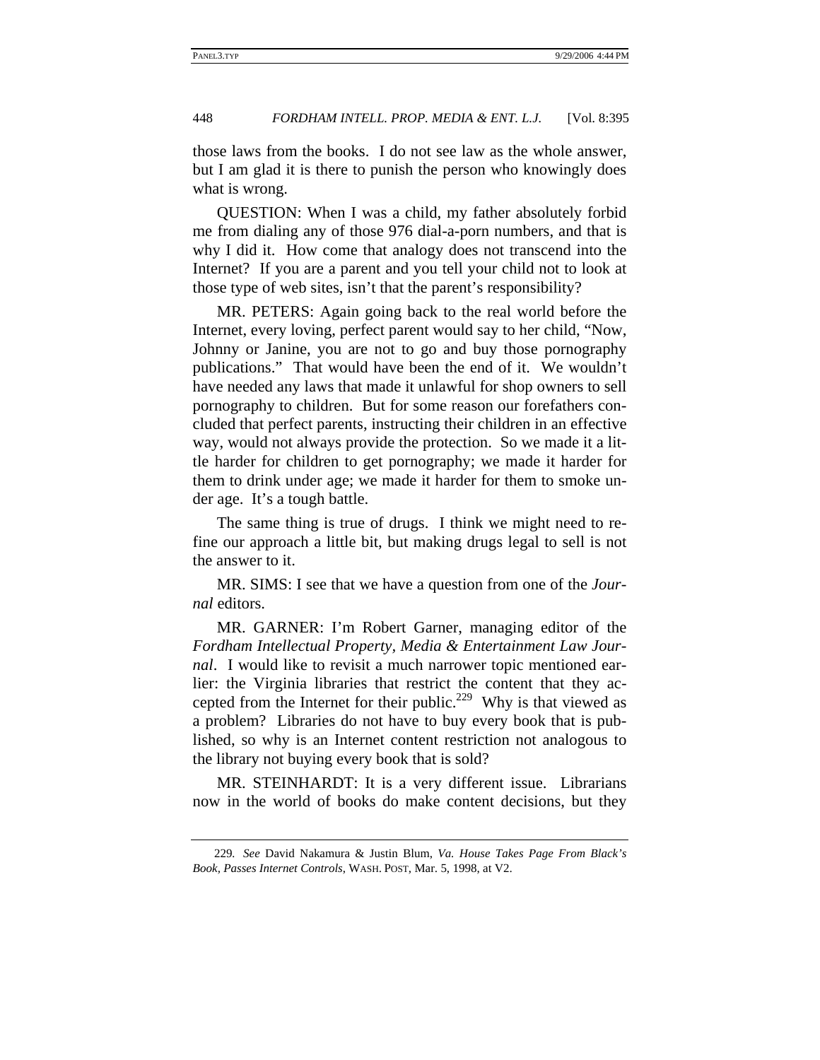those laws from the books. I do not see law as the whole answer, but I am glad it is there to punish the person who knowingly does what is wrong.

QUESTION: When I was a child, my father absolutely forbid me from dialing any of those 976 dial-a-porn numbers, and that is why I did it. How come that analogy does not transcend into the Internet? If you are a parent and you tell your child not to look at those type of web sites, isn't that the parent's responsibility?

MR. PETERS: Again going back to the real world before the Internet, every loving, perfect parent would say to her child, "Now, Johnny or Janine, you are not to go and buy those pornography publications." That would have been the end of it. We wouldn't have needed any laws that made it unlawful for shop owners to sell pornography to children. But for some reason our forefathers concluded that perfect parents, instructing their children in an effective way, would not always provide the protection. So we made it a little harder for children to get pornography; we made it harder for them to drink under age; we made it harder for them to smoke under age. It's a tough battle.

The same thing is true of drugs. I think we might need to refine our approach a little bit, but making drugs legal to sell is not the answer to it.

MR. SIMS: I see that we have a question from one of the *Journal* editors.

MR. GARNER: I'm Robert Garner, managing editor of the *Fordham Intellectual Property, Media & Entertainment Law Journal*. I would like to revisit a much narrower topic mentioned earlier: the Virginia libraries that restrict the content that they accepted from the Internet for their public.[229] Why is that viewed as a problem? Libraries do not have to buy every book that is published, so why is an Internet content restriction not analogous to the library not buying every book that is sold?

MR. STEINHARDT: It is a very different issue. Librarians now in the world of books do make content decisions, but they

229. *See* David Nakamura & Justin Blum, *Va. House Takes Page From Black's Book, Passes Internet Controls*, WASH. POST, Mar. 5, 1998, at V2.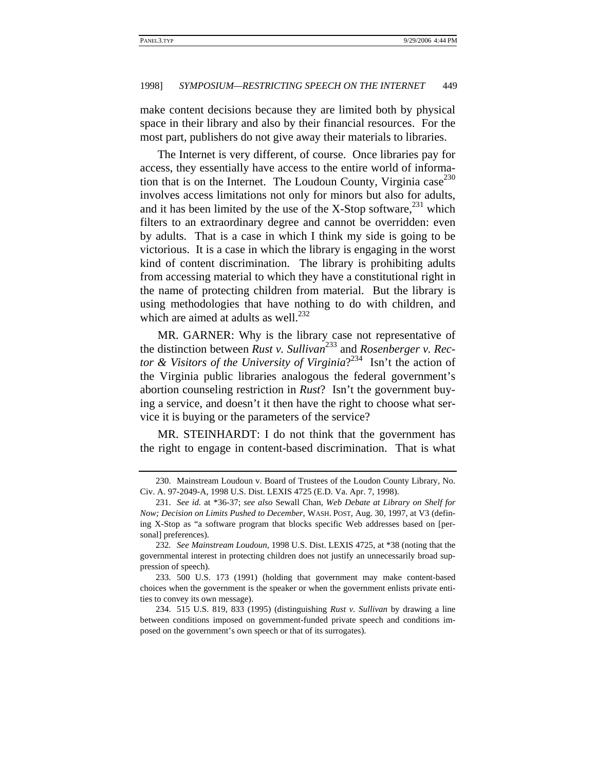make content decisions because they are limited both by physical space in their library and also by their financial resources. For the most part, publishers do not give away their materials to libraries.

The Internet is very different, of course. Once libraries pay for access, they essentially have access to the entire world of information that is on the Internet. The Loudoun County, Virginia case[230] involves access limitations not only for minors but also for adults, and it has been limited by the use of the X-Stop software,[231] which filters to an extraordinary degree and cannot be overridden: even by adults. That is a case in which I think my side is going to be victorious. It is a case in which the library is engaging in the worst kind of content discrimination. The library is prohibiting adults from accessing material to which they have a constitutional right in the name of protecting children from material. But the library is using methodologies that have nothing to do with children, and which are aimed at adults as well.[232]

MR. GARNER: Why is the library case not representative of the distinction between *Rust v. Sullivan*[233] and *Rosenberger v. Rector & Visitors of the University of Virginia*?[234] Isn't the action of the Virginia public libraries analogous the federal government's abortion counseling restriction in *Rust*? Isn't the government buying a service, and doesn't it then have the right to choose what service it is buying or the parameters of the service?

MR. STEINHARDT: I do not think that the government has the right to engage in content-based discrimination. That is what

---

230. Mainstream Loudoun v. Board of Trustees of the Loudon County Library, No. Civ. A. 97-2049-A, 1998 U.S. Dist. LEXIS 4725 (E.D. Va. Apr. 7, 1998).

231. *See id.* at *36-37; *see also* Sewall Chan, *Web Debate at Library on Shelf for Now; Decision on Limits Pushed to December*, WASH. POST, Aug. 30, 1997, at V3 (defining X-Stop as "a software program that blocks specific Web addresses based on [personal] preferences).

232. *See Mainstream Loudoun*, 1998 U.S. Dist. LEXIS 4725, at *38 (noting that the governmental interest in protecting children does not justify an unnecessarily broad suppression of speech).

233. 500 U.S. 173 (1991) (holding that government may make content-based choices when the government is the speaker or when the government enlists private entities to convey its own message).

234. 515 U.S. 819, 833 (1995) (distinguishing *Rust v. Sullivan* by drawing a line between conditions imposed on government-funded private speech and conditions imposed on the government's own speech or that of its surrogates).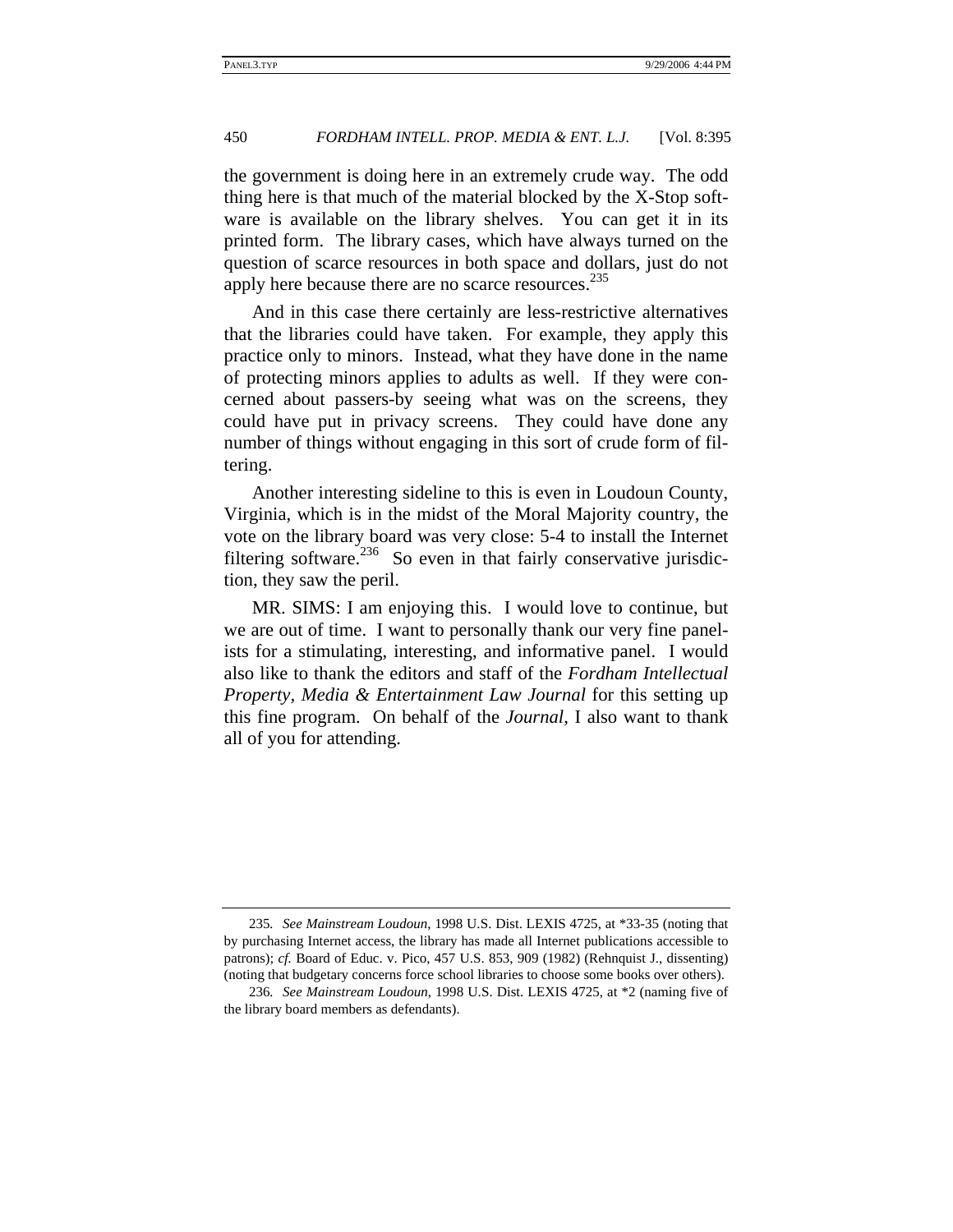the government is doing here in an extremely crude way. The odd thing here is that much of the material blocked by the X-Stop software is available on the library shelves. You can get it in its printed form. The library cases, which have always turned on the question of scarce resources in both space and dollars, just do not apply here because there are no scarce resources.[235]

And in this case there certainly are less-restrictive alternatives that the libraries could have taken. For example, they apply this practice only to minors. Instead, what they have done in the name of protecting minors applies to adults as well. If they were concerned about passers-by seeing what was on the screens, they could have put in privacy screens. They could have done any number of things without engaging in this sort of crude form of filtering.

Another interesting sideline to this is even in Loudoun County, Virginia, which is in the midst of the Moral Majority country, the vote on the library board was very close: 5-4 to install the Internet filtering software.[236] So even in that fairly conservative jurisdiction, they saw the peril.

MR. SIMS: I am enjoying this. I would love to continue, but we are out of time. I want to personally thank our very fine panelists for a stimulating, interesting, and informative panel. I would also like to thank the editors and staff of the *Fordham Intellectual Property, Media & Entertainment Law Journal* for this setting up this fine program. On behalf of the *Journal*, I also want to thank all of you for attending.

---

235. *See Mainstream Loudoun*, 1998 U.S. Dist. LEXIS 4725, at *33-35 (noting that by purchasing Internet access, the library has made all Internet publications accessible to patrons); *cf.* Board of Educ. v. Pico, 457 U.S. 853, 909 (1982) (Rehnquist J., dissenting) (noting that budgetary concerns force school libraries to choose some books over others).

236. *See Mainstream Loudoun*, 1998 U.S. Dist. LEXIS 4725, at *2 (naming five of the library board members as defendants).